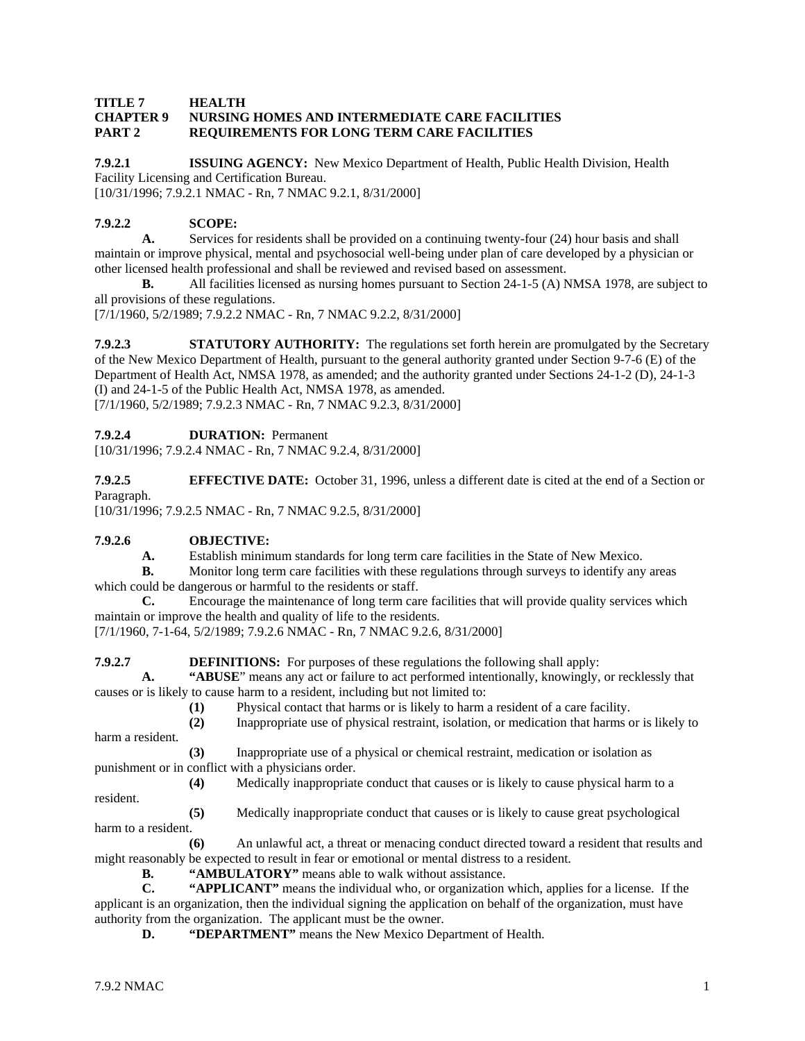**TITLE 7 HEALTH**
**CHAPTER 9 NURSING HOMES AND INTERMEDIATE CARE FACILITIES**
**PART 2 REQUIREMENTS FOR LONG TERM CARE FACILITIES**

**7.9.2.1 ISSUING AGENCY:** New Mexico Department of Health, Public Health Division, Health Facility Licensing and Certification Bureau.
[10/31/1996; 7.9.2.1 NMAC - Rn, 7 NMAC 9.2.1, 8/31/2000]

**7.9.2.2 SCOPE:**

**A.** Services for residents shall be provided on a continuing twenty-four (24) hour basis and shall maintain or improve physical, mental and psychosocial well-being under plan of care developed by a physician or other licensed health professional and shall be reviewed and revised based on assessment.

**B.** All facilities licensed as nursing homes pursuant to Section 24-1-5 (A) NMSA 1978, are subject to all provisions of these regulations.
[7/1/1960, 5/2/1989; 7.9.2.2 NMAC - Rn, 7 NMAC 9.2.2, 8/31/2000]

**7.9.2.3 STATUTORY AUTHORITY:** The regulations set forth herein are promulgated by the Secretary of the New Mexico Department of Health, pursuant to the general authority granted under Section 9-7-6 (E) of the Department of Health Act, NMSA 1978, as amended; and the authority granted under Sections 24-1-2 (D), 24-1-3 (I) and 24-1-5 of the Public Health Act, NMSA 1978, as amended.
[7/1/1960, 5/2/1989; 7.9.2.3 NMAC - Rn, 7 NMAC 9.2.3, 8/31/2000]

**7.9.2.4 DURATION:** Permanent
[10/31/1996; 7.9.2.4 NMAC - Rn, 7 NMAC 9.2.4, 8/31/2000]

**7.9.2.5 EFFECTIVE DATE:** October 31, 1996, unless a different date is cited at the end of a Section or Paragraph.
[10/31/1996; 7.9.2.5 NMAC - Rn, 7 NMAC 9.2.5, 8/31/2000]

**7.9.2.6 OBJECTIVE:**

**A.** Establish minimum standards for long term care facilities in the State of New Mexico.

**B.** Monitor long term care facilities with these regulations through surveys to identify any areas which could be dangerous or harmful to the residents or staff.

**C.** Encourage the maintenance of long term care facilities that will provide quality services which maintain or improve the health and quality of life to the residents.
[7/1/1960, 7-1-64, 5/2/1989; 7.9.2.6 NMAC - Rn, 7 NMAC 9.2.6, 8/31/2000]

**7.9.2.7 DEFINITIONS:** For purposes of these regulations the following shall apply:

**A. "ABUSE"** means any act or failure to act performed intentionally, knowingly, or recklessly that causes or is likely to cause harm to a resident, including but not limited to:

**(1)** Physical contact that harms or is likely to harm a resident of a care facility.

**(2)** Inappropriate use of physical restraint, isolation, or medication that harms or is likely to harm a resident.

**(3)** Inappropriate use of a physical or chemical restraint, medication or isolation as punishment or in conflict with a physicians order.

**(4)** Medically inappropriate conduct that causes or is likely to cause physical harm to a resident.

**(5)** Medically inappropriate conduct that causes or is likely to cause great psychological harm to a resident.

**(6)** An unlawful act, a threat or menacing conduct directed toward a resident that results and might reasonably be expected to result in fear or emotional or mental distress to a resident.

**B. "AMBULATORY"** means able to walk without assistance.

**C. "APPLICANT"** means the individual who, or organization which, applies for a license. If the applicant is an organization, then the individual signing the application on behalf of the organization, must have authority from the organization. The applicant must be the owner.

**D. "DEPARTMENT"** means the New Mexico Department of Health.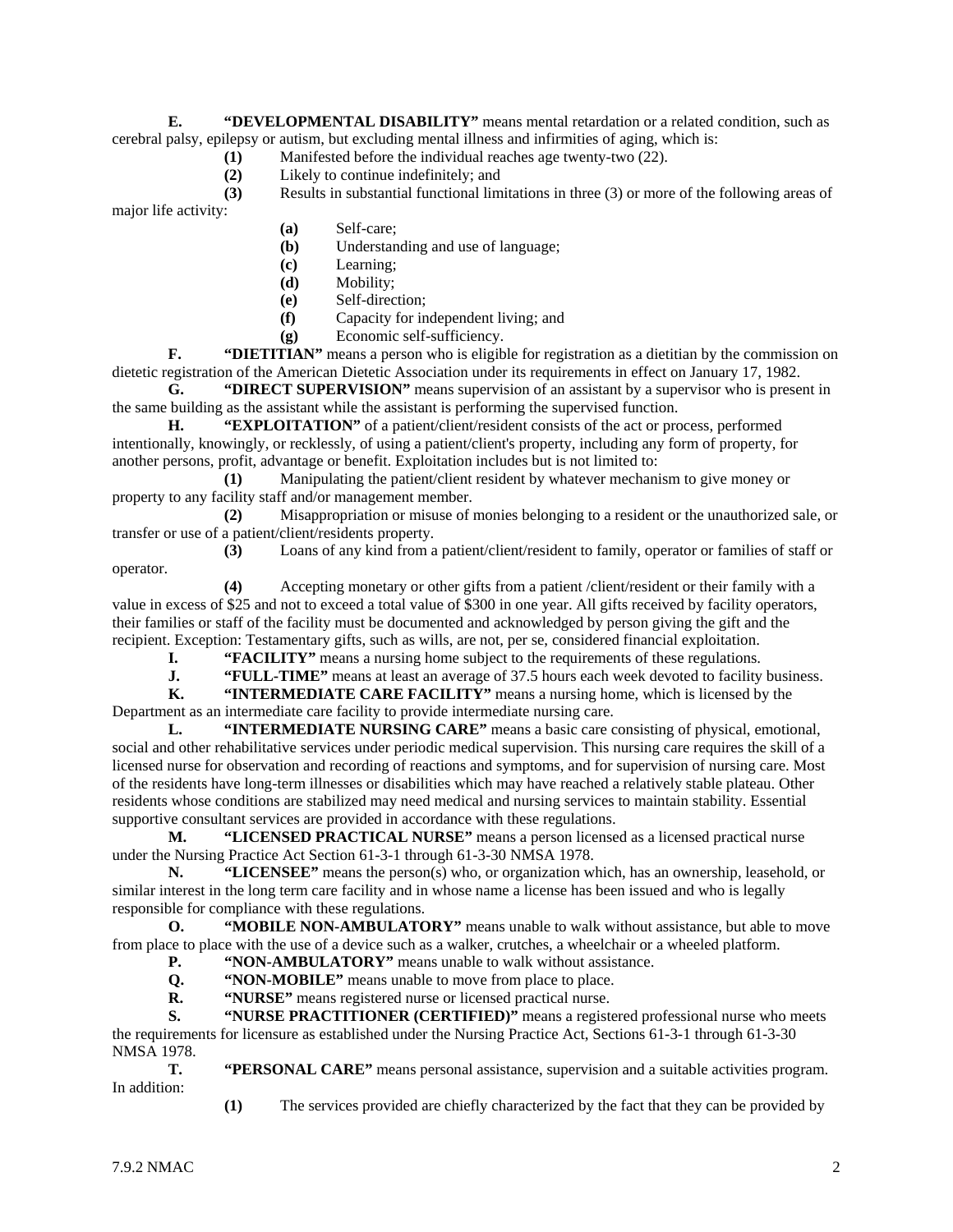**E. "DEVELOPMENTAL DISABILITY"** means mental retardation or a related condition, such as cerebral palsy, epilepsy or autism, but excluding mental illness and infirmities of aging, which is:

**(1)** Manifested before the individual reaches age twenty-two (22).

**(2)** Likely to continue indefinitely; and

**(3)** Results in substantial functional limitations in three (3) or more of the following areas of major life activity:

**(a)** Self-care;

**(b)** Understanding and use of language;

**(c)** Learning;

**(d)** Mobility;

**(e)** Self-direction;

**(f)** Capacity for independent living; and

**(g)** Economic self-sufficiency.

**F. "DIETITIAN"** means a person who is eligible for registration as a dietitian by the commission on dietetic registration of the American Dietetic Association under its requirements in effect on January 17, 1982.

**G. "DIRECT SUPERVISION"** means supervision of an assistant by a supervisor who is present in the same building as the assistant while the assistant is performing the supervised function.

**H. "EXPLOITATION"** of a patient/client/resident consists of the act or process, performed intentionally, knowingly, or recklessly, of using a patient/client's property, including any form of property, for another persons, profit, advantage or benefit. Exploitation includes but is not limited to:

**(1)** Manipulating the patient/client resident by whatever mechanism to give money or property to any facility staff and/or management member.

**(2)** Misappropriation or misuse of monies belonging to a resident or the unauthorized sale, or transfer or use of a patient/client/residents property.

**(3)** Loans of any kind from a patient/client/resident to family, operator or families of staff or operator.

**(4)** Accepting monetary or other gifts from a patient /client/resident or their family with a value in excess of $25 and not to exceed a total value of $300 in one year. All gifts received by facility operators, their families or staff of the facility must be documented and acknowledged by person giving the gift and the recipient. Exception: Testamentary gifts, such as wills, are not, per se, considered financial exploitation.

**I. "FACILITY"** means a nursing home subject to the requirements of these regulations.

**J. "FULL-TIME"** means at least an average of 37.5 hours each week devoted to facility business.

**K. "INTERMEDIATE CARE FACILITY"** means a nursing home, which is licensed by the Department as an intermediate care facility to provide intermediate nursing care.

**L. "INTERMEDIATE NURSING CARE"** means a basic care consisting of physical, emotional, social and other rehabilitative services under periodic medical supervision. This nursing care requires the skill of a licensed nurse for observation and recording of reactions and symptoms, and for supervision of nursing care. Most of the residents have long-term illnesses or disabilities which may have reached a relatively stable plateau. Other residents whose conditions are stabilized may need medical and nursing services to maintain stability. Essential supportive consultant services are provided in accordance with these regulations.

**M. "LICENSED PRACTICAL NURSE"** means a person licensed as a licensed practical nurse under the Nursing Practice Act Section 61-3-1 through 61-3-30 NMSA 1978.

**N. "LICENSEE"** means the person(s) who, or organization which, has an ownership, leasehold, or similar interest in the long term care facility and in whose name a license has been issued and who is legally responsible for compliance with these regulations.

**O. "MOBILE NON-AMBULATORY"** means unable to walk without assistance, but able to move from place to place with the use of a device such as a walker, crutches, a wheelchair or a wheeled platform.

**P. "NON-AMBULATORY"** means unable to walk without assistance.

**Q. "NON-MOBILE"** means unable to move from place to place.

**R. "NURSE"** means registered nurse or licensed practical nurse.

**S. "NURSE PRACTITIONER (CERTIFIED)"** means a registered professional nurse who meets the requirements for licensure as established under the Nursing Practice Act, Sections 61-3-1 through 61-3-30 NMSA 1978.

**T. "PERSONAL CARE"** means personal assistance, supervision and a suitable activities program. In addition:

**(1)** The services provided are chiefly characterized by the fact that they can be provided by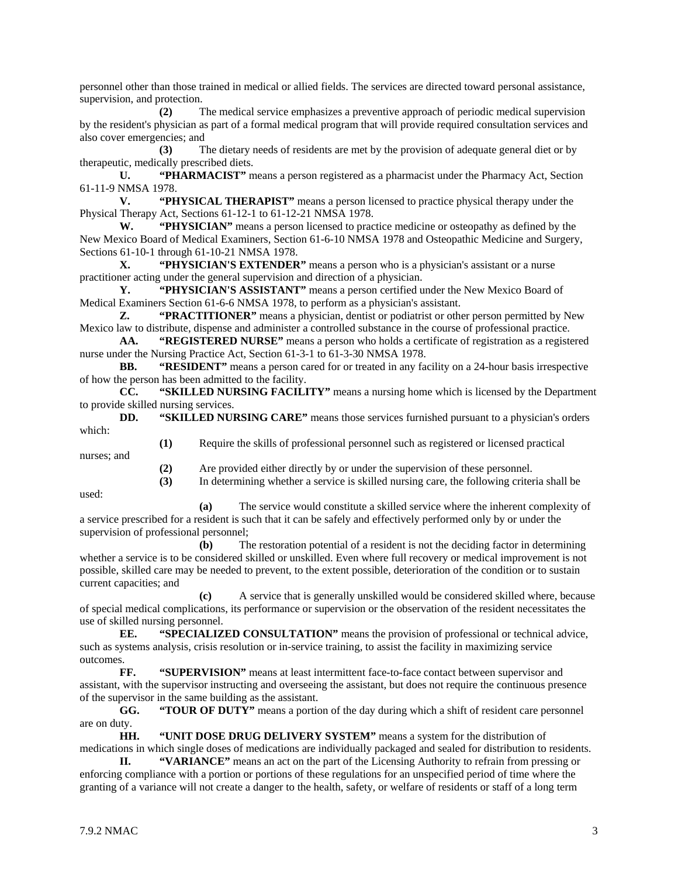personnel other than those trained in medical or allied fields. The services are directed toward personal assistance, supervision, and protection.

**(2)** The medical service emphasizes a preventive approach of periodic medical supervision by the resident's physician as part of a formal medical program that will provide required consultation services and also cover emergencies; and

**(3)** The dietary needs of residents are met by the provision of adequate general diet or by therapeutic, medically prescribed diets.

**U. "PHARMACIST"** means a person registered as a pharmacist under the Pharmacy Act, Section 61-11-9 NMSA 1978.

**V. "PHYSICAL THERAPIST"** means a person licensed to practice physical therapy under the Physical Therapy Act, Sections 61-12-1 to 61-12-21 NMSA 1978.

**W. "PHYSICIAN"** means a person licensed to practice medicine or osteopathy as defined by the New Mexico Board of Medical Examiners, Section 61-6-10 NMSA 1978 and Osteopathic Medicine and Surgery, Sections 61-10-1 through 61-10-21 NMSA 1978.

**X. "PHYSICIAN'S EXTENDER"** means a person who is a physician's assistant or a nurse practitioner acting under the general supervision and direction of a physician.

**Y. "PHYSICIAN'S ASSISTANT"** means a person certified under the New Mexico Board of Medical Examiners Section 61-6-6 NMSA 1978, to perform as a physician's assistant.

**Z. "PRACTITIONER"** means a physician, dentist or podiatrist or other person permitted by New Mexico law to distribute, dispense and administer a controlled substance in the course of professional practice.

**AA. "REGISTERED NURSE"** means a person who holds a certificate of registration as a registered nurse under the Nursing Practice Act, Section 61-3-1 to 61-3-30 NMSA 1978.

**BB. "RESIDENT"** means a person cared for or treated in any facility on a 24-hour basis irrespective of how the person has been admitted to the facility.

**CC. "SKILLED NURSING FACILITY"** means a nursing home which is licensed by the Department to provide skilled nursing services.

**DD. "SKILLED NURSING CARE"** means those services furnished pursuant to a physician's orders which:

**(1)** Require the skills of professional personnel such as registered or licensed practical nurses; and

**(2)** Are provided either directly by or under the supervision of these personnel.

**(3)** In determining whether a service is skilled nursing care, the following criteria shall be used:

**(a)** The service would constitute a skilled service where the inherent complexity of a service prescribed for a resident is such that it can be safely and effectively performed only by or under the supervision of professional personnel;

**(b)** The restoration potential of a resident is not the deciding factor in determining whether a service is to be considered skilled or unskilled. Even where full recovery or medical improvement is not possible, skilled care may be needed to prevent, to the extent possible, deterioration of the condition or to sustain current capacities; and

**(c)** A service that is generally unskilled would be considered skilled where, because of special medical complications, its performance or supervision or the observation of the resident necessitates the use of skilled nursing personnel.

**EE. "SPECIALIZED CONSULTATION"** means the provision of professional or technical advice, such as systems analysis, crisis resolution or in-service training, to assist the facility in maximizing service outcomes.

**FF. "SUPERVISION"** means at least intermittent face-to-face contact between supervisor and assistant, with the supervisor instructing and overseeing the assistant, but does not require the continuous presence of the supervisor in the same building as the assistant.

**GG. "TOUR OF DUTY"** means a portion of the day during which a shift of resident care personnel are on duty.

**HH. "UNIT DOSE DRUG DELIVERY SYSTEM"** means a system for the distribution of medications in which single doses of medications are individually packaged and sealed for distribution to residents.

**II. "VARIANCE"** means an act on the part of the Licensing Authority to refrain from pressing or enforcing compliance with a portion or portions of these regulations for an unspecified period of time where the granting of a variance will not create a danger to the health, safety, or welfare of residents or staff of a long term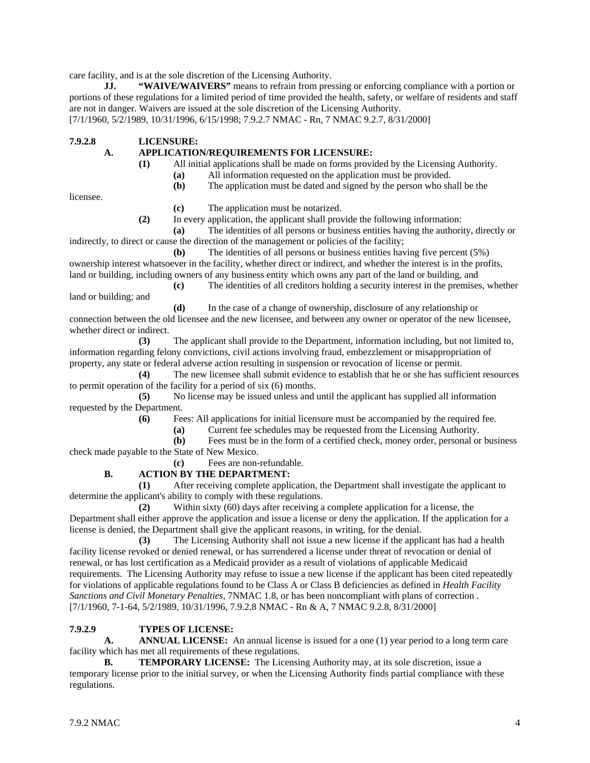care facility, and is at the sole discretion of the Licensing Authority.

**JJ. "WAIVE/WAIVERS"** means to refrain from pressing or enforcing compliance with a portion or portions of these regulations for a limited period of time provided the health, safety, or welfare of residents and staff are not in danger. Waivers are issued at the sole discretion of the Licensing Authority.
[7/1/1960, 5/2/1989, 10/31/1996, 6/15/1998; 7.9.2.7 NMAC - Rn, 7 NMAC 9.2.7, 8/31/2000]

**7.9.2.8 LICENSURE:**

**A. APPLICATION/REQUIREMENTS FOR LICENSURE:**

**(1)** All initial applications shall be made on forms provided by the Licensing Authority.

**(a)** All information requested on the application must be provided.

**(b)** The application must be dated and signed by the person who shall be the licensee.

**(c)** The application must be notarized.

**(2)** In every application, the applicant shall provide the following information:

**(a)** The identities of all persons or business entities having the authority, directly or indirectly, to direct or cause the direction of the management or policies of the facility;

**(b)** The identities of all persons or business entities having five percent (5%) ownership interest whatsoever in the facility, whether direct or indirect, and whether the interest is in the profits, land or building, including owners of any business entity which owns any part of the land or building, and

**(c)** The identities of all creditors holding a security interest in the premises, whether land or building; and

**(d)** In the case of a change of ownership, disclosure of any relationship or connection between the old licensee and the new licensee, and between any owner or operator of the new licensee, whether direct or indirect.

**(3)** The applicant shall provide to the Department, information including, but not limited to, information regarding felony convictions, civil actions involving fraud, embezzlement or misappropriation of property, any state or federal adverse action resulting in suspension or revocation of license or permit.

**(4)** The new licensee shall submit evidence to establish that he or she has sufficient resources to permit operation of the facility for a period of six (6) months.

**(5)** No license may be issued unless and until the applicant has supplied all information requested by the Department.

**(6)** Fees: All applications for initial licensure must be accompanied by the required fee.

**(a)** Current fee schedules may be requested from the Licensing Authority.

**(b)** Fees must be in the form of a certified check, money order, personal or business check made payable to the State of New Mexico.

**(c)** Fees are non-refundable.

**B. ACTION BY THE DEPARTMENT:**

**(1)** After receiving complete application, the Department shall investigate the applicant to determine the applicant's ability to comply with these regulations.

**(2)** Within sixty (60) days after receiving a complete application for a license, the Department shall either approve the application and issue a license or deny the application. If the application for a license is denied, the Department shall give the applicant reasons, in writing, for the denial.

**(3)** The Licensing Authority shall not issue a new license if the applicant has had a health facility license revoked or denied renewal, or has surrendered a license under threat of revocation or denial of renewal, or has lost certification as a Medicaid provider as a result of violations of applicable Medicaid requirements. The Licensing Authority may refuse to issue a new license if the applicant has been cited repeatedly for violations of applicable regulations found to be Class A or Class B deficiencies as defined in *Health Facility Sanctions and Civil Monetary Penalties*, 7NMAC 1.8, or has been noncompliant with plans of correction .
[7/1/1960, 7-1-64, 5/2/1989, 10/31/1996, 7.9.2.8 NMAC - Rn & A, 7 NMAC 9.2.8, 8/31/2000]

**7.9.2.9 TYPES OF LICENSE:**

**A. ANNUAL LICENSE:** An annual license is issued for a one (1) year period to a long term care facility which has met all requirements of these regulations.

**B. TEMPORARY LICENSE:** The Licensing Authority may, at its sole discretion, issue a temporary license prior to the initial survey, or when the Licensing Authority finds partial compliance with these regulations.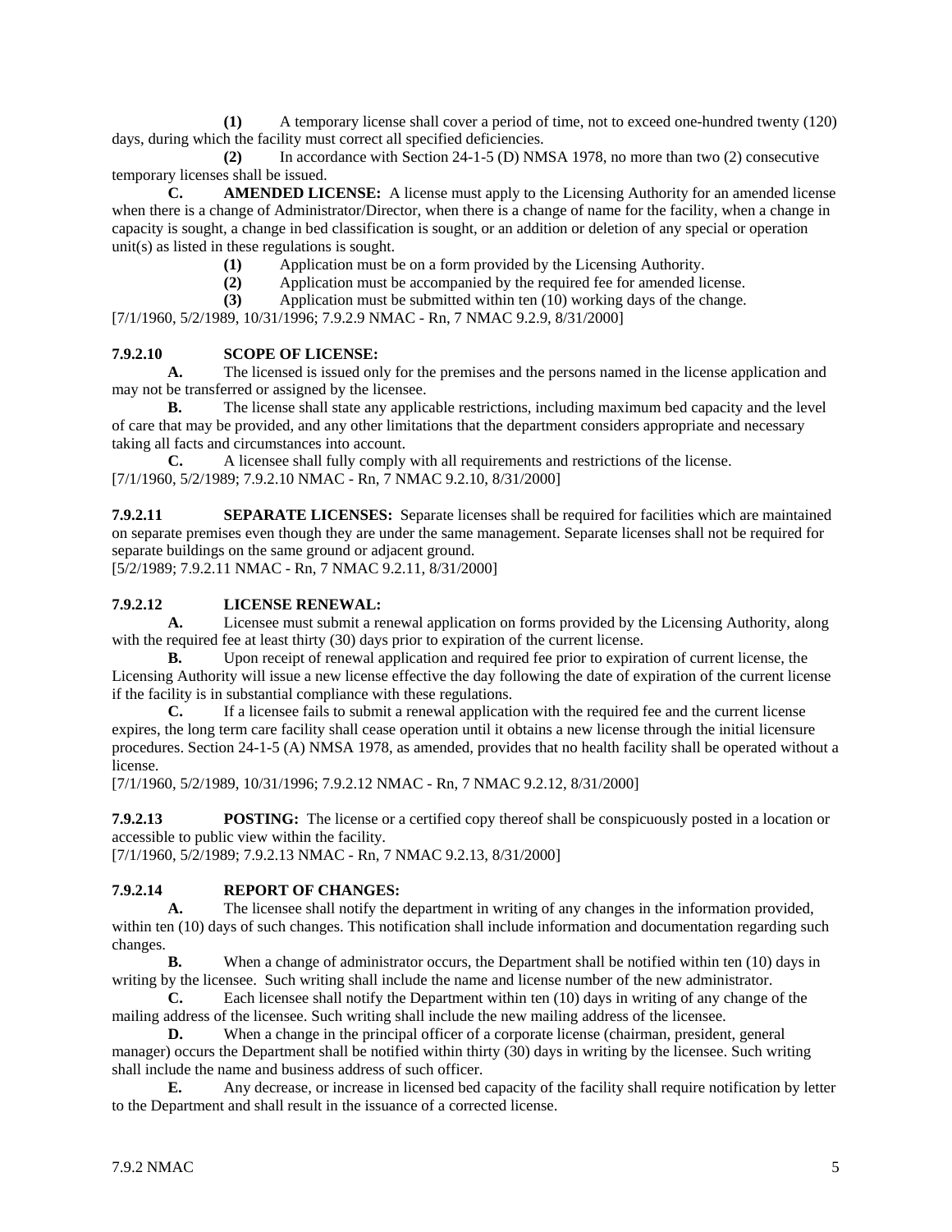**(1)** A temporary license shall cover a period of time, not to exceed one-hundred twenty (120) days, during which the facility must correct all specified deficiencies.

**(2)** In accordance with Section 24-1-5 (D) NMSA 1978, no more than two (2) consecutive temporary licenses shall be issued.

**C. AMENDED LICENSE:** A license must apply to the Licensing Authority for an amended license when there is a change of Administrator/Director, when there is a change of name for the facility, when a change in capacity is sought, a change in bed classification is sought, or an addition or deletion of any special or operation unit(s) as listed in these regulations is sought.

**(1)** Application must be on a form provided by the Licensing Authority.

**(2)** Application must be accompanied by the required fee for amended license.

**(3)** Application must be submitted within ten (10) working days of the change.

[7/1/1960, 5/2/1989, 10/31/1996; 7.9.2.9 NMAC - Rn, 7 NMAC 9.2.9, 8/31/2000]

**7.9.2.10 SCOPE OF LICENSE:**

**A.** The licensed is issued only for the premises and the persons named in the license application and may not be transferred or assigned by the licensee.

**B.** The license shall state any applicable restrictions, including maximum bed capacity and the level of care that may be provided, and any other limitations that the department considers appropriate and necessary taking all facts and circumstances into account.

**C.** A licensee shall fully comply with all requirements and restrictions of the license.

[7/1/1960, 5/2/1989; 7.9.2.10 NMAC - Rn, 7 NMAC 9.2.10, 8/31/2000]

**7.9.2.11 SEPARATE LICENSES:** Separate licenses shall be required for facilities which are maintained on separate premises even though they are under the same management. Separate licenses shall not be required for separate buildings on the same ground or adjacent ground.

[5/2/1989; 7.9.2.11 NMAC - Rn, 7 NMAC 9.2.11, 8/31/2000]

**7.9.2.12 LICENSE RENEWAL:**

**A.** Licensee must submit a renewal application on forms provided by the Licensing Authority, along with the required fee at least thirty (30) days prior to expiration of the current license.

**B.** Upon receipt of renewal application and required fee prior to expiration of current license, the Licensing Authority will issue a new license effective the day following the date of expiration of the current license if the facility is in substantial compliance with these regulations.

**C.** If a licensee fails to submit a renewal application with the required fee and the current license expires, the long term care facility shall cease operation until it obtains a new license through the initial licensure procedures. Section 24-1-5 (A) NMSA 1978, as amended, provides that no health facility shall be operated without a license.

[7/1/1960, 5/2/1989, 10/31/1996; 7.9.2.12 NMAC - Rn, 7 NMAC 9.2.12, 8/31/2000]

**7.9.2.13 POSTING:** The license or a certified copy thereof shall be conspicuously posted in a location or accessible to public view within the facility.

[7/1/1960, 5/2/1989; 7.9.2.13 NMAC - Rn, 7 NMAC 9.2.13, 8/31/2000]

**7.9.2.14 REPORT OF CHANGES:**

**A.** The licensee shall notify the department in writing of any changes in the information provided, within ten (10) days of such changes. This notification shall include information and documentation regarding such changes.

**B.** When a change of administrator occurs, the Department shall be notified within ten (10) days in writing by the licensee. Such writing shall include the name and license number of the new administrator.

**C.** Each licensee shall notify the Department within ten (10) days in writing of any change of the mailing address of the licensee. Such writing shall include the new mailing address of the licensee.

**D.** When a change in the principal officer of a corporate license (chairman, president, general manager) occurs the Department shall be notified within thirty (30) days in writing by the licensee. Such writing shall include the name and business address of such officer.

**E.** Any decrease, or increase in licensed bed capacity of the facility shall require notification by letter to the Department and shall result in the issuance of a corrected license.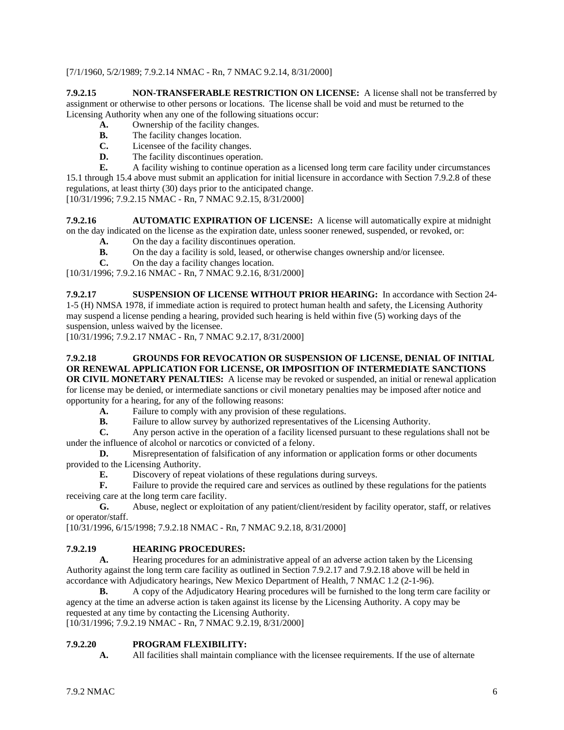[7/1/1960, 5/2/1989; 7.9.2.14 NMAC - Rn, 7 NMAC 9.2.14, 8/31/2000]

**7.9.2.15 NON-TRANSFERABLE RESTRICTION ON LICENSE:** A license shall not be transferred by assignment or otherwise to other persons or locations. The license shall be void and must be returned to the Licensing Authority when any one of the following situations occur:

**A.** Ownership of the facility changes.

**B.** The facility changes location.

**C.** Licensee of the facility changes.

**D.** The facility discontinues operation.

**E.** A facility wishing to continue operation as a licensed long term care facility under circumstances 15.1 through 15.4 above must submit an application for initial licensure in accordance with Section 7.9.2.8 of these regulations, at least thirty (30) days prior to the anticipated change.

[10/31/1996; 7.9.2.15 NMAC - Rn, 7 NMAC 9.2.15, 8/31/2000]

**7.9.2.16 AUTOMATIC EXPIRATION OF LICENSE:** A license will automatically expire at midnight on the day indicated on the license as the expiration date, unless sooner renewed, suspended, or revoked, or:

**A.** On the day a facility discontinues operation.

**B.** On the day a facility is sold, leased, or otherwise changes ownership and/or licensee.

**C.** On the day a facility changes location.

[10/31/1996; 7.9.2.16 NMAC - Rn, 7 NMAC 9.2.16, 8/31/2000]

**7.9.2.17 SUSPENSION OF LICENSE WITHOUT PRIOR HEARING:** In accordance with Section 24-1-5 (H) NMSA 1978, if immediate action is required to protect human health and safety, the Licensing Authority may suspend a license pending a hearing, provided such hearing is held within five (5) working days of the suspension, unless waived by the licensee.

[10/31/1996; 7.9.2.17 NMAC - Rn, 7 NMAC 9.2.17, 8/31/2000]

**7.9.2.18 GROUNDS FOR REVOCATION OR SUSPENSION OF LICENSE, DENIAL OF INITIAL OR RENEWAL APPLICATION FOR LICENSE, OR IMPOSITION OF INTERMEDIATE SANCTIONS OR CIVIL MONETARY PENALTIES:** A license may be revoked or suspended, an initial or renewal application for license may be denied, or intermediate sanctions or civil monetary penalties may be imposed after notice and opportunity for a hearing, for any of the following reasons:

**A.** Failure to comply with any provision of these regulations.

**B.** Failure to allow survey by authorized representatives of the Licensing Authority.

**C.** Any person active in the operation of a facility licensed pursuant to these regulations shall not be under the influence of alcohol or narcotics or convicted of a felony.

**D.** Misrepresentation of falsification of any information or application forms or other documents provided to the Licensing Authority.

**E.** Discovery of repeat violations of these regulations during surveys.

**F.** Failure to provide the required care and services as outlined by these regulations for the patients receiving care at the long term care facility.

**G.** Abuse, neglect or exploitation of any patient/client/resident by facility operator, staff, or relatives or operator/staff.

[10/31/1996, 6/15/1998; 7.9.2.18 NMAC - Rn, 7 NMAC 9.2.18, 8/31/2000]

**7.9.2.19 HEARING PROCEDURES:**

**A.** Hearing procedures for an administrative appeal of an adverse action taken by the Licensing Authority against the long term care facility as outlined in Section 7.9.2.17 and 7.9.2.18 above will be held in accordance with Adjudicatory hearings, New Mexico Department of Health, 7 NMAC 1.2 (2-1-96).

**B.** A copy of the Adjudicatory Hearing procedures will be furnished to the long term care facility or agency at the time an adverse action is taken against its license by the Licensing Authority. A copy may be requested at any time by contacting the Licensing Authority.

[10/31/1996; 7.9.2.19 NMAC - Rn, 7 NMAC 9.2.19, 8/31/2000]

**7.9.2.20 PROGRAM FLEXIBILITY:**

**A.** All facilities shall maintain compliance with the licensee requirements. If the use of alternate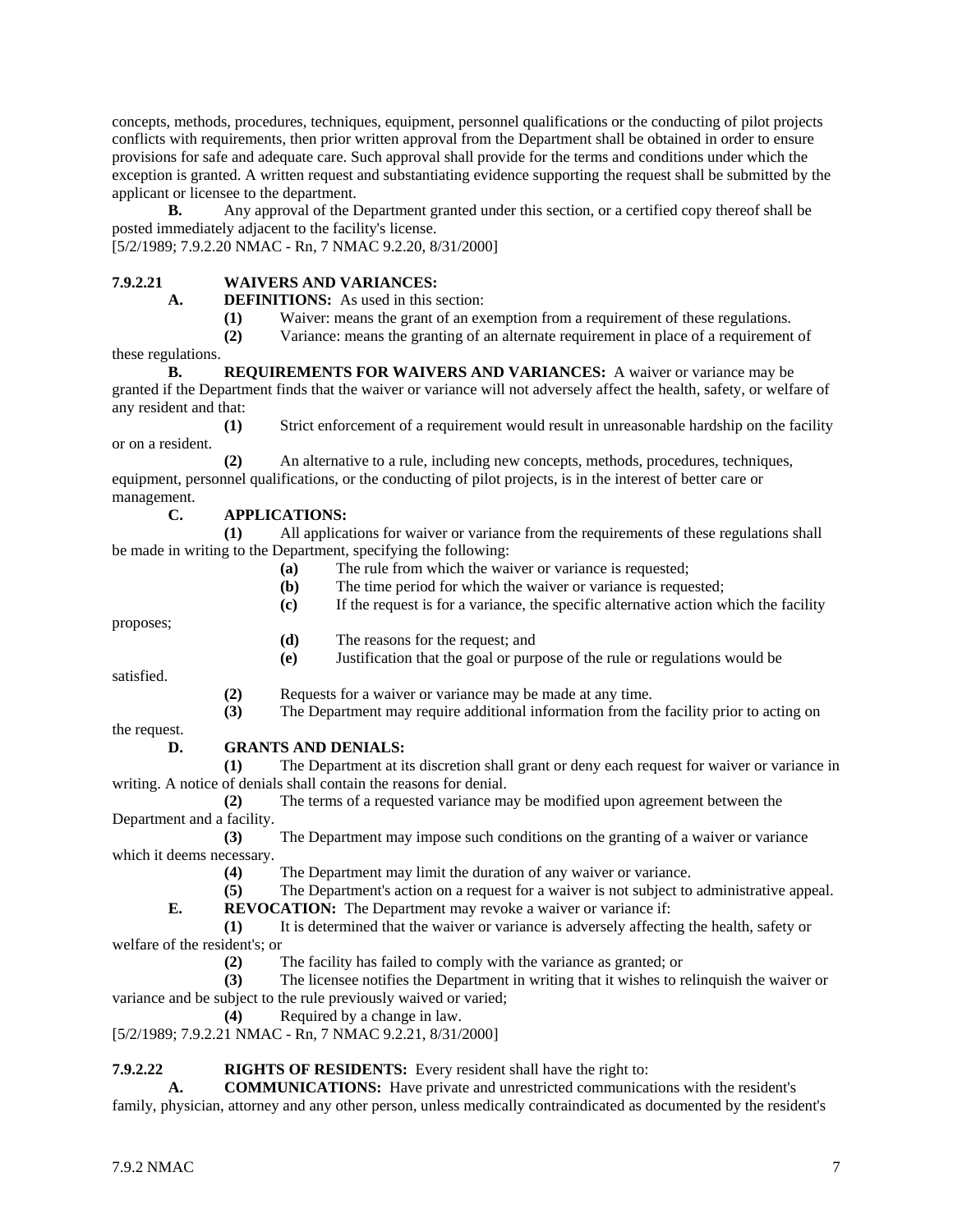concepts, methods, procedures, techniques, equipment, personnel qualifications or the conducting of pilot projects conflicts with requirements, then prior written approval from the Department shall be obtained in order to ensure provisions for safe and adequate care. Such approval shall provide for the terms and conditions under which the exception is granted. A written request and substantiating evidence supporting the request shall be submitted by the applicant or licensee to the department.

**B.** Any approval of the Department granted under this section, or a certified copy thereof shall be posted immediately adjacent to the facility's license.

[5/2/1989; 7.9.2.20 NMAC - Rn, 7 NMAC 9.2.20, 8/31/2000]

**7.9.2.21 WAIVERS AND VARIANCES:**

**A. DEFINITIONS:** As used in this section:

**(1)** Waiver: means the grant of an exemption from a requirement of these regulations.

**(2)** Variance: means the granting of an alternate requirement in place of a requirement of these regulations.

**B. REQUIREMENTS FOR WAIVERS AND VARIANCES:** A waiver or variance may be granted if the Department finds that the waiver or variance will not adversely affect the health, safety, or welfare of any resident and that:

**(1)** Strict enforcement of a requirement would result in unreasonable hardship on the facility or on a resident.

**(2)** An alternative to a rule, including new concepts, methods, procedures, techniques, equipment, personnel qualifications, or the conducting of pilot projects, is in the interest of better care or management.

**C. APPLICATIONS:**

**(1)** All applications for waiver or variance from the requirements of these regulations shall be made in writing to the Department, specifying the following:

**(a)** The rule from which the waiver or variance is requested;

**(b)** The time period for which the waiver or variance is requested;

**(c)** If the request is for a variance, the specific alternative action which the facility proposes;

**(d)** The reasons for the request; and

**(e)** Justification that the goal or purpose of the rule or regulations would be satisfied.

**(2)** Requests for a waiver or variance may be made at any time.

**(3)** The Department may require additional information from the facility prior to acting on the request.

**D. GRANTS AND DENIALS:**

**(1)** The Department at its discretion shall grant or deny each request for waiver or variance in writing. A notice of denials shall contain the reasons for denial.

**(2)** The terms of a requested variance may be modified upon agreement between the Department and a facility.

**(3)** The Department may impose such conditions on the granting of a waiver or variance which it deems necessary.

**(4)** The Department may limit the duration of any waiver or variance.

**(5)** The Department's action on a request for a waiver is not subject to administrative appeal.

**E. REVOCATION:** The Department may revoke a waiver or variance if:

**(1)** It is determined that the waiver or variance is adversely affecting the health, safety or welfare of the resident's; or

**(2)** The facility has failed to comply with the variance as granted; or

**(3)** The licensee notifies the Department in writing that it wishes to relinquish the waiver or variance and be subject to the rule previously waived or varied;

**(4)** Required by a change in law.

[5/2/1989; 7.9.2.21 NMAC - Rn, 7 NMAC 9.2.21, 8/31/2000]

**7.9.2.22 RIGHTS OF RESIDENTS:** Every resident shall have the right to:

**A. COMMUNICATIONS:** Have private and unrestricted communications with the resident's family, physician, attorney and any other person, unless medically contraindicated as documented by the resident's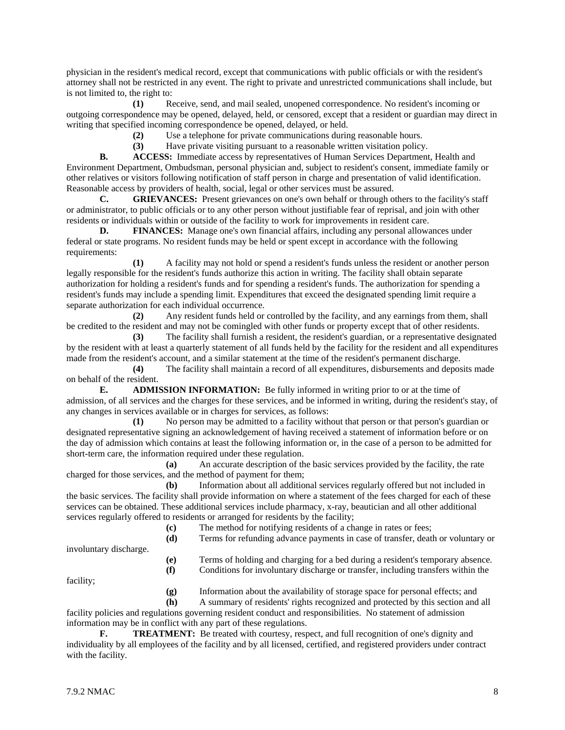physician in the resident's medical record, except that communications with public officials or with the resident's attorney shall not be restricted in any event. The right to private and unrestricted communications shall include, but is not limited to, the right to:

**(1)** Receive, send, and mail sealed, unopened correspondence. No resident's incoming or outgoing correspondence may be opened, delayed, held, or censored, except that a resident or guardian may direct in writing that specified incoming correspondence be opened, delayed, or held.

**(2)** Use a telephone for private communications during reasonable hours.

**(3)** Have private visiting pursuant to a reasonable written visitation policy.

**B. ACCESS:** Immediate access by representatives of Human Services Department, Health and Environment Department, Ombudsman, personal physician and, subject to resident's consent, immediate family or other relatives or visitors following notification of staff person in charge and presentation of valid identification. Reasonable access by providers of health, social, legal or other services must be assured.

**C. GRIEVANCES:** Present grievances on one's own behalf or through others to the facility's staff or administrator, to public officials or to any other person without justifiable fear of reprisal, and join with other residents or individuals within or outside of the facility to work for improvements in resident care.

**D. FINANCES:** Manage one's own financial affairs, including any personal allowances under federal or state programs. No resident funds may be held or spent except in accordance with the following requirements:

**(1)** A facility may not hold or spend a resident's funds unless the resident or another person legally responsible for the resident's funds authorize this action in writing. The facility shall obtain separate authorization for holding a resident's funds and for spending a resident's funds. The authorization for spending a resident's funds may include a spending limit. Expenditures that exceed the designated spending limit require a separate authorization for each individual occurrence.

**(2)** Any resident funds held or controlled by the facility, and any earnings from them, shall be credited to the resident and may not be comingled with other funds or property except that of other residents.

**(3)** The facility shall furnish a resident, the resident's guardian, or a representative designated by the resident with at least a quarterly statement of all funds held by the facility for the resident and all expenditures made from the resident's account, and a similar statement at the time of the resident's permanent discharge.

**(4)** The facility shall maintain a record of all expenditures, disbursements and deposits made on behalf of the resident.

**E. ADMISSION INFORMATION:** Be fully informed in writing prior to or at the time of admission, of all services and the charges for these services, and be informed in writing, during the resident's stay, of any changes in services available or in charges for services, as follows:

**(1)** No person may be admitted to a facility without that person or that person's guardian or designated representative signing an acknowledgement of having received a statement of information before or on the day of admission which contains at least the following information or, in the case of a person to be admitted for short-term care, the information required under these regulation.

**(a)** An accurate description of the basic services provided by the facility, the rate charged for those services, and the method of payment for them;

**(b)** Information about all additional services regularly offered but not included in the basic services. The facility shall provide information on where a statement of the fees charged for each of these services can be obtained. These additional services include pharmacy, x-ray, beautician and all other additional services regularly offered to residents or arranged for residents by the facility;

**(c)** The method for notifying residents of a change in rates or fees;

**(d)** Terms for refunding advance payments in case of transfer, death or voluntary or involuntary discharge.

**(e)** Terms of holding and charging for a bed during a resident's temporary absence.

**(f)** Conditions for involuntary discharge or transfer, including transfers within the facility;

**(g)** Information about the availability of storage space for personal effects; and

**(h)** A summary of residents' rights recognized and protected by this section and all facility policies and regulations governing resident conduct and responsibilities. No statement of admission information may be in conflict with any part of these regulations.

**F. TREATMENT:** Be treated with courtesy, respect, and full recognition of one's dignity and individuality by all employees of the facility and by all licensed, certified, and registered providers under contract with the facility.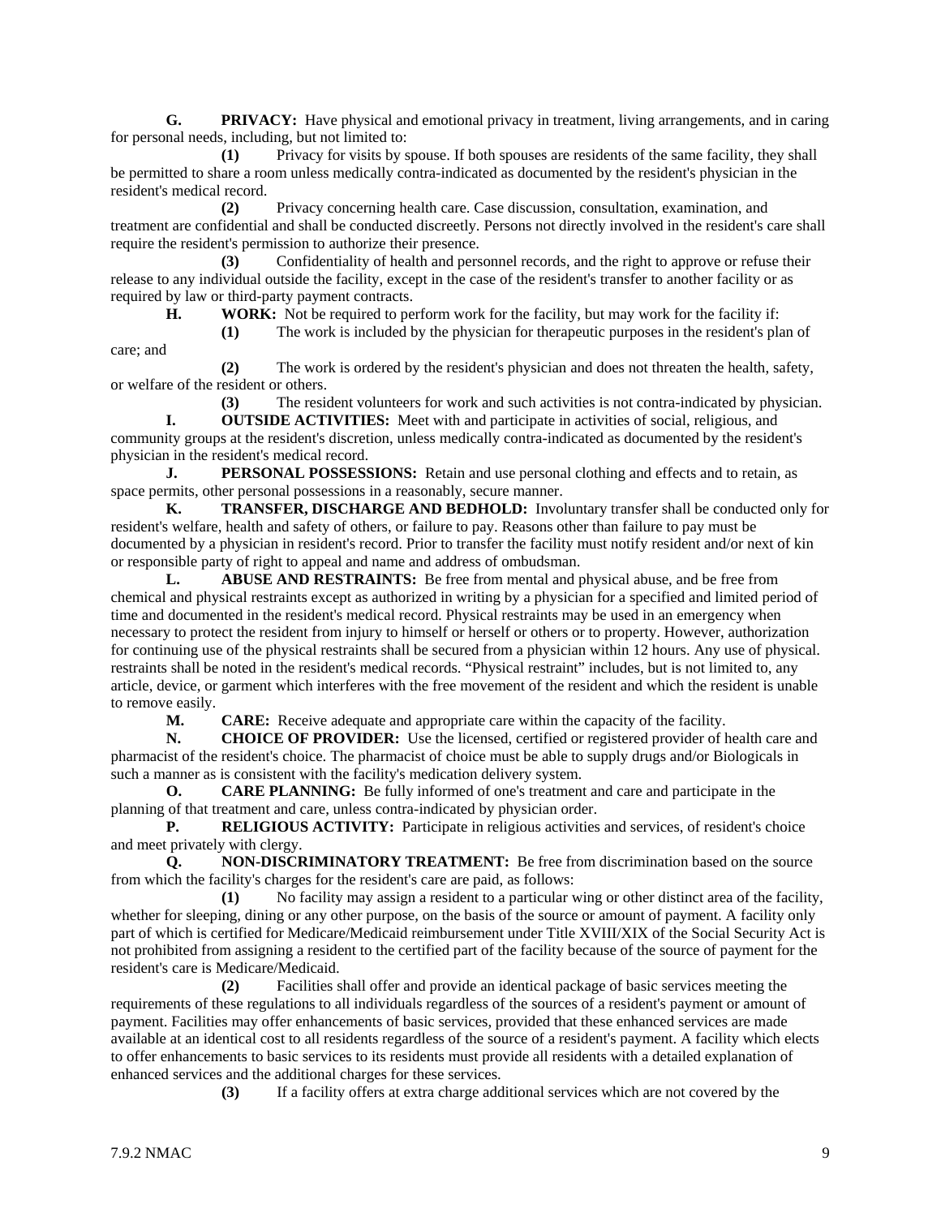**G. PRIVACY:** Have physical and emotional privacy in treatment, living arrangements, and in caring for personal needs, including, but not limited to:

**(1)** Privacy for visits by spouse. If both spouses are residents of the same facility, they shall be permitted to share a room unless medically contra-indicated as documented by the resident's physician in the resident's medical record.

**(2)** Privacy concerning health care. Case discussion, consultation, examination, and treatment are confidential and shall be conducted discreetly. Persons not directly involved in the resident's care shall require the resident's permission to authorize their presence.

**(3)** Confidentiality of health and personnel records, and the right to approve or refuse their release to any individual outside the facility, except in the case of the resident's transfer to another facility or as required by law or third-party payment contracts.

**H. WORK:** Not be required to perform work for the facility, but may work for the facility if:

**(1)** The work is included by the physician for therapeutic purposes in the resident's plan of care; and

**(2)** The work is ordered by the resident's physician and does not threaten the health, safety, or welfare of the resident or others.

**(3)** The resident volunteers for work and such activities is not contra-indicated by physician.

**I. OUTSIDE ACTIVITIES:** Meet with and participate in activities of social, religious, and community groups at the resident's discretion, unless medically contra-indicated as documented by the resident's physician in the resident's medical record.

**J. PERSONAL POSSESSIONS:** Retain and use personal clothing and effects and to retain, as space permits, other personal possessions in a reasonably, secure manner.

**K. TRANSFER, DISCHARGE AND BEDHOLD:** Involuntary transfer shall be conducted only for resident's welfare, health and safety of others, or failure to pay. Reasons other than failure to pay must be documented by a physician in resident's record. Prior to transfer the facility must notify resident and/or next of kin or responsible party of right to appeal and name and address of ombudsman.

**L. ABUSE AND RESTRAINTS:** Be free from mental and physical abuse, and be free from chemical and physical restraints except as authorized in writing by a physician for a specified and limited period of time and documented in the resident's medical record. Physical restraints may be used in an emergency when necessary to protect the resident from injury to himself or herself or others or to property. However, authorization for continuing use of the physical restraints shall be secured from a physician within 12 hours. Any use of physical. restraints shall be noted in the resident's medical records. "Physical restraint" includes, but is not limited to, any article, device, or garment which interferes with the free movement of the resident and which the resident is unable to remove easily.

**M. CARE:** Receive adequate and appropriate care within the capacity of the facility.

**N. CHOICE OF PROVIDER:** Use the licensed, certified or registered provider of health care and pharmacist of the resident's choice. The pharmacist of choice must be able to supply drugs and/or Biologicals in such a manner as is consistent with the facility's medication delivery system.

**O. CARE PLANNING:** Be fully informed of one's treatment and care and participate in the planning of that treatment and care, unless contra-indicated by physician order.

**P. RELIGIOUS ACTIVITY:** Participate in religious activities and services, of resident's choice and meet privately with clergy.

**Q. NON-DISCRIMINATORY TREATMENT:** Be free from discrimination based on the source from which the facility's charges for the resident's care are paid, as follows:

**(1)** No facility may assign a resident to a particular wing or other distinct area of the facility, whether for sleeping, dining or any other purpose, on the basis of the source or amount of payment. A facility only part of which is certified for Medicare/Medicaid reimbursement under Title XVIII/XIX of the Social Security Act is not prohibited from assigning a resident to the certified part of the facility because of the source of payment for the resident's care is Medicare/Medicaid.

**(2)** Facilities shall offer and provide an identical package of basic services meeting the requirements of these regulations to all individuals regardless of the sources of a resident's payment or amount of payment. Facilities may offer enhancements of basic services, provided that these enhanced services are made available at an identical cost to all residents regardless of the source of a resident's payment. A facility which elects to offer enhancements to basic services to its residents must provide all residents with a detailed explanation of enhanced services and the additional charges for these services.

**(3)** If a facility offers at extra charge additional services which are not covered by the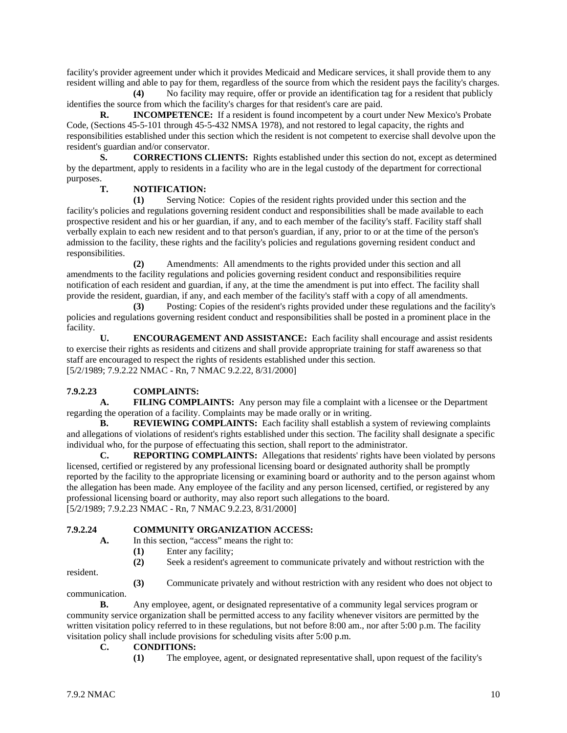facility's provider agreement under which it provides Medicaid and Medicare services, it shall provide them to any resident willing and able to pay for them, regardless of the source from which the resident pays the facility's charges.

**(4)** No facility may require, offer or provide an identification tag for a resident that publicly identifies the source from which the facility's charges for that resident's care are paid.

**R. INCOMPETENCE:** If a resident is found incompetent by a court under New Mexico's Probate Code, (Sections 45-5-101 through 45-5-432 NMSA 1978), and not restored to legal capacity, the rights and responsibilities established under this section which the resident is not competent to exercise shall devolve upon the resident's guardian and/or conservator.

**S. CORRECTIONS CLIENTS:** Rights established under this section do not, except as determined by the department, apply to residents in a facility who are in the legal custody of the department for correctional purposes.

**T. NOTIFICATION:**

**(1)** Serving Notice: Copies of the resident rights provided under this section and the facility's policies and regulations governing resident conduct and responsibilities shall be made available to each prospective resident and his or her guardian, if any, and to each member of the facility's staff. Facility staff shall verbally explain to each new resident and to that person's guardian, if any, prior to or at the time of the person's admission to the facility, these rights and the facility's policies and regulations governing resident conduct and responsibilities.

**(2)** Amendments: All amendments to the rights provided under this section and all amendments to the facility regulations and policies governing resident conduct and responsibilities require notification of each resident and guardian, if any, at the time the amendment is put into effect. The facility shall provide the resident, guardian, if any, and each member of the facility's staff with a copy of all amendments.

**(3)** Posting: Copies of the resident's rights provided under these regulations and the facility's policies and regulations governing resident conduct and responsibilities shall be posted in a prominent place in the facility.

**U. ENCOURAGEMENT AND ASSISTANCE:** Each facility shall encourage and assist residents to exercise their rights as residents and citizens and shall provide appropriate training for staff awareness so that staff are encouraged to respect the rights of residents established under this section.
[5/2/1989; 7.9.2.22 NMAC - Rn, 7 NMAC 9.2.22, 8/31/2000]

**7.9.2.23 COMPLAINTS:**

**A. FILING COMPLAINTS:** Any person may file a complaint with a licensee or the Department regarding the operation of a facility. Complaints may be made orally or in writing.

**B. REVIEWING COMPLAINTS:** Each facility shall establish a system of reviewing complaints and allegations of violations of resident's rights established under this section. The facility shall designate a specific individual who, for the purpose of effectuating this section, shall report to the administrator.

**C. REPORTING COMPLAINTS:** Allegations that residents' rights have been violated by persons licensed, certified or registered by any professional licensing board or designated authority shall be promptly reported by the facility to the appropriate licensing or examining board or authority and to the person against whom the allegation has been made. Any employee of the facility and any person licensed, certified, or registered by any professional licensing board or authority, may also report such allegations to the board.
[5/2/1989; 7.9.2.23 NMAC - Rn, 7 NMAC 9.2.23, 8/31/2000]

**7.9.2.24 COMMUNITY ORGANIZATION ACCESS:**

**A.** In this section, "access" means the right to:

**(1)** Enter any facility;

**(2)** Seek a resident's agreement to communicate privately and without restriction with the resident.

**(3)** Communicate privately and without restriction with any resident who does not object to communication.

**B.** Any employee, agent, or designated representative of a community legal services program or community service organization shall be permitted access to any facility whenever visitors are permitted by the written visitation policy referred to in these regulations, but not before 8:00 am., nor after 5:00 p.m. The facility visitation policy shall include provisions for scheduling visits after 5:00 p.m.

**C. CONDITIONS:**

**(1)** The employee, agent, or designated representative shall, upon request of the facility's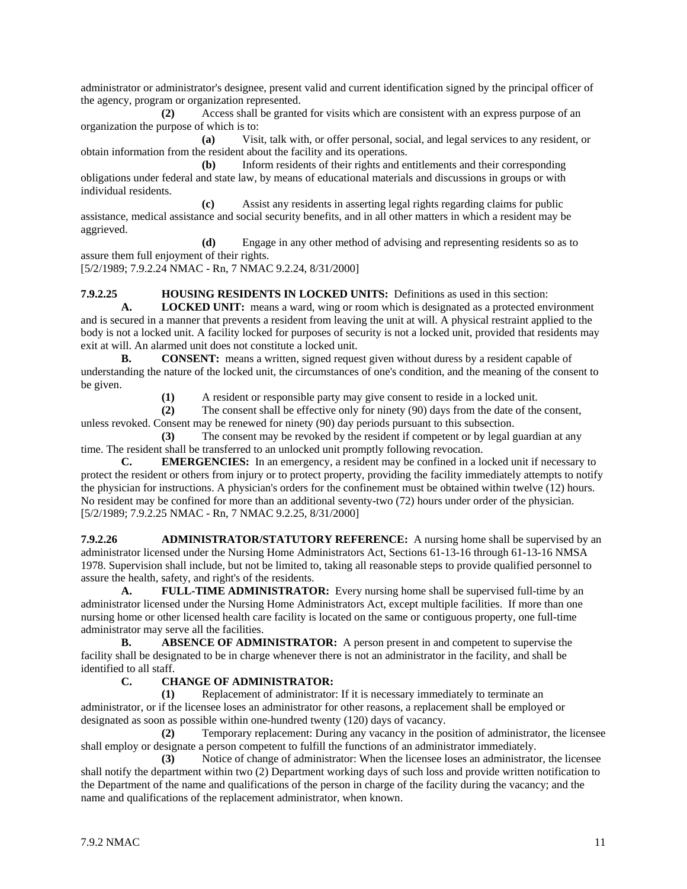administrator or administrator's designee, present valid and current identification signed by the principal officer of the agency, program or organization represented.

**(2)** Access shall be granted for visits which are consistent with an express purpose of an organization the purpose of which is to:

**(a)** Visit, talk with, or offer personal, social, and legal services to any resident, or obtain information from the resident about the facility and its operations.

**(b)** Inform residents of their rights and entitlements and their corresponding obligations under federal and state law, by means of educational materials and discussions in groups or with individual residents.

**(c)** Assist any residents in asserting legal rights regarding claims for public assistance, medical assistance and social security benefits, and in all other matters in which a resident may be aggrieved.

**(d)** Engage in any other method of advising and representing residents so as to assure them full enjoyment of their rights.

[5/2/1989; 7.9.2.24 NMAC - Rn, 7 NMAC 9.2.24, 8/31/2000]

**7.9.2.25 HOUSING RESIDENTS IN LOCKED UNITS:** Definitions as used in this section:

**A. LOCKED UNIT:** means a ward, wing or room which is designated as a protected environment and is secured in a manner that prevents a resident from leaving the unit at will. A physical restraint applied to the body is not a locked unit. A facility locked for purposes of security is not a locked unit, provided that residents may exit at will. An alarmed unit does not constitute a locked unit.

**B. CONSENT:** means a written, signed request given without duress by a resident capable of understanding the nature of the locked unit, the circumstances of one's condition, and the meaning of the consent to be given.

**(1)** A resident or responsible party may give consent to reside in a locked unit.

**(2)** The consent shall be effective only for ninety (90) days from the date of the consent, unless revoked. Consent may be renewed for ninety (90) day periods pursuant to this subsection.

**(3)** The consent may be revoked by the resident if competent or by legal guardian at any time. The resident shall be transferred to an unlocked unit promptly following revocation.

**C. EMERGENCIES:** In an emergency, a resident may be confined in a locked unit if necessary to protect the resident or others from injury or to protect property, providing the facility immediately attempts to notify the physician for instructions. A physician's orders for the confinement must be obtained within twelve (12) hours. No resident may be confined for more than an additional seventy-two (72) hours under order of the physician.

[5/2/1989; 7.9.2.25 NMAC - Rn, 7 NMAC 9.2.25, 8/31/2000]

**7.9.2.26 ADMINISTRATOR/STATUTORY REFERENCE:** A nursing home shall be supervised by an administrator licensed under the Nursing Home Administrators Act, Sections 61-13-16 through 61-13-16 NMSA 1978. Supervision shall include, but not be limited to, taking all reasonable steps to provide qualified personnel to assure the health, safety, and right's of the residents.

**A. FULL-TIME ADMINISTRATOR:** Every nursing home shall be supervised full-time by an administrator licensed under the Nursing Home Administrators Act, except multiple facilities. If more than one nursing home or other licensed health care facility is located on the same or contiguous property, one full-time administrator may serve all the facilities.

**B. ABSENCE OF ADMINISTRATOR:** A person present in and competent to supervise the facility shall be designated to be in charge whenever there is not an administrator in the facility, and shall be identified to all staff.

**C. CHANGE OF ADMINISTRATOR:**

**(1)** Replacement of administrator: If it is necessary immediately to terminate an administrator, or if the licensee loses an administrator for other reasons, a replacement shall be employed or designated as soon as possible within one-hundred twenty (120) days of vacancy.

**(2)** Temporary replacement: During any vacancy in the position of administrator, the licensee shall employ or designate a person competent to fulfill the functions of an administrator immediately.

**(3)** Notice of change of administrator: When the licensee loses an administrator, the licensee shall notify the department within two (2) Department working days of such loss and provide written notification to the Department of the name and qualifications of the person in charge of the facility during the vacancy; and the name and qualifications of the replacement administrator, when known.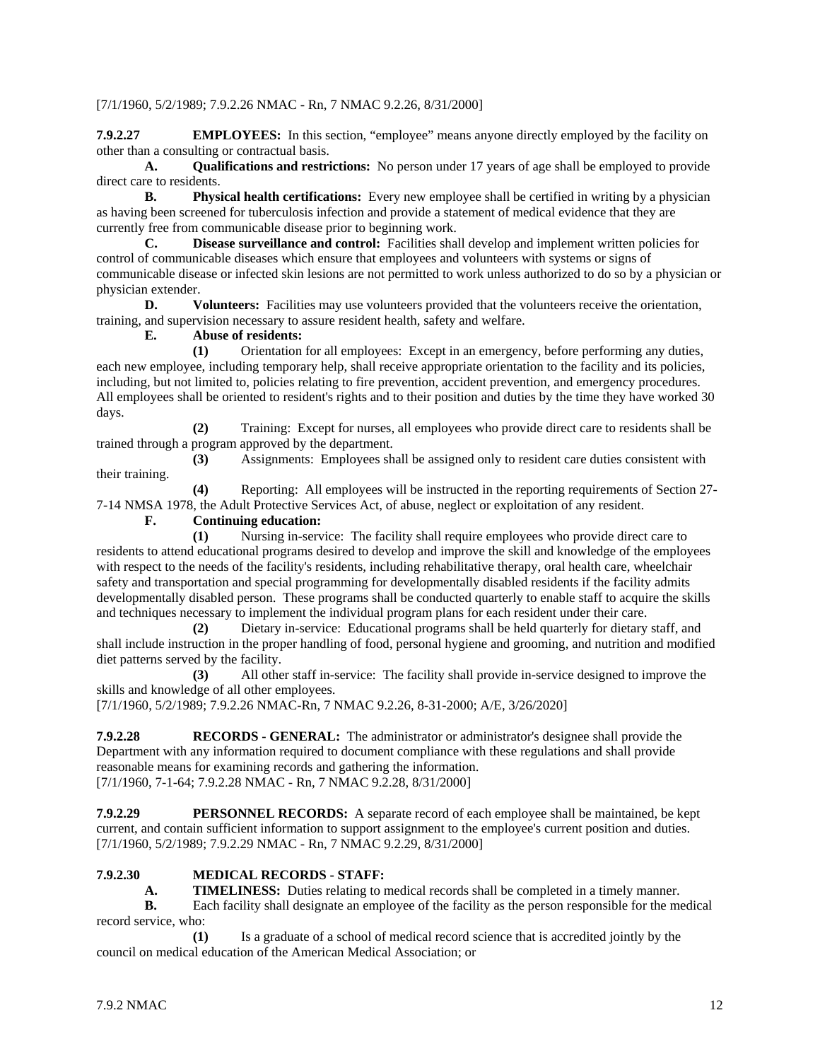[7/1/1960, 5/2/1989; 7.9.2.26 NMAC - Rn, 7 NMAC 9.2.26, 8/31/2000]

**7.9.2.27 EMPLOYEES:** In this section, "employee" means anyone directly employed by the facility on other than a consulting or contractual basis.

**A. Qualifications and restrictions:** No person under 17 years of age shall be employed to provide direct care to residents.

**B. Physical health certifications:** Every new employee shall be certified in writing by a physician as having been screened for tuberculosis infection and provide a statement of medical evidence that they are currently free from communicable disease prior to beginning work.

**C. Disease surveillance and control:** Facilities shall develop and implement written policies for control of communicable diseases which ensure that employees and volunteers with systems or signs of communicable disease or infected skin lesions are not permitted to work unless authorized to do so by a physician or physician extender.

**D. Volunteers:** Facilities may use volunteers provided that the volunteers receive the orientation, training, and supervision necessary to assure resident health, safety and welfare.

**E. Abuse of residents:**

**(1)** Orientation for all employees: Except in an emergency, before performing any duties, each new employee, including temporary help, shall receive appropriate orientation to the facility and its policies, including, but not limited to, policies relating to fire prevention, accident prevention, and emergency procedures. All employees shall be oriented to resident's rights and to their position and duties by the time they have worked 30 days.

**(2)** Training: Except for nurses, all employees who provide direct care to residents shall be trained through a program approved by the department.

**(3)** Assignments: Employees shall be assigned only to resident care duties consistent with their training.

**(4)** Reporting: All employees will be instructed in the reporting requirements of Section 27-7-14 NMSA 1978, the Adult Protective Services Act, of abuse, neglect or exploitation of any resident.

**F. Continuing education:**

**(1)** Nursing in-service: The facility shall require employees who provide direct care to residents to attend educational programs desired to develop and improve the skill and knowledge of the employees with respect to the needs of the facility's residents, including rehabilitative therapy, oral health care, wheelchair safety and transportation and special programming for developmentally disabled residents if the facility admits developmentally disabled person. These programs shall be conducted quarterly to enable staff to acquire the skills and techniques necessary to implement the individual program plans for each resident under their care.

**(2)** Dietary in-service: Educational programs shall be held quarterly for dietary staff, and shall include instruction in the proper handling of food, personal hygiene and grooming, and nutrition and modified diet patterns served by the facility.

**(3)** All other staff in-service: The facility shall provide in-service designed to improve the skills and knowledge of all other employees.

[7/1/1960, 5/2/1989; 7.9.2.26 NMAC-Rn, 7 NMAC 9.2.26, 8-31-2000; A/E, 3/26/2020]

**7.9.2.28 RECORDS - GENERAL:** The administrator or administrator's designee shall provide the Department with any information required to document compliance with these regulations and shall provide reasonable means for examining records and gathering the information.
[7/1/1960, 7-1-64; 7.9.2.28 NMAC - Rn, 7 NMAC 9.2.28, 8/31/2000]

**7.9.2.29 PERSONNEL RECORDS:** A separate record of each employee shall be maintained, be kept current, and contain sufficient information to support assignment to the employee's current position and duties.
[7/1/1960, 5/2/1989; 7.9.2.29 NMAC - Rn, 7 NMAC 9.2.29, 8/31/2000]

**7.9.2.30 MEDICAL RECORDS - STAFF:**

**A. TIMELINESS:** Duties relating to medical records shall be completed in a timely manner.

**B.** Each facility shall designate an employee of the facility as the person responsible for the medical record service, who:

**(1)** Is a graduate of a school of medical record science that is accredited jointly by the council on medical education of the American Medical Association; or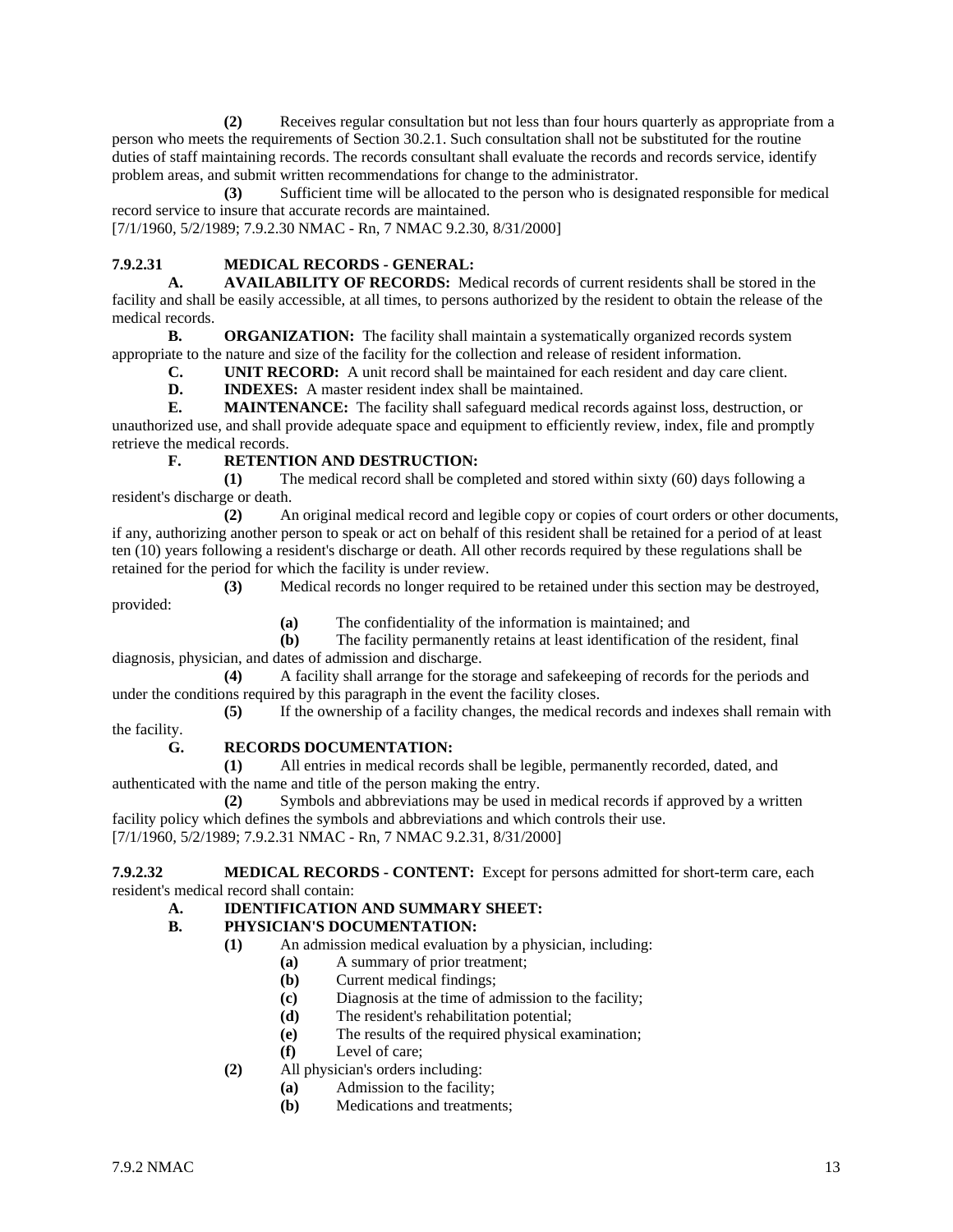**(2)** Receives regular consultation but not less than four hours quarterly as appropriate from a person who meets the requirements of Section 30.2.1. Such consultation shall not be substituted for the routine duties of staff maintaining records. The records consultant shall evaluate the records and records service, identify problem areas, and submit written recommendations for change to the administrator.

**(3)** Sufficient time will be allocated to the person who is designated responsible for medical record service to insure that accurate records are maintained.

[7/1/1960, 5/2/1989; 7.9.2.30 NMAC - Rn, 7 NMAC 9.2.30, 8/31/2000]

**7.9.2.31 MEDICAL RECORDS - GENERAL:**

**A. AVAILABILITY OF RECORDS:** Medical records of current residents shall be stored in the facility and shall be easily accessible, at all times, to persons authorized by the resident to obtain the release of the medical records.

**B. ORGANIZATION:** The facility shall maintain a systematically organized records system appropriate to the nature and size of the facility for the collection and release of resident information.

**C. UNIT RECORD:** A unit record shall be maintained for each resident and day care client.

**D. INDEXES:** A master resident index shall be maintained.

**E. MAINTENANCE:** The facility shall safeguard medical records against loss, destruction, or unauthorized use, and shall provide adequate space and equipment to efficiently review, index, file and promptly retrieve the medical records.

**F. RETENTION AND DESTRUCTION:**

**(1)** The medical record shall be completed and stored within sixty (60) days following a resident's discharge or death.

**(2)** An original medical record and legible copy or copies of court orders or other documents, if any, authorizing another person to speak or act on behalf of this resident shall be retained for a period of at least ten (10) years following a resident's discharge or death. All other records required by these regulations shall be retained for the period for which the facility is under review.

**(3)** Medical records no longer required to be retained under this section may be destroyed, provided:

**(a)** The confidentiality of the information is maintained; and

**(b)** The facility permanently retains at least identification of the resident, final diagnosis, physician, and dates of admission and discharge.

**(4)** A facility shall arrange for the storage and safekeeping of records for the periods and under the conditions required by this paragraph in the event the facility closes.

**(5)** If the ownership of a facility changes, the medical records and indexes shall remain with the facility.

**G. RECORDS DOCUMENTATION:**

**(1)** All entries in medical records shall be legible, permanently recorded, dated, and authenticated with the name and title of the person making the entry.

**(2)** Symbols and abbreviations may be used in medical records if approved by a written facility policy which defines the symbols and abbreviations and which controls their use.

[7/1/1960, 5/2/1989; 7.9.2.31 NMAC - Rn, 7 NMAC 9.2.31, 8/31/2000]

**7.9.2.32 MEDICAL RECORDS - CONTENT:** Except for persons admitted for short-term care, each resident's medical record shall contain:

**A. IDENTIFICATION AND SUMMARY SHEET:**

**B. PHYSICIAN'S DOCUMENTATION:**

**(1)** An admission medical evaluation by a physician, including:

**(a)** A summary of prior treatment;

**(b)** Current medical findings;

**(c)** Diagnosis at the time of admission to the facility;

**(d)** The resident's rehabilitation potential;

**(e)** The results of the required physical examination;

**(f)** Level of care;

**(2)** All physician's orders including:

**(a)** Admission to the facility;

**(b)** Medications and treatments;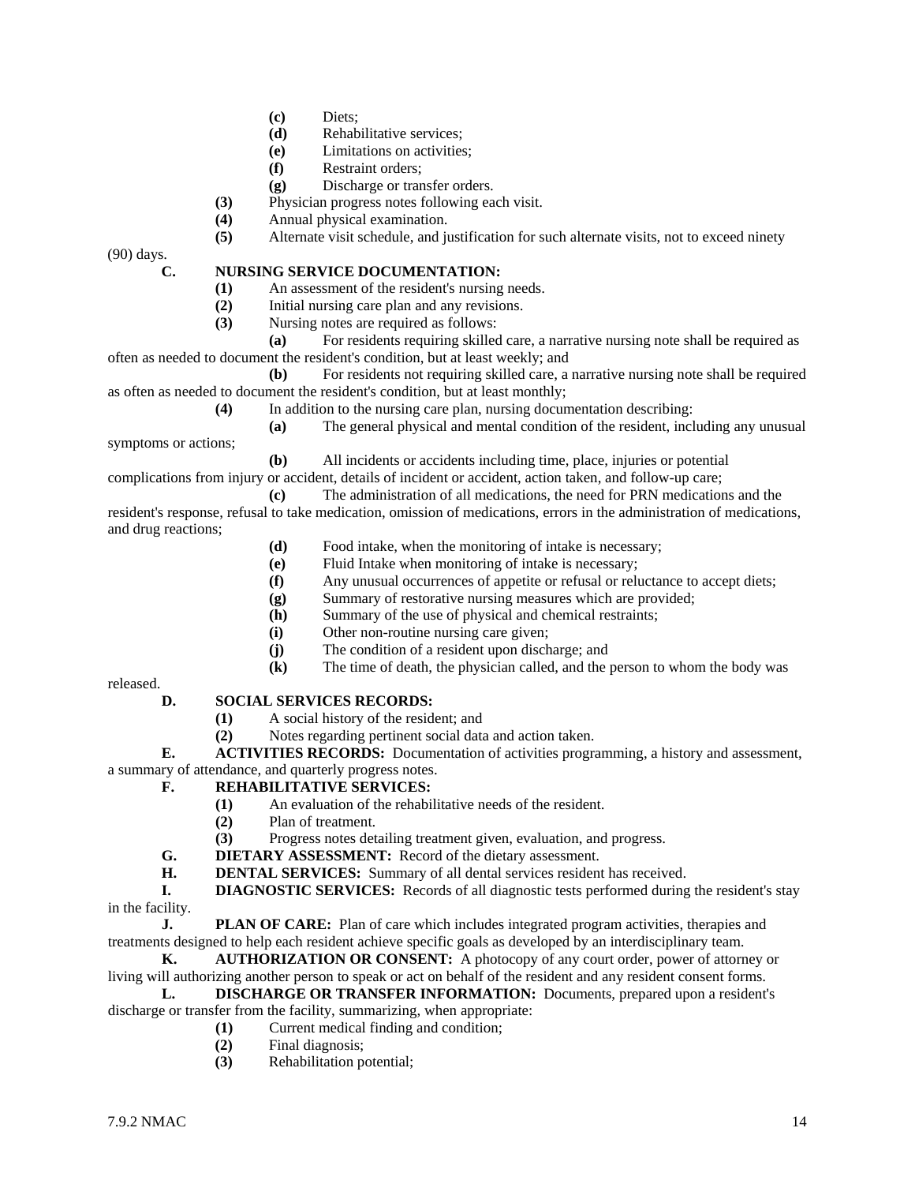**(c)** Diets;

**(d)** Rehabilitative services;

**(e)** Limitations on activities;

**(f)** Restraint orders;

**(g)** Discharge or transfer orders.

**(3)** Physician progress notes following each visit.

**(4)** Annual physical examination.

**(5)** Alternate visit schedule, and justification for such alternate visits, not to exceed ninety (90) days.

**C. NURSING SERVICE DOCUMENTATION:**

**(1)** An assessment of the resident's nursing needs.

**(2)** Initial nursing care plan and any revisions.

**(3)** Nursing notes are required as follows:

**(a)** For residents requiring skilled care, a narrative nursing note shall be required as often as needed to document the resident's condition, but at least weekly; and

**(b)** For residents not requiring skilled care, a narrative nursing note shall be required as often as needed to document the resident's condition, but at least monthly;

**(4)** In addition to the nursing care plan, nursing documentation describing:

**(a)** The general physical and mental condition of the resident, including any unusual symptoms or actions;

**(b)** All incidents or accidents including time, place, injuries or potential complications from injury or accident, details of incident or accident, action taken, and follow-up care;

**(c)** The administration of all medications, the need for PRN medications and the resident's response, refusal to take medication, omission of medications, errors in the administration of medications, and drug reactions;

**(d)** Food intake, when the monitoring of intake is necessary;

**(e)** Fluid Intake when monitoring of intake is necessary;

**(f)** Any unusual occurrences of appetite or refusal or reluctance to accept diets;

**(g)** Summary of restorative nursing measures which are provided;

**(h)** Summary of the use of physical and chemical restraints;

**(i)** Other non-routine nursing care given;

**(j)** The condition of a resident upon discharge; and

**(k)** The time of death, the physician called, and the person to whom the body was released.

**D. SOCIAL SERVICES RECORDS:**

**(1)** A social history of the resident; and

**(2)** Notes regarding pertinent social data and action taken.

**E. ACTIVITIES RECORDS:** Documentation of activities programming, a history and assessment, a summary of attendance, and quarterly progress notes.

**F. REHABILITATIVE SERVICES:**

**(1)** An evaluation of the rehabilitative needs of the resident.

**(2)** Plan of treatment.

**(3)** Progress notes detailing treatment given, evaluation, and progress.

**G. DIETARY ASSESSMENT:** Record of the dietary assessment.

**H. DENTAL SERVICES:** Summary of all dental services resident has received.

**I. DIAGNOSTIC SERVICES:** Records of all diagnostic tests performed during the resident's stay in the facility.

**J. PLAN OF CARE:** Plan of care which includes integrated program activities, therapies and treatments designed to help each resident achieve specific goals as developed by an interdisciplinary team.

**K. AUTHORIZATION OR CONSENT:** A photocopy of any court order, power of attorney or living will authorizing another person to speak or act on behalf of the resident and any resident consent forms.

**L. DISCHARGE OR TRANSFER INFORMATION:** Documents, prepared upon a resident's discharge or transfer from the facility, summarizing, when appropriate:

**(1)** Current medical finding and condition;

**(2)** Final diagnosis;

**(3)** Rehabilitation potential;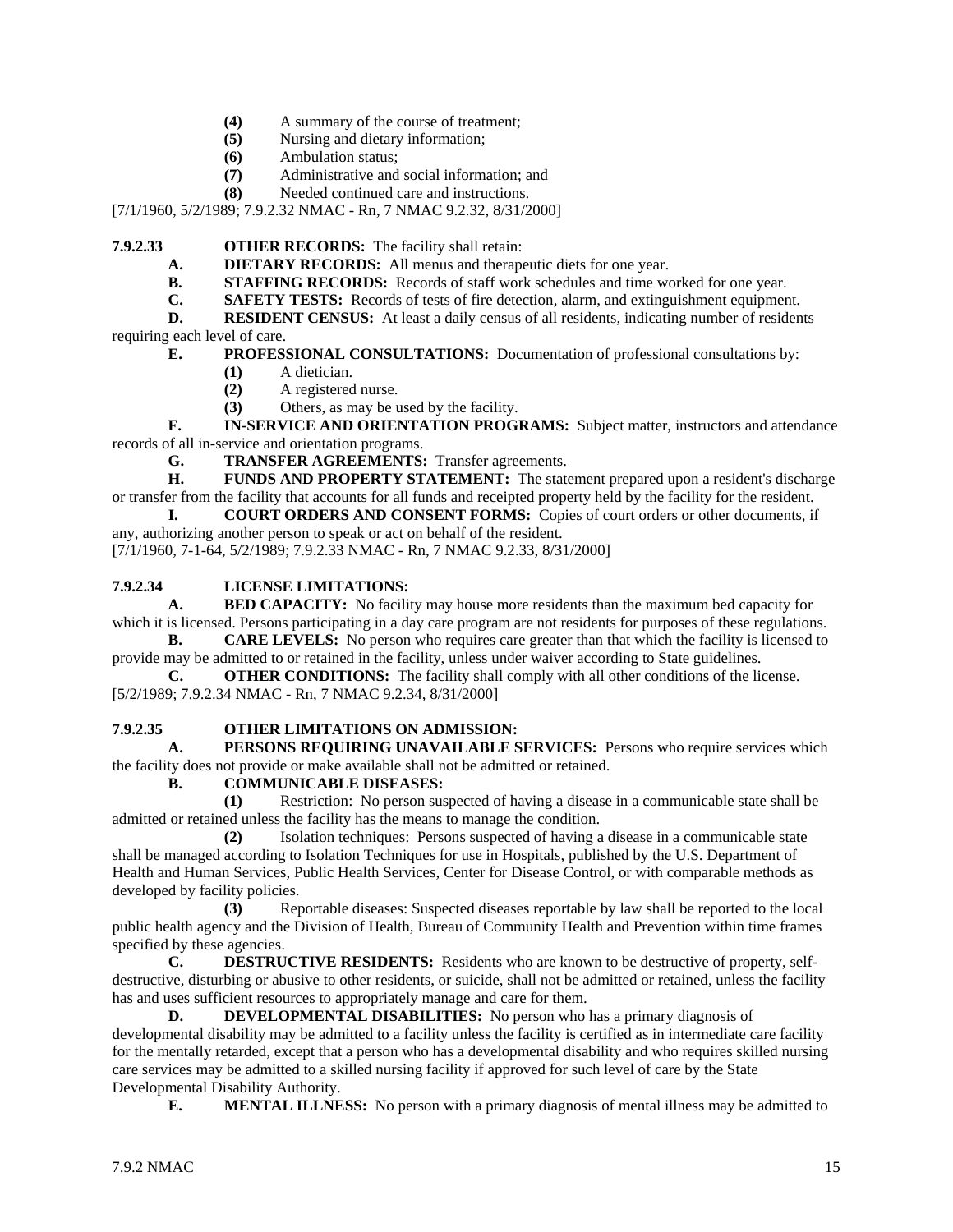**(4)** A summary of the course of treatment;
**(5)** Nursing and dietary information;
**(6)** Ambulation status;
**(7)** Administrative and social information; and
**(8)** Needed continued care and instructions.

[7/1/1960, 5/2/1989; 7.9.2.32 NMAC - Rn, 7 NMAC 9.2.32, 8/31/2000]

**7.9.2.33 OTHER RECORDS:** The facility shall retain:

**A. DIETARY RECORDS:** All menus and therapeutic diets for one year.

**B. STAFFING RECORDS:** Records of staff work schedules and time worked for one year.

**C. SAFETY TESTS:** Records of tests of fire detection, alarm, and extinguishment equipment.

**D. RESIDENT CENSUS:** At least a daily census of all residents, indicating number of residents requiring each level of care.

**E. PROFESSIONAL CONSULTATIONS:** Documentation of professional consultations by:

**(1)** A dietician.
**(2)** A registered nurse.
**(3)** Others, as may be used by the facility.

**F. IN-SERVICE AND ORIENTATION PROGRAMS:** Subject matter, instructors and attendance records of all in-service and orientation programs.

**G. TRANSFER AGREEMENTS:** Transfer agreements.

**H. FUNDS AND PROPERTY STATEMENT:** The statement prepared upon a resident's discharge or transfer from the facility that accounts for all funds and receipted property held by the facility for the resident.

**I. COURT ORDERS AND CONSENT FORMS:** Copies of court orders or other documents, if any, authorizing another person to speak or act on behalf of the resident.

[7/1/1960, 7-1-64, 5/2/1989; 7.9.2.33 NMAC - Rn, 7 NMAC 9.2.33, 8/31/2000]

**7.9.2.34 LICENSE LIMITATIONS:**

**A. BED CAPACITY:** No facility may house more residents than the maximum bed capacity for which it is licensed. Persons participating in a day care program are not residents for purposes of these regulations.

**B. CARE LEVELS:** No person who requires care greater than that which the facility is licensed to provide may be admitted to or retained in the facility, unless under waiver according to State guidelines.

**C. OTHER CONDITIONS:** The facility shall comply with all other conditions of the license.

[5/2/1989; 7.9.2.34 NMAC - Rn, 7 NMAC 9.2.34, 8/31/2000]

**7.9.2.35 OTHER LIMITATIONS ON ADMISSION:**

**A. PERSONS REQUIRING UNAVAILABLE SERVICES:** Persons who require services which the facility does not provide or make available shall not be admitted or retained.

**B. COMMUNICABLE DISEASES:**

**(1)** Restriction: No person suspected of having a disease in a communicable state shall be admitted or retained unless the facility has the means to manage the condition.

**(2)** Isolation techniques: Persons suspected of having a disease in a communicable state shall be managed according to Isolation Techniques for use in Hospitals, published by the U.S. Department of Health and Human Services, Public Health Services, Center for Disease Control, or with comparable methods as developed by facility policies.

**(3)** Reportable diseases: Suspected diseases reportable by law shall be reported to the local public health agency and the Division of Health, Bureau of Community Health and Prevention within time frames specified by these agencies.

**C. DESTRUCTIVE RESIDENTS:** Residents who are known to be destructive of property, self-destructive, disturbing or abusive to other residents, or suicide, shall not be admitted or retained, unless the facility has and uses sufficient resources to appropriately manage and care for them.

**D. DEVELOPMENTAL DISABILITIES:** No person who has a primary diagnosis of developmental disability may be admitted to a facility unless the facility is certified as in intermediate care facility for the mentally retarded, except that a person who has a developmental disability and who requires skilled nursing care services may be admitted to a skilled nursing facility if approved for such level of care by the State Developmental Disability Authority.

**E. MENTAL ILLNESS:** No person with a primary diagnosis of mental illness may be admitted to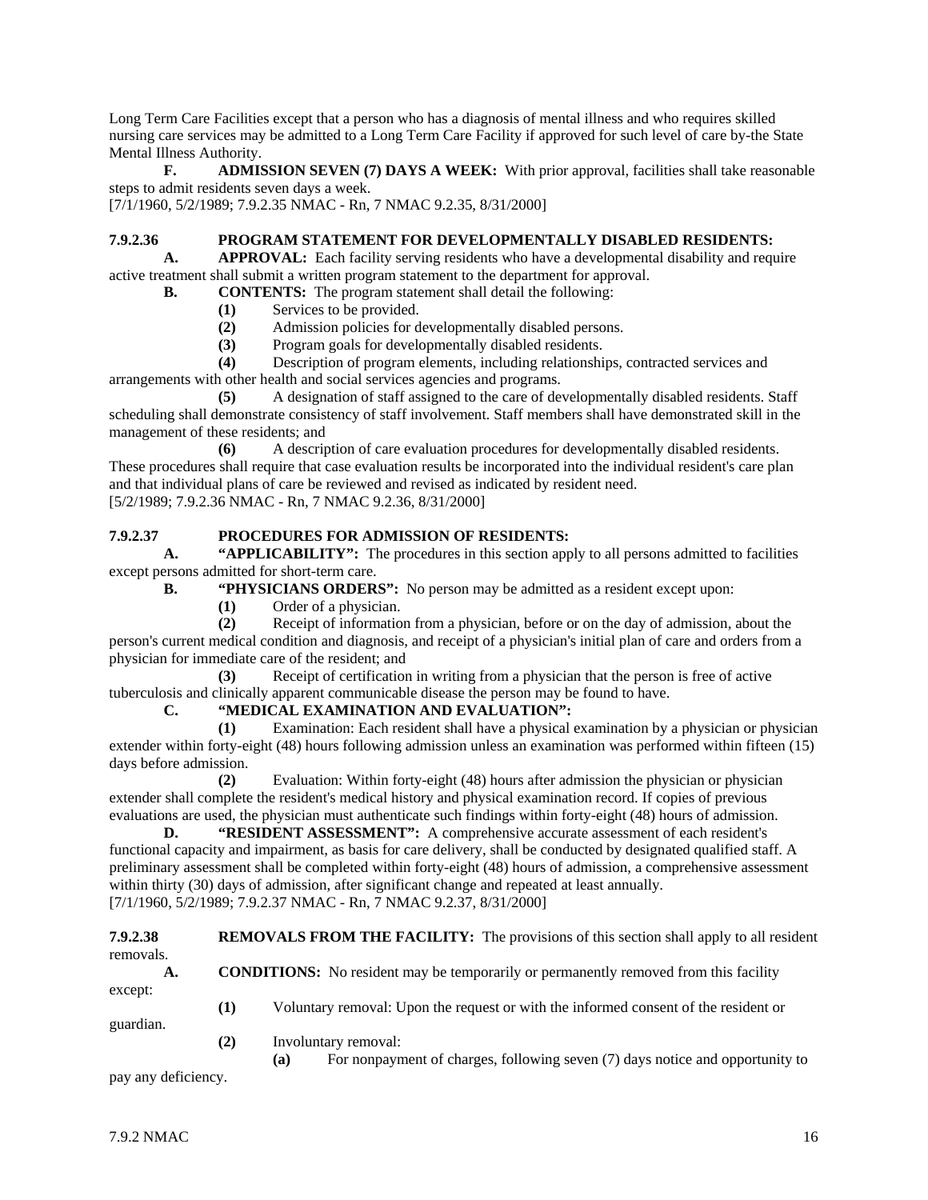Long Term Care Facilities except that a person who has a diagnosis of mental illness and who requires skilled nursing care services may be admitted to a Long Term Care Facility if approved for such level of care by-the State Mental Illness Authority.

**F. ADMISSION SEVEN (7) DAYS A WEEK:** With prior approval, facilities shall take reasonable steps to admit residents seven days a week.

[7/1/1960, 5/2/1989; 7.9.2.35 NMAC - Rn, 7 NMAC 9.2.35, 8/31/2000]

**7.9.2.36 PROGRAM STATEMENT FOR DEVELOPMENTALLY DISABLED RESIDENTS:**

**A. APPROVAL:** Each facility serving residents who have a developmental disability and require active treatment shall submit a written program statement to the department for approval.

**B. CONTENTS:** The program statement shall detail the following:

**(1)** Services to be provided.

**(2)** Admission policies for developmentally disabled persons.

**(3)** Program goals for developmentally disabled residents.

**(4)** Description of program elements, including relationships, contracted services and arrangements with other health and social services agencies and programs.

**(5)** A designation of staff assigned to the care of developmentally disabled residents. Staff scheduling shall demonstrate consistency of staff involvement. Staff members shall have demonstrated skill in the management of these residents; and

**(6)** A description of care evaluation procedures for developmentally disabled residents. These procedures shall require that case evaluation results be incorporated into the individual resident's care plan and that individual plans of care be reviewed and revised as indicated by resident need.

[5/2/1989; 7.9.2.36 NMAC - Rn, 7 NMAC 9.2.36, 8/31/2000]

**7.9.2.37 PROCEDURES FOR ADMISSION OF RESIDENTS:**

**A. "APPLICABILITY":** The procedures in this section apply to all persons admitted to facilities except persons admitted for short-term care.

**B. "PHYSICIANS ORDERS":** No person may be admitted as a resident except upon:

**(1)** Order of a physician.

**(2)** Receipt of information from a physician, before or on the day of admission, about the person's current medical condition and diagnosis, and receipt of a physician's initial plan of care and orders from a physician for immediate care of the resident; and

**(3)** Receipt of certification in writing from a physician that the person is free of active tuberculosis and clinically apparent communicable disease the person may be found to have.

**C. "MEDICAL EXAMINATION AND EVALUATION":**

**(1)** Examination: Each resident shall have a physical examination by a physician or physician extender within forty-eight (48) hours following admission unless an examination was performed within fifteen (15) days before admission.

**(2)** Evaluation: Within forty-eight (48) hours after admission the physician or physician extender shall complete the resident's medical history and physical examination record. If copies of previous evaluations are used, the physician must authenticate such findings within forty-eight (48) hours of admission.

**D. "RESIDENT ASSESSMENT":** A comprehensive accurate assessment of each resident's functional capacity and impairment, as basis for care delivery, shall be conducted by designated qualified staff. A preliminary assessment shall be completed within forty-eight (48) hours of admission, a comprehensive assessment within thirty (30) days of admission, after significant change and repeated at least annually.

[7/1/1960, 5/2/1989; 7.9.2.37 NMAC - Rn, 7 NMAC 9.2.37, 8/31/2000]

**7.9.2.38 REMOVALS FROM THE FACILITY:** The provisions of this section shall apply to all resident removals.

**A. CONDITIONS:** No resident may be temporarily or permanently removed from this facility except:

**(1)** Voluntary removal: Upon the request or with the informed consent of the resident or guardian.

**(2)** Involuntary removal:

**(a)** For nonpayment of charges, following seven (7) days notice and opportunity to pay any deficiency.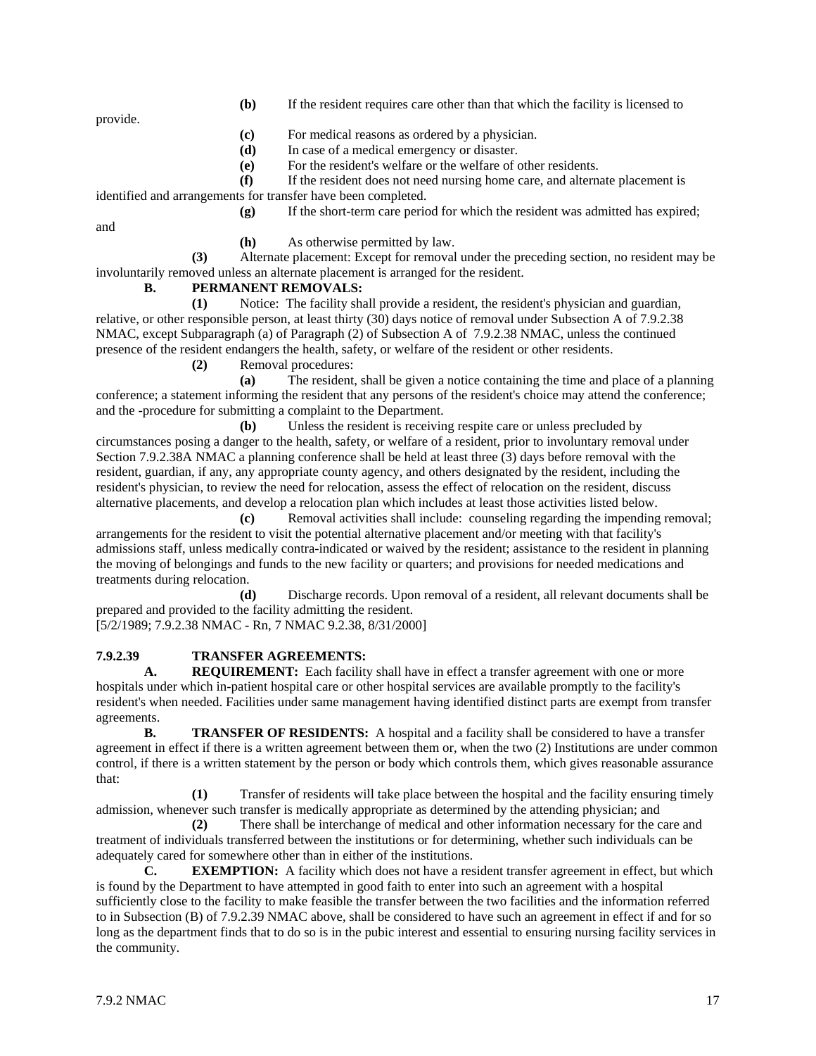**(b)** If the resident requires care other than that which the facility is licensed to provide.

**(c)** For medical reasons as ordered by a physician.

**(d)** In case of a medical emergency or disaster.

**(e)** For the resident's welfare or the welfare of other residents.

**(f)** If the resident does not need nursing home care, and alternate placement is identified and arrangements for transfer have been completed.

**(g)** If the short-term care period for which the resident was admitted has expired; and

**(h)** As otherwise permitted by law.

**(3)** Alternate placement: Except for removal under the preceding section, no resident may be involuntarily removed unless an alternate placement is arranged for the resident.

**B. PERMANENT REMOVALS:**

**(1)** Notice: The facility shall provide a resident, the resident's physician and guardian, relative, or other responsible person, at least thirty (30) days notice of removal under Subsection A of 7.9.2.38 NMAC, except Subparagraph (a) of Paragraph (2) of Subsection A of 7.9.2.38 NMAC, unless the continued presence of the resident endangers the health, safety, or welfare of the resident or other residents.

**(2)** Removal procedures:

**(a)** The resident, shall be given a notice containing the time and place of a planning conference; a statement informing the resident that any persons of the resident's choice may attend the conference; and the -procedure for submitting a complaint to the Department.

**(b)** Unless the resident is receiving respite care or unless precluded by circumstances posing a danger to the health, safety, or welfare of a resident, prior to involuntary removal under Section 7.9.2.38A NMAC a planning conference shall be held at least three (3) days before removal with the resident, guardian, if any, any appropriate county agency, and others designated by the resident, including the resident's physician, to review the need for relocation, assess the effect of relocation on the resident, discuss alternative placements, and develop a relocation plan which includes at least those activities listed below.

**(c)** Removal activities shall include: counseling regarding the impending removal; arrangements for the resident to visit the potential alternative placement and/or meeting with that facility's admissions staff, unless medically contra-indicated or waived by the resident; assistance to the resident in planning the moving of belongings and funds to the new facility or quarters; and provisions for needed medications and treatments during relocation.

**(d)** Discharge records. Upon removal of a resident, all relevant documents shall be prepared and provided to the facility admitting the resident.

[5/2/1989; 7.9.2.38 NMAC - Rn, 7 NMAC 9.2.38, 8/31/2000]

**7.9.2.39 TRANSFER AGREEMENTS:**

**A. REQUIREMENT:** Each facility shall have in effect a transfer agreement with one or more hospitals under which in-patient hospital care or other hospital services are available promptly to the facility's resident's when needed. Facilities under same management having identified distinct parts are exempt from transfer agreements.

**B. TRANSFER OF RESIDENTS:** A hospital and a facility shall be considered to have a transfer agreement in effect if there is a written agreement between them or, when the two (2) Institutions are under common control, if there is a written statement by the person or body which controls them, which gives reasonable assurance that:

**(1)** Transfer of residents will take place between the hospital and the facility ensuring timely admission, whenever such transfer is medically appropriate as determined by the attending physician; and

**(2)** There shall be interchange of medical and other information necessary for the care and treatment of individuals transferred between the institutions or for determining, whether such individuals can be adequately cared for somewhere other than in either of the institutions.

**C. EXEMPTION:** A facility which does not have a resident transfer agreement in effect, but which is found by the Department to have attempted in good faith to enter into such an agreement with a hospital sufficiently close to the facility to make feasible the transfer between the two facilities and the information referred to in Subsection (B) of 7.9.2.39 NMAC above, shall be considered to have such an agreement in effect if and for so long as the department finds that to do so is in the pubic interest and essential to ensuring nursing facility services in the community.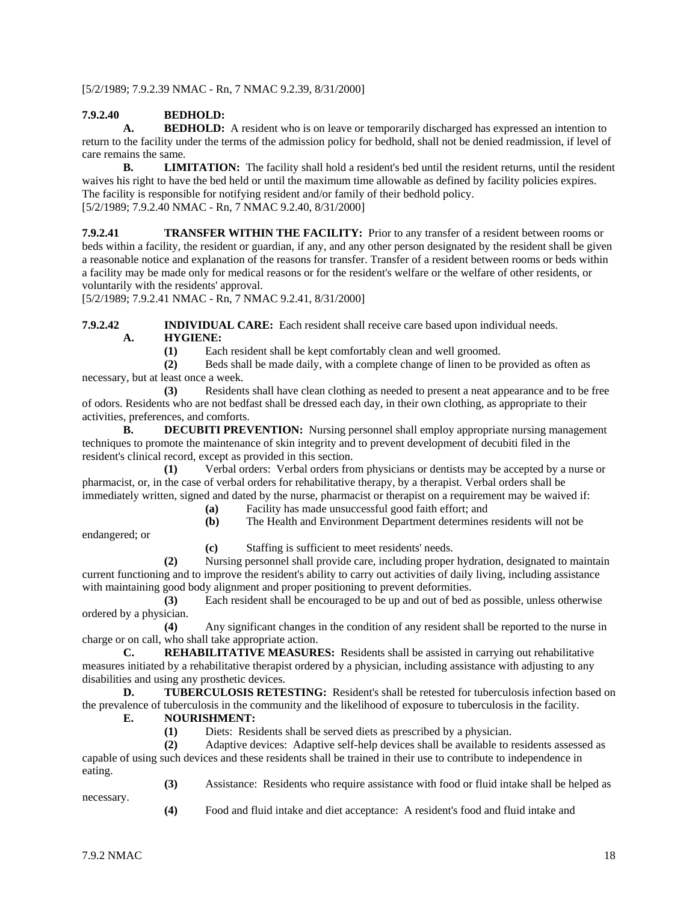[5/2/1989; 7.9.2.39 NMAC - Rn, 7 NMAC 9.2.39, 8/31/2000]

**7.9.2.40 BEDHOLD:**

**A. BEDHOLD:** A resident who is on leave or temporarily discharged has expressed an intention to return to the facility under the terms of the admission policy for bedhold, shall not be denied readmission, if level of care remains the same.

**B. LIMITATION:** The facility shall hold a resident's bed until the resident returns, until the resident waives his right to have the bed held or until the maximum time allowable as defined by facility policies expires. The facility is responsible for notifying resident and/or family of their bedhold policy.

[5/2/1989; 7.9.2.40 NMAC - Rn, 7 NMAC 9.2.40, 8/31/2000]

**7.9.2.41 TRANSFER WITHIN THE FACILITY:** Prior to any transfer of a resident between rooms or beds within a facility, the resident or guardian, if any, and any other person designated by the resident shall be given a reasonable notice and explanation of the reasons for transfer. Transfer of a resident between rooms or beds within a facility may be made only for medical reasons or for the resident's welfare or the welfare of other residents, or voluntarily with the residents' approval.

[5/2/1989; 7.9.2.41 NMAC - Rn, 7 NMAC 9.2.41, 8/31/2000]

**7.9.2.42 INDIVIDUAL CARE:** Each resident shall receive care based upon individual needs.

**A. HYGIENE:**

**(1)** Each resident shall be kept comfortably clean and well groomed.

**(2)** Beds shall be made daily, with a complete change of linen to be provided as often as necessary, but at least once a week.

**(3)** Residents shall have clean clothing as needed to present a neat appearance and to be free of odors. Residents who are not bedfast shall be dressed each day, in their own clothing, as appropriate to their activities, preferences, and comforts.

**B. DECUBITI PREVENTION:** Nursing personnel shall employ appropriate nursing management techniques to promote the maintenance of skin integrity and to prevent development of decubiti filed in the resident's clinical record, except as provided in this section.

**(1)** Verbal orders: Verbal orders from physicians or dentists may be accepted by a nurse or pharmacist, or, in the case of verbal orders for rehabilitative therapy, by a therapist. Verbal orders shall be immediately written, signed and dated by the nurse, pharmacist or therapist on a requirement may be waived if:

**(a)** Facility has made unsuccessful good faith effort; and

**(b)** The Health and Environment Department determines residents will not be endangered; or

**(c)** Staffing is sufficient to meet residents' needs.

**(2)** Nursing personnel shall provide care, including proper hydration, designated to maintain current functioning and to improve the resident's ability to carry out activities of daily living, including assistance with maintaining good body alignment and proper positioning to prevent deformities.

**(3)** Each resident shall be encouraged to be up and out of bed as possible, unless otherwise ordered by a physician.

**(4)** Any significant changes in the condition of any resident shall be reported to the nurse in charge or on call, who shall take appropriate action.

**C. REHABILITATIVE MEASURES:** Residents shall be assisted in carrying out rehabilitative measures initiated by a rehabilitative therapist ordered by a physician, including assistance with adjusting to any disabilities and using any prosthetic devices.

**D. TUBERCULOSIS RETESTING:** Resident's shall be retested for tuberculosis infection based on the prevalence of tuberculosis in the community and the likelihood of exposure to tuberculosis in the facility.

**E. NOURISHMENT:**

**(1)** Diets: Residents shall be served diets as prescribed by a physician.

**(2)** Adaptive devices: Adaptive self-help devices shall be available to residents assessed as capable of using such devices and these residents shall be trained in their use to contribute to independence in eating.

**(3)** Assistance: Residents who require assistance with food or fluid intake shall be helped as necessary.

**(4)** Food and fluid intake and diet acceptance: A resident's food and fluid intake and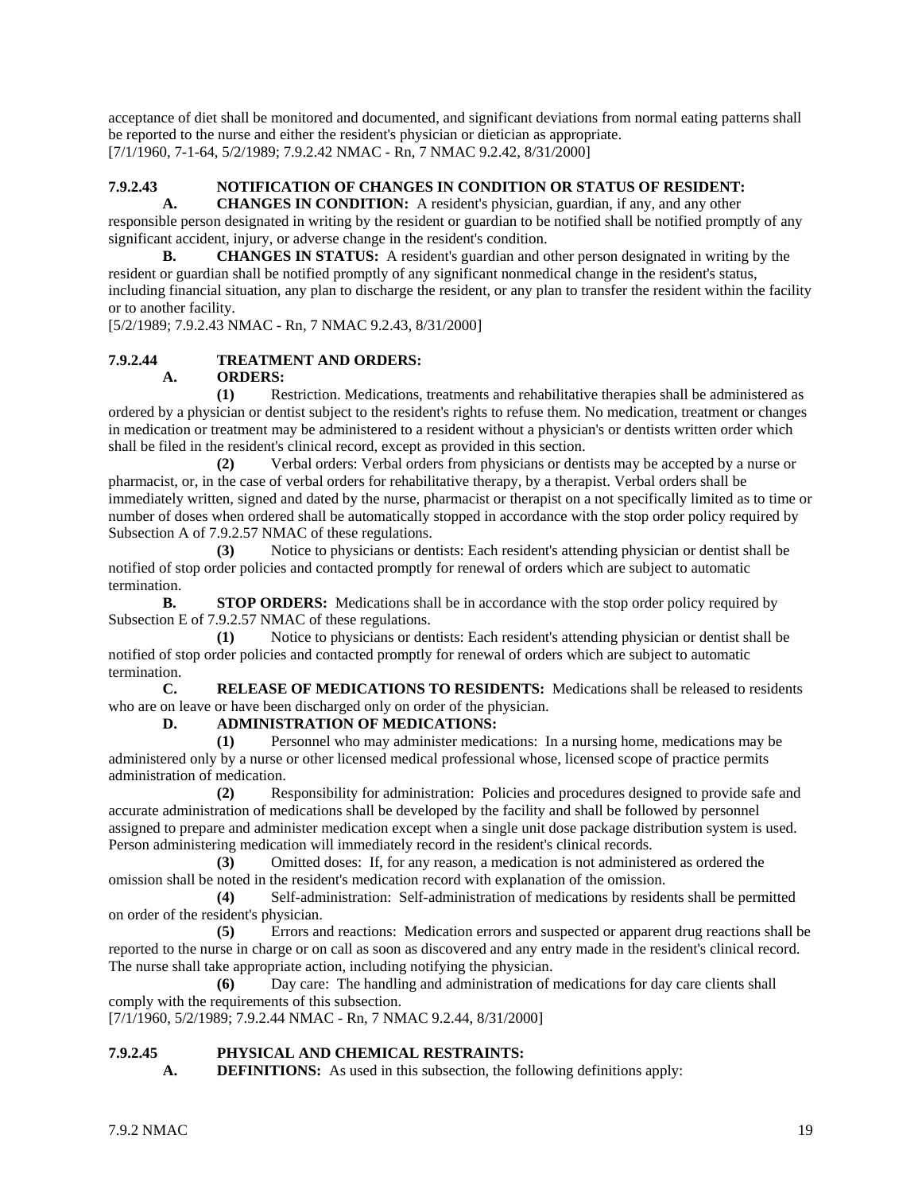acceptance of diet shall be monitored and documented, and significant deviations from normal eating patterns shall be reported to the nurse and either the resident's physician or dietician as appropriate.
[7/1/1960, 7-1-64, 5/2/1989; 7.9.2.42 NMAC - Rn, 7 NMAC 9.2.42, 8/31/2000]

**7.9.2.43 NOTIFICATION OF CHANGES IN CONDITION OR STATUS OF RESIDENT:**

**A. CHANGES IN CONDITION:** A resident's physician, guardian, if any, and any other responsible person designated in writing by the resident or guardian to be notified shall be notified promptly of any significant accident, injury, or adverse change in the resident's condition.

**B. CHANGES IN STATUS:** A resident's guardian and other person designated in writing by the resident or guardian shall be notified promptly of any significant nonmedical change in the resident's status, including financial situation, any plan to discharge the resident, or any plan to transfer the resident within the facility or to another facility.
[5/2/1989; 7.9.2.43 NMAC - Rn, 7 NMAC 9.2.43, 8/31/2000]

**7.9.2.44 TREATMENT AND ORDERS:**

**A. ORDERS:**

**(1)** Restriction. Medications, treatments and rehabilitative therapies shall be administered as ordered by a physician or dentist subject to the resident's rights to refuse them. No medication, treatment or changes in medication or treatment may be administered to a resident without a physician's or dentists written order which shall be filed in the resident's clinical record, except as provided in this section.

**(2)** Verbal orders: Verbal orders from physicians or dentists may be accepted by a nurse or pharmacist, or, in the case of verbal orders for rehabilitative therapy, by a therapist. Verbal orders shall be immediately written, signed and dated by the nurse, pharmacist or therapist on a not specifically limited as to time or number of doses when ordered shall be automatically stopped in accordance with the stop order policy required by Subsection A of 7.9.2.57 NMAC of these regulations.

**(3)** Notice to physicians or dentists: Each resident's attending physician or dentist shall be notified of stop order policies and contacted promptly for renewal of orders which are subject to automatic termination.

**B. STOP ORDERS:** Medications shall be in accordance with the stop order policy required by Subsection E of 7.9.2.57 NMAC of these regulations.

**(1)** Notice to physicians or dentists: Each resident's attending physician or dentist shall be notified of stop order policies and contacted promptly for renewal of orders which are subject to automatic termination.

**C. RELEASE OF MEDICATIONS TO RESIDENTS:** Medications shall be released to residents who are on leave or have been discharged only on order of the physician.

**D. ADMINISTRATION OF MEDICATIONS:**

**(1)** Personnel who may administer medications: In a nursing home, medications may be administered only by a nurse or other licensed medical professional whose, licensed scope of practice permits administration of medication.

**(2)** Responsibility for administration: Policies and procedures designed to provide safe and accurate administration of medications shall be developed by the facility and shall be followed by personnel assigned to prepare and administer medication except when a single unit dose package distribution system is used. Person administering medication will immediately record in the resident's clinical records.

**(3)** Omitted doses: If, for any reason, a medication is not administered as ordered the omission shall be noted in the resident's medication record with explanation of the omission.

**(4)** Self-administration: Self-administration of medications by residents shall be permitted on order of the resident's physician.

**(5)** Errors and reactions: Medication errors and suspected or apparent drug reactions shall be reported to the nurse in charge or on call as soon as discovered and any entry made in the resident's clinical record. The nurse shall take appropriate action, including notifying the physician.

**(6)** Day care: The handling and administration of medications for day care clients shall comply with the requirements of this subsection.
[7/1/1960, 5/2/1989; 7.9.2.44 NMAC - Rn, 7 NMAC 9.2.44, 8/31/2000]

**7.9.2.45 PHYSICAL AND CHEMICAL RESTRAINTS:**

**A. DEFINITIONS:** As used in this subsection, the following definitions apply: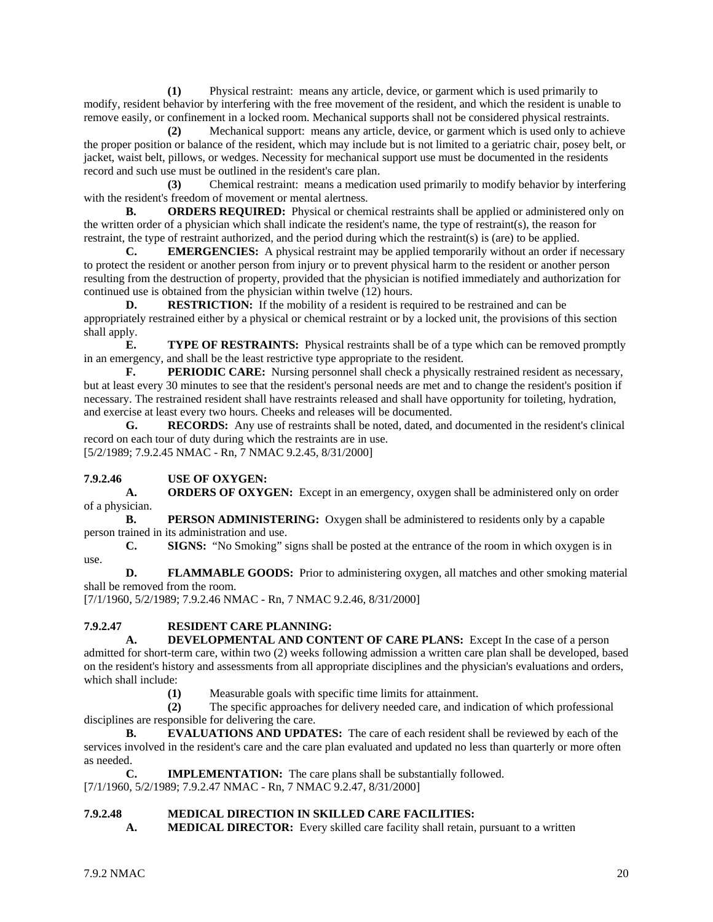**(1)** Physical restraint: means any article, device, or garment which is used primarily to modify, resident behavior by interfering with the free movement of the resident, and which the resident is unable to remove easily, or confinement in a locked room. Mechanical supports shall not be considered physical restraints.

**(2)** Mechanical support: means any article, device, or garment which is used only to achieve the proper position or balance of the resident, which may include but is not limited to a geriatric chair, posey belt, or jacket, waist belt, pillows, or wedges. Necessity for mechanical support use must be documented in the residents record and such use must be outlined in the resident's care plan.

**(3)** Chemical restraint: means a medication used primarily to modify behavior by interfering with the resident's freedom of movement or mental alertness.

**B. ORDERS REQUIRED:** Physical or chemical restraints shall be applied or administered only on the written order of a physician which shall indicate the resident's name, the type of restraint(s), the reason for restraint, the type of restraint authorized, and the period during which the restraint(s) is (are) to be applied.

**C. EMERGENCIES:** A physical restraint may be applied temporarily without an order if necessary to protect the resident or another person from injury or to prevent physical harm to the resident or another person resulting from the destruction of property, provided that the physician is notified immediately and authorization for continued use is obtained from the physician within twelve (12) hours.

**D. RESTRICTION:** If the mobility of a resident is required to be restrained and can be appropriately restrained either by a physical or chemical restraint or by a locked unit, the provisions of this section shall apply.

**E. TYPE OF RESTRAINTS:** Physical restraints shall be of a type which can be removed promptly in an emergency, and shall be the least restrictive type appropriate to the resident.

**F. PERIODIC CARE:** Nursing personnel shall check a physically restrained resident as necessary, but at least every 30 minutes to see that the resident's personal needs are met and to change the resident's position if necessary. The restrained resident shall have restraints released and shall have opportunity for toileting, hydration, and exercise at least every two hours. Cheeks and releases will be documented.

**G. RECORDS:** Any use of restraints shall be noted, dated, and documented in the resident's clinical record on each tour of duty during which the restraints are in use.

[5/2/1989; 7.9.2.45 NMAC - Rn, 7 NMAC 9.2.45, 8/31/2000]

**7.9.2.46 USE OF OXYGEN:**

**A. ORDERS OF OXYGEN:** Except in an emergency, oxygen shall be administered only on order of a physician.

**B. PERSON ADMINISTERING:** Oxygen shall be administered to residents only by a capable person trained in its administration and use.

**C. SIGNS:** "No Smoking" signs shall be posted at the entrance of the room in which oxygen is in use.

**D. FLAMMABLE GOODS:** Prior to administering oxygen, all matches and other smoking material shall be removed from the room.

[7/1/1960, 5/2/1989; 7.9.2.46 NMAC - Rn, 7 NMAC 9.2.46, 8/31/2000]

**7.9.2.47 RESIDENT CARE PLANNING:**

**A. DEVELOPMENTAL AND CONTENT OF CARE PLANS:** Except In the case of a person admitted for short-term care, within two (2) weeks following admission a written care plan shall be developed, based on the resident's history and assessments from all appropriate disciplines and the physician's evaluations and orders, which shall include:

**(1)** Measurable goals with specific time limits for attainment.

**(2)** The specific approaches for delivery needed care, and indication of which professional disciplines are responsible for delivering the care.

**B. EVALUATIONS AND UPDATES:** The care of each resident shall be reviewed by each of the services involved in the resident's care and the care plan evaluated and updated no less than quarterly or more often as needed.

**C. IMPLEMENTATION:** The care plans shall be substantially followed.

[7/1/1960, 5/2/1989; 7.9.2.47 NMAC - Rn, 7 NMAC 9.2.47, 8/31/2000]

**7.9.2.48 MEDICAL DIRECTION IN SKILLED CARE FACILITIES:**

**A. MEDICAL DIRECTOR:** Every skilled care facility shall retain, pursuant to a written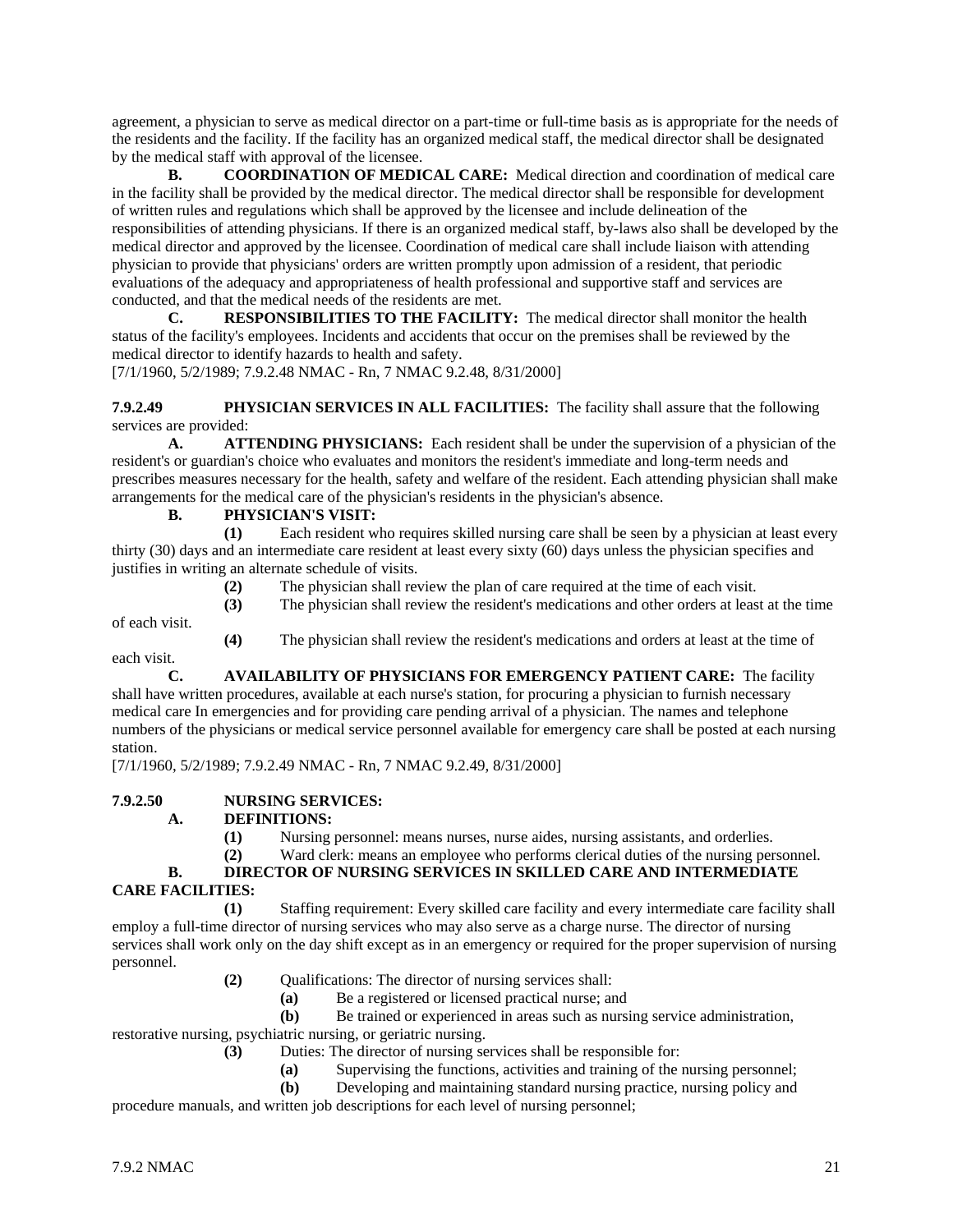agreement, a physician to serve as medical director on a part-time or full-time basis as is appropriate for the needs of the residents and the facility. If the facility has an organized medical staff, the medical director shall be designated by the medical staff with approval of the licensee.

**B. COORDINATION OF MEDICAL CARE:** Medical direction and coordination of medical care in the facility shall be provided by the medical director. The medical director shall be responsible for development of written rules and regulations which shall be approved by the licensee and include delineation of the responsibilities of attending physicians. If there is an organized medical staff, by-laws also shall be developed by the medical director and approved by the licensee. Coordination of medical care shall include liaison with attending physician to provide that physicians' orders are written promptly upon admission of a resident, that periodic evaluations of the adequacy and appropriateness of health professional and supportive staff and services are conducted, and that the medical needs of the residents are met.

**C. RESPONSIBILITIES TO THE FACILITY:** The medical director shall monitor the health status of the facility's employees. Incidents and accidents that occur on the premises shall be reviewed by the medical director to identify hazards to health and safety.

[7/1/1960, 5/2/1989; 7.9.2.48 NMAC - Rn, 7 NMAC 9.2.48, 8/31/2000]

**7.9.2.49 PHYSICIAN SERVICES IN ALL FACILITIES:** The facility shall assure that the following services are provided:

**A. ATTENDING PHYSICIANS:** Each resident shall be under the supervision of a physician of the resident's or guardian's choice who evaluates and monitors the resident's immediate and long-term needs and prescribes measures necessary for the health, safety and welfare of the resident. Each attending physician shall make arrangements for the medical care of the physician's residents in the physician's absence.

**B. PHYSICIAN'S VISIT:**

**(1)** Each resident who requires skilled nursing care shall be seen by a physician at least every thirty (30) days and an intermediate care resident at least every sixty (60) days unless the physician specifies and justifies in writing an alternate schedule of visits.

**(2)** The physician shall review the plan of care required at the time of each visit.

**(3)** The physician shall review the resident's medications and other orders at least at the time of each visit.

**(4)** The physician shall review the resident's medications and orders at least at the time of each visit.

**C. AVAILABILITY OF PHYSICIANS FOR EMERGENCY PATIENT CARE:** The facility shall have written procedures, available at each nurse's station, for procuring a physician to furnish necessary medical care In emergencies and for providing care pending arrival of a physician. The names and telephone numbers of the physicians or medical service personnel available for emergency care shall be posted at each nursing station.

[7/1/1960, 5/2/1989; 7.9.2.49 NMAC - Rn, 7 NMAC 9.2.49, 8/31/2000]

**7.9.2.50 NURSING SERVICES:**

**A. DEFINITIONS:**

**(1)** Nursing personnel: means nurses, nurse aides, nursing assistants, and orderlies.

**(2)** Ward clerk: means an employee who performs clerical duties of the nursing personnel.

**B. DIRECTOR OF NURSING SERVICES IN SKILLED CARE AND INTERMEDIATE CARE FACILITIES:**

**(1)** Staffing requirement: Every skilled care facility and every intermediate care facility shall employ a full-time director of nursing services who may also serve as a charge nurse. The director of nursing services shall work only on the day shift except as in an emergency or required for the proper supervision of nursing personnel.

**(2)** Qualifications: The director of nursing services shall:

**(a)** Be a registered or licensed practical nurse; and

**(b)** Be trained or experienced in areas such as nursing service administration, restorative nursing, psychiatric nursing, or geriatric nursing.

**(3)** Duties: The director of nursing services shall be responsible for:

**(a)** Supervising the functions, activities and training of the nursing personnel;

**(b)** Developing and maintaining standard nursing practice, nursing policy and procedure manuals, and written job descriptions for each level of nursing personnel;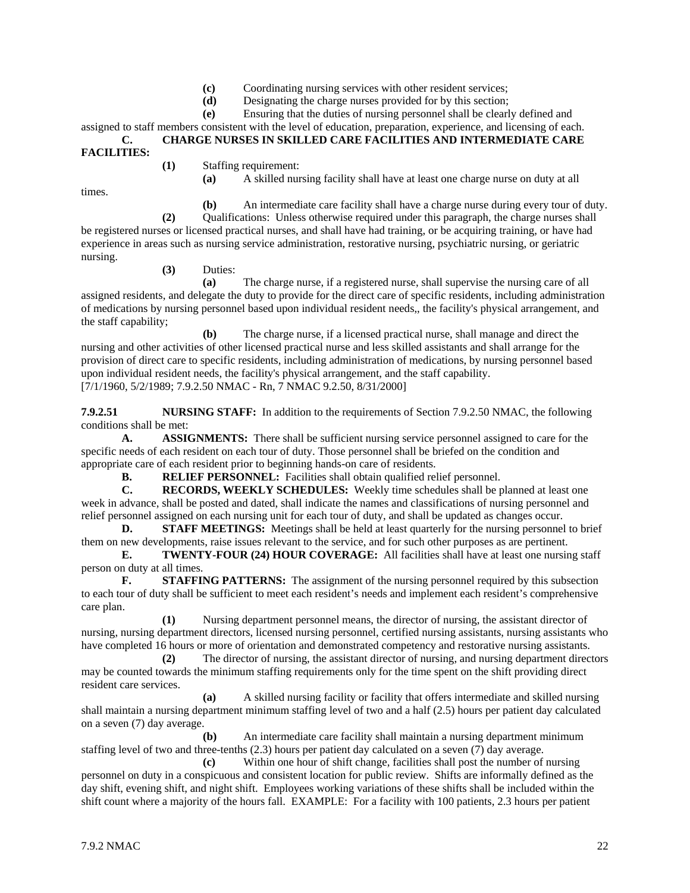**(c)** Coordinating nursing services with other resident services;

**(d)** Designating the charge nurses provided for by this section;

**(e)** Ensuring that the duties of nursing personnel shall be clearly defined and assigned to staff members consistent with the level of education, preparation, experience, and licensing of each.

**C. CHARGE NURSES IN SKILLED CARE FACILITIES AND INTERMEDIATE CARE FACILITIES:**

**(1)** Staffing requirement:

**(a)** A skilled nursing facility shall have at least one charge nurse on duty at all times.

**(b)** An intermediate care facility shall have a charge nurse during every tour of duty.

**(2)** Qualifications: Unless otherwise required under this paragraph, the charge nurses shall be registered nurses or licensed practical nurses, and shall have had training, or be acquiring training, or have had experience in areas such as nursing service administration, restorative nursing, psychiatric nursing, or geriatric nursing.

**(3)** Duties:

**(a)** The charge nurse, if a registered nurse, shall supervise the nursing care of all assigned residents, and delegate the duty to provide for the direct care of specific residents, including administration of medications by nursing personnel based upon individual resident needs,, the facility's physical arrangement, and the staff capability;

**(b)** The charge nurse, if a licensed practical nurse, shall manage and direct the nursing and other activities of other licensed practical nurse and less skilled assistants and shall arrange for the provision of direct care to specific residents, including administration of medications, by nursing personnel based upon individual resident needs, the facility's physical arrangement, and the staff capability.

[7/1/1960, 5/2/1989; 7.9.2.50 NMAC - Rn, 7 NMAC 9.2.50, 8/31/2000]

**7.9.2.51 NURSING STAFF:** In addition to the requirements of Section 7.9.2.50 NMAC, the following conditions shall be met:

**A. ASSIGNMENTS:** There shall be sufficient nursing service personnel assigned to care for the specific needs of each resident on each tour of duty. Those personnel shall be briefed on the condition and appropriate care of each resident prior to beginning hands-on care of residents.

**B. RELIEF PERSONNEL:** Facilities shall obtain qualified relief personnel.

**C. RECORDS, WEEKLY SCHEDULES:** Weekly time schedules shall be planned at least one week in advance, shall be posted and dated, shall indicate the names and classifications of nursing personnel and relief personnel assigned on each nursing unit for each tour of duty, and shall be updated as changes occur.

**D. STAFF MEETINGS:** Meetings shall be held at least quarterly for the nursing personnel to brief them on new developments, raise issues relevant to the service, and for such other purposes as are pertinent.

**E. TWENTY-FOUR (24) HOUR COVERAGE:** All facilities shall have at least one nursing staff person on duty at all times.

**F. STAFFING PATTERNS:** The assignment of the nursing personnel required by this subsection to each tour of duty shall be sufficient to meet each resident's needs and implement each resident's comprehensive care plan.

**(1)** Nursing department personnel means, the director of nursing, the assistant director of nursing, nursing department directors, licensed nursing personnel, certified nursing assistants, nursing assistants who have completed 16 hours or more of orientation and demonstrated competency and restorative nursing assistants.

**(2)** The director of nursing, the assistant director of nursing, and nursing department directors may be counted towards the minimum staffing requirements only for the time spent on the shift providing direct resident care services.

**(a)** A skilled nursing facility or facility that offers intermediate and skilled nursing shall maintain a nursing department minimum staffing level of two and a half (2.5) hours per patient day calculated on a seven (7) day average.

**(b)** An intermediate care facility shall maintain a nursing department minimum staffing level of two and three-tenths (2.3) hours per patient day calculated on a seven (7) day average.

**(c)** Within one hour of shift change, facilities shall post the number of nursing personnel on duty in a conspicuous and consistent location for public review. Shifts are informally defined as the day shift, evening shift, and night shift. Employees working variations of these shifts shall be included within the shift count where a majority of the hours fall. EXAMPLE: For a facility with 100 patients, 2.3 hours per patient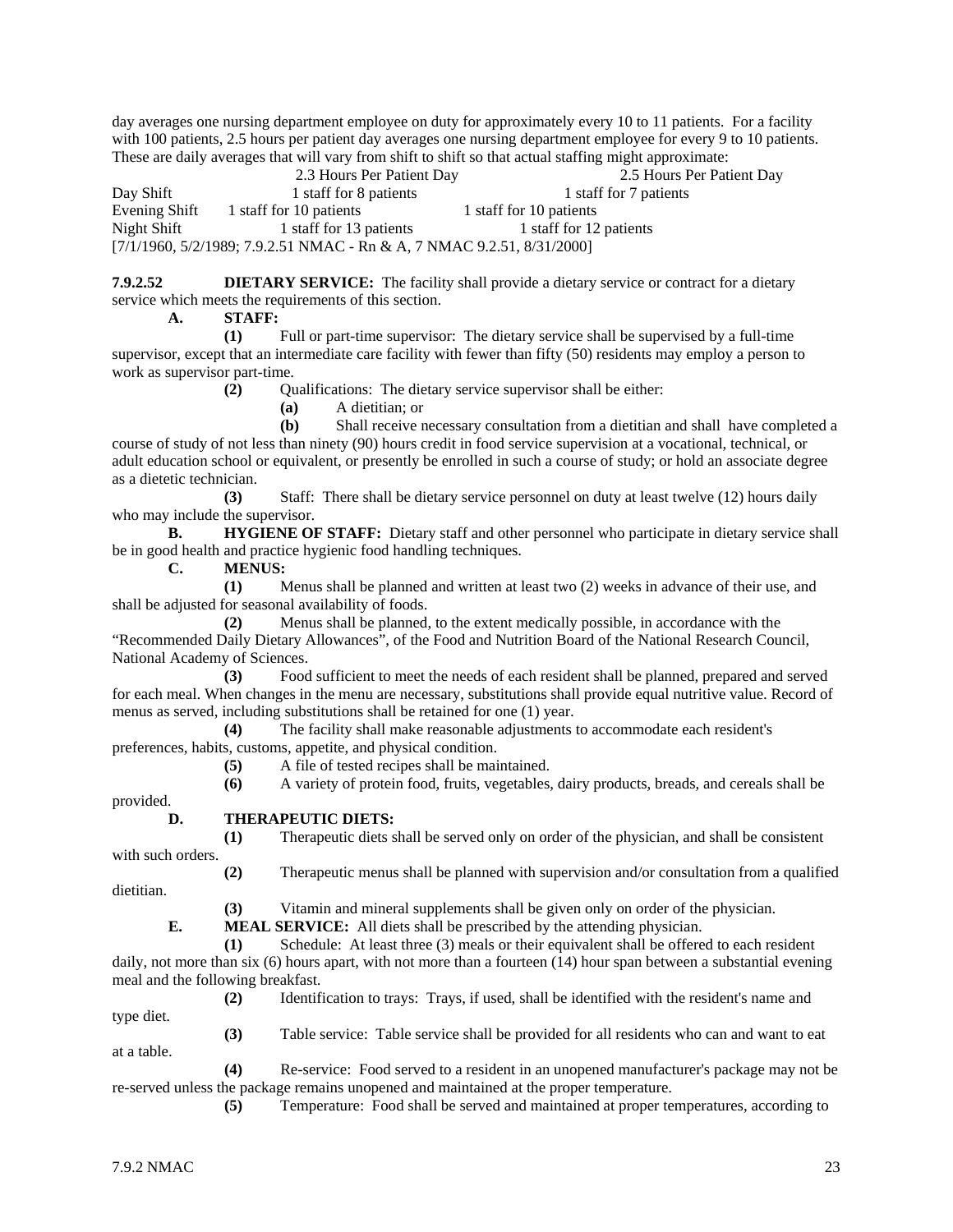day averages one nursing department employee on duty for approximately every 10 to 11 patients. For a facility with 100 patients, 2.5 hours per patient day averages one nursing department employee for every 9 to 10 patients. These are daily averages that will vary from shift to shift so that actual staffing might approximate:

| | 2.3 Hours Per Patient Day | 2.5 Hours Per Patient Day |
|---|---|---|
| Day Shift | 1 staff for 8 patients | 1 staff for 7 patients |
| Evening Shift | 1 staff for 10 patients | 1 staff for 10 patients |
| Night Shift | 1 staff for 13 patients | 1 staff for 12 patients |

[7/1/1960, 5/2/1989; 7.9.2.51 NMAC - Rn & A, 7 NMAC 9.2.51, 8/31/2000]

**7.9.2.52 DIETARY SERVICE:** The facility shall provide a dietary service or contract for a dietary service which meets the requirements of this section.

**A. STAFF:**

**(1)** Full or part-time supervisor: The dietary service shall be supervised by a full-time supervisor, except that an intermediate care facility with fewer than fifty (50) residents may employ a person to work as supervisor part-time.

**(2)** Qualifications: The dietary service supervisor shall be either:

**(a)** A dietitian; or

**(b)** Shall receive necessary consultation from a dietitian and shall have completed a course of study of not less than ninety (90) hours credit in food service supervision at a vocational, technical, or adult education school or equivalent, or presently be enrolled in such a course of study; or hold an associate degree as a dietetic technician.

**(3)** Staff: There shall be dietary service personnel on duty at least twelve (12) hours daily who may include the supervisor.

**B. HYGIENE OF STAFF:** Dietary staff and other personnel who participate in dietary service shall be in good health and practice hygienic food handling techniques.

**C. MENUS:**

**(1)** Menus shall be planned and written at least two (2) weeks in advance of their use, and shall be adjusted for seasonal availability of foods.

**(2)** Menus shall be planned, to the extent medically possible, in accordance with the "Recommended Daily Dietary Allowances", of the Food and Nutrition Board of the National Research Council, National Academy of Sciences.

**(3)** Food sufficient to meet the needs of each resident shall be planned, prepared and served for each meal. When changes in the menu are necessary, substitutions shall provide equal nutritive value. Record of menus as served, including substitutions shall be retained for one (1) year.

**(4)** The facility shall make reasonable adjustments to accommodate each resident's preferences, habits, customs, appetite, and physical condition.

**(5)** A file of tested recipes shall be maintained.

**(6)** A variety of protein food, fruits, vegetables, dairy products, breads, and cereals shall be provided.

**D. THERAPEUTIC DIETS:**

**(1)** Therapeutic diets shall be served only on order of the physician, and shall be consistent with such orders.

**(2)** Therapeutic menus shall be planned with supervision and/or consultation from a qualified dietitian.

**(3)** Vitamin and mineral supplements shall be given only on order of the physician.

**E. MEAL SERVICE:** All diets shall be prescribed by the attending physician.

**(1)** Schedule: At least three (3) meals or their equivalent shall be offered to each resident daily, not more than six (6) hours apart, with not more than a fourteen (14) hour span between a substantial evening meal and the following breakfast.

**(2)** Identification to trays: Trays, if used, shall be identified with the resident's name and type diet.

**(3)** Table service: Table service shall be provided for all residents who can and want to eat at a table.

**(4)** Re-service: Food served to a resident in an unopened manufacturer's package may not be re-served unless the package remains unopened and maintained at the proper temperature.

**(5)** Temperature: Food shall be served and maintained at proper temperatures, according to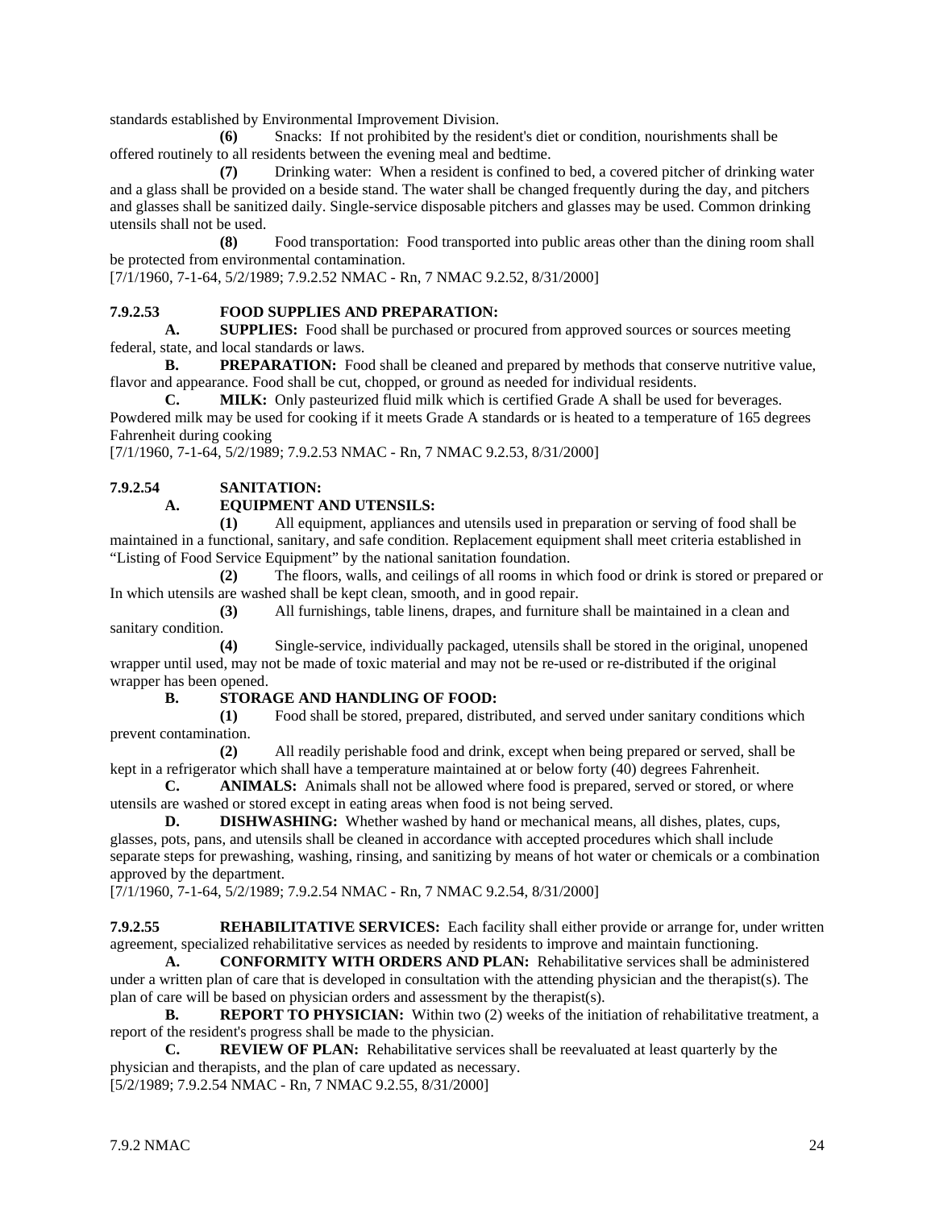standards established by Environmental Improvement Division.

**(6)** Snacks: If not prohibited by the resident's diet or condition, nourishments shall be offered routinely to all residents between the evening meal and bedtime.

**(7)** Drinking water: When a resident is confined to bed, a covered pitcher of drinking water and a glass shall be provided on a beside stand. The water shall be changed frequently during the day, and pitchers and glasses shall be sanitized daily. Single-service disposable pitchers and glasses may be used. Common drinking utensils shall not be used.

**(8)** Food transportation: Food transported into public areas other than the dining room shall be protected from environmental contamination.

[7/1/1960, 7-1-64, 5/2/1989; 7.9.2.52 NMAC - Rn, 7 NMAC 9.2.52, 8/31/2000]

**7.9.2.53 FOOD SUPPLIES AND PREPARATION:**

**A. SUPPLIES:** Food shall be purchased or procured from approved sources or sources meeting federal, state, and local standards or laws.

**B. PREPARATION:** Food shall be cleaned and prepared by methods that conserve nutritive value, flavor and appearance. Food shall be cut, chopped, or ground as needed for individual residents.

**C. MILK:** Only pasteurized fluid milk which is certified Grade A shall be used for beverages. Powdered milk may be used for cooking if it meets Grade A standards or is heated to a temperature of 165 degrees Fahrenheit during cooking

[7/1/1960, 7-1-64, 5/2/1989; 7.9.2.53 NMAC - Rn, 7 NMAC 9.2.53, 8/31/2000]

**7.9.2.54 SANITATION:**

**A. EQUIPMENT AND UTENSILS:**

**(1)** All equipment, appliances and utensils used in preparation or serving of food shall be maintained in a functional, sanitary, and safe condition. Replacement equipment shall meet criteria established in "Listing of Food Service Equipment" by the national sanitation foundation.

**(2)** The floors, walls, and ceilings of all rooms in which food or drink is stored or prepared or In which utensils are washed shall be kept clean, smooth, and in good repair.

**(3)** All furnishings, table linens, drapes, and furniture shall be maintained in a clean and sanitary condition.

**(4)** Single-service, individually packaged, utensils shall be stored in the original, unopened wrapper until used, may not be made of toxic material and may not be re-used or re-distributed if the original wrapper has been opened.

**B. STORAGE AND HANDLING OF FOOD:**

**(1)** Food shall be stored, prepared, distributed, and served under sanitary conditions which prevent contamination.

**(2)** All readily perishable food and drink, except when being prepared or served, shall be kept in a refrigerator which shall have a temperature maintained at or below forty (40) degrees Fahrenheit.

**C. ANIMALS:** Animals shall not be allowed where food is prepared, served or stored, or where utensils are washed or stored except in eating areas when food is not being served.

**D. DISHWASHING:** Whether washed by hand or mechanical means, all dishes, plates, cups, glasses, pots, pans, and utensils shall be cleaned in accordance with accepted procedures which shall include separate steps for prewashing, washing, rinsing, and sanitizing by means of hot water or chemicals or a combination approved by the department.

[7/1/1960, 7-1-64, 5/2/1989; 7.9.2.54 NMAC - Rn, 7 NMAC 9.2.54, 8/31/2000]

**7.9.2.55 REHABILITATIVE SERVICES:** Each facility shall either provide or arrange for, under written agreement, specialized rehabilitative services as needed by residents to improve and maintain functioning.

**A. CONFORMITY WITH ORDERS AND PLAN:** Rehabilitative services shall be administered under a written plan of care that is developed in consultation with the attending physician and the therapist(s). The plan of care will be based on physician orders and assessment by the therapist(s).

**B. REPORT TO PHYSICIAN:** Within two (2) weeks of the initiation of rehabilitative treatment, a report of the resident's progress shall be made to the physician.

**C. REVIEW OF PLAN:** Rehabilitative services shall be reevaluated at least quarterly by the physician and therapists, and the plan of care updated as necessary.

[5/2/1989; 7.9.2.54 NMAC - Rn, 7 NMAC 9.2.55, 8/31/2000]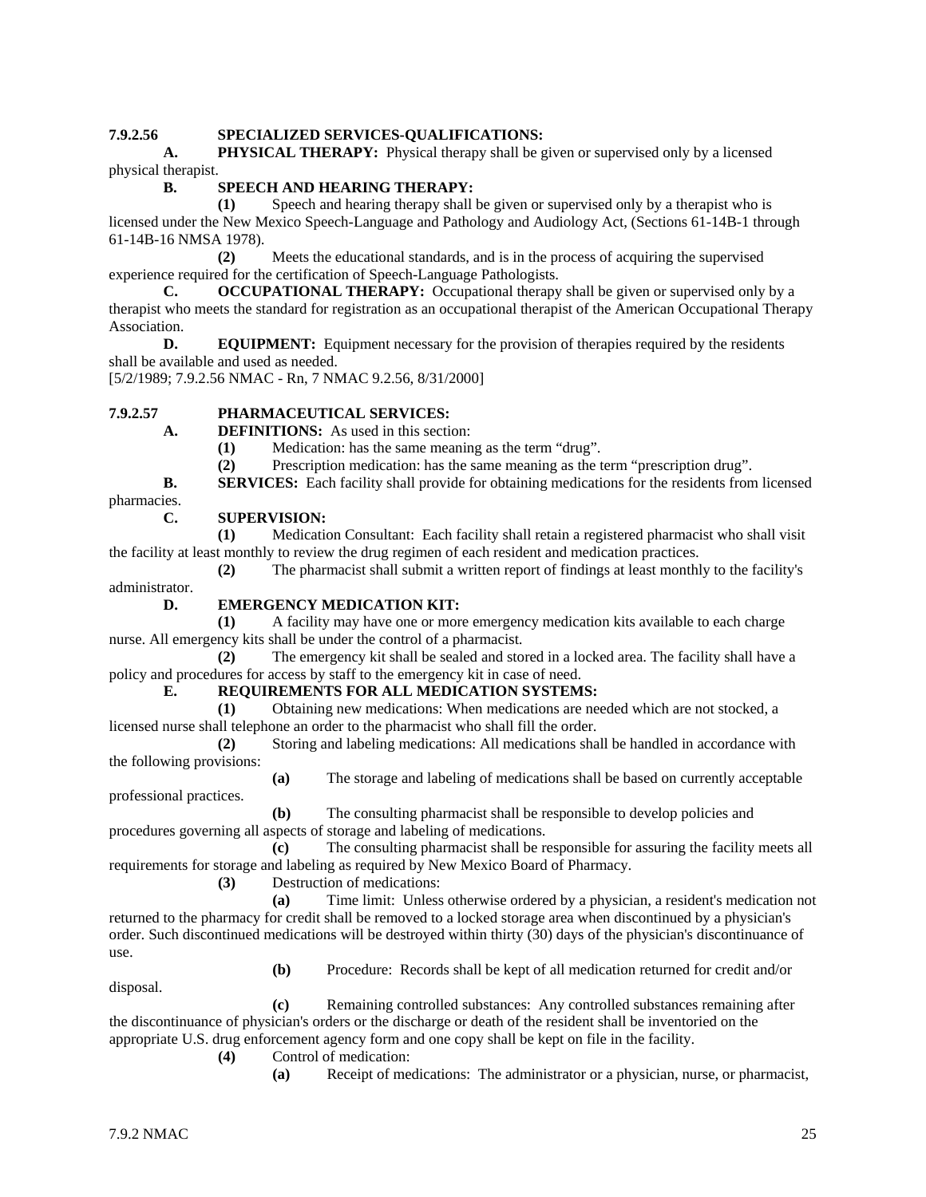**7.9.2.56 SPECIALIZED SERVICES-QUALIFICATIONS:**

**A. PHYSICAL THERAPY:** Physical therapy shall be given or supervised only by a licensed physical therapist.

**B. SPEECH AND HEARING THERAPY:**

**(1)** Speech and hearing therapy shall be given or supervised only by a therapist who is licensed under the New Mexico Speech-Language and Pathology and Audiology Act, (Sections 61-14B-1 through 61-14B-16 NMSA 1978).

**(2)** Meets the educational standards, and is in the process of acquiring the supervised experience required for the certification of Speech-Language Pathologists.

**C. OCCUPATIONAL THERAPY:** Occupational therapy shall be given or supervised only by a therapist who meets the standard for registration as an occupational therapist of the American Occupational Therapy Association.

**D. EQUIPMENT:** Equipment necessary for the provision of therapies required by the residents shall be available and used as needed.

[5/2/1989; 7.9.2.56 NMAC - Rn, 7 NMAC 9.2.56, 8/31/2000]

**7.9.2.57 PHARMACEUTICAL SERVICES:**

**A. DEFINITIONS:** As used in this section:

**(1)** Medication: has the same meaning as the term "drug".

**(2)** Prescription medication: has the same meaning as the term "prescription drug".

**B. SERVICES:** Each facility shall provide for obtaining medications for the residents from licensed pharmacies.

**C. SUPERVISION:**

**(1)** Medication Consultant: Each facility shall retain a registered pharmacist who shall visit the facility at least monthly to review the drug regimen of each resident and medication practices.

**(2)** The pharmacist shall submit a written report of findings at least monthly to the facility's administrator.

**D. EMERGENCY MEDICATION KIT:**

**(1)** A facility may have one or more emergency medication kits available to each charge nurse. All emergency kits shall be under the control of a pharmacist.

**(2)** The emergency kit shall be sealed and stored in a locked area. The facility shall have a policy and procedures for access by staff to the emergency kit in case of need.

**E. REQUIREMENTS FOR ALL MEDICATION SYSTEMS:**

**(1)** Obtaining new medications: When medications are needed which are not stocked, a licensed nurse shall telephone an order to the pharmacist who shall fill the order.

**(2)** Storing and labeling medications: All medications shall be handled in accordance with the following provisions:

**(a)** The storage and labeling of medications shall be based on currently acceptable professional practices.

**(b)** The consulting pharmacist shall be responsible to develop policies and procedures governing all aspects of storage and labeling of medications.

**(c)** The consulting pharmacist shall be responsible for assuring the facility meets all requirements for storage and labeling as required by New Mexico Board of Pharmacy.

**(3)** Destruction of medications:

**(a)** Time limit: Unless otherwise ordered by a physician, a resident's medication not returned to the pharmacy for credit shall be removed to a locked storage area when discontinued by a physician's order. Such discontinued medications will be destroyed within thirty (30) days of the physician's discontinuance of use.

**(b)** Procedure: Records shall be kept of all medication returned for credit and/or disposal.

**(c)** Remaining controlled substances: Any controlled substances remaining after the discontinuance of physician's orders or the discharge or death of the resident shall be inventoried on the appropriate U.S. drug enforcement agency form and one copy shall be kept on file in the facility.

**(4)** Control of medication:

**(a)** Receipt of medications: The administrator or a physician, nurse, or pharmacist,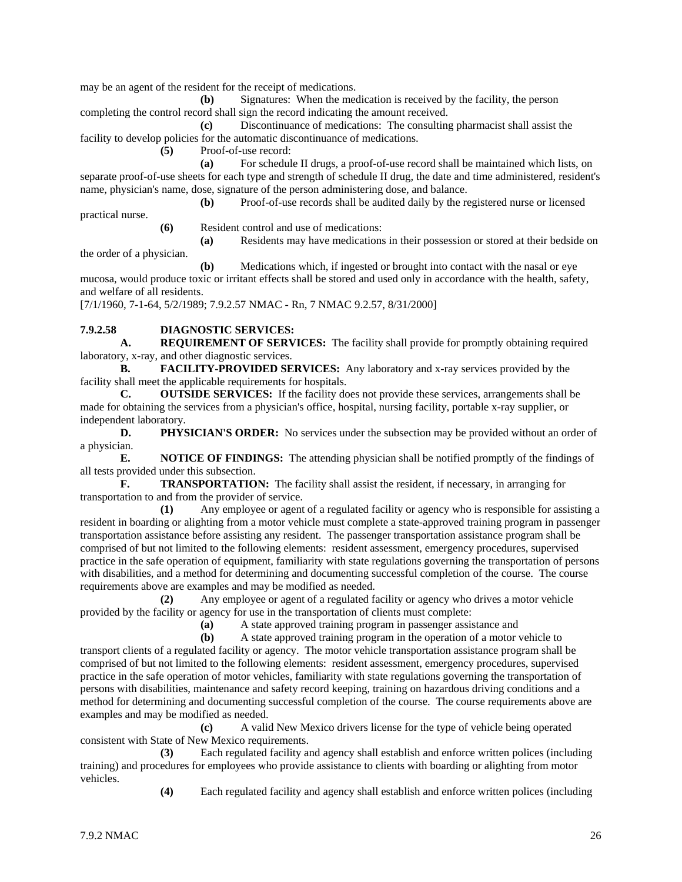may be an agent of the resident for the receipt of medications.

**(b)** Signatures: When the medication is received by the facility, the person completing the control record shall sign the record indicating the amount received.

**(c)** Discontinuance of medications: The consulting pharmacist shall assist the facility to develop policies for the automatic discontinuance of medications.

**(5)** Proof-of-use record:

**(a)** For schedule II drugs, a proof-of-use record shall be maintained which lists, on separate proof-of-use sheets for each type and strength of schedule II drug, the date and time administered, resident's name, physician's name, dose, signature of the person administering dose, and balance.

**(b)** Proof-of-use records shall be audited daily by the registered nurse or licensed practical nurse.

**(6)** Resident control and use of medications:

**(a)** Residents may have medications in their possession or stored at their bedside on the order of a physician.

**(b)** Medications which, if ingested or brought into contact with the nasal or eye mucosa, would produce toxic or irritant effects shall be stored and used only in accordance with the health, safety, and welfare of all residents.

[7/1/1960, 7-1-64, 5/2/1989; 7.9.2.57 NMAC - Rn, 7 NMAC 9.2.57, 8/31/2000]

**7.9.2.58 DIAGNOSTIC SERVICES:**

**A. REQUIREMENT OF SERVICES:** The facility shall provide for promptly obtaining required laboratory, x-ray, and other diagnostic services.

**B. FACILITY-PROVIDED SERVICES:** Any laboratory and x-ray services provided by the facility shall meet the applicable requirements for hospitals.

**C. OUTSIDE SERVICES:** If the facility does not provide these services, arrangements shall be made for obtaining the services from a physician's office, hospital, nursing facility, portable x-ray supplier, or independent laboratory.

**D. PHYSICIAN'S ORDER:** No services under the subsection may be provided without an order of a physician.

**E. NOTICE OF FINDINGS:** The attending physician shall be notified promptly of the findings of all tests provided under this subsection.

**F. TRANSPORTATION:** The facility shall assist the resident, if necessary, in arranging for transportation to and from the provider of service.

**(1)** Any employee or agent of a regulated facility or agency who is responsible for assisting a resident in boarding or alighting from a motor vehicle must complete a state-approved training program in passenger transportation assistance before assisting any resident. The passenger transportation assistance program shall be comprised of but not limited to the following elements: resident assessment, emergency procedures, supervised practice in the safe operation of equipment, familiarity with state regulations governing the transportation of persons with disabilities, and a method for determining and documenting successful completion of the course. The course requirements above are examples and may be modified as needed.

**(2)** Any employee or agent of a regulated facility or agency who drives a motor vehicle provided by the facility or agency for use in the transportation of clients must complete:

**(a)** A state approved training program in passenger assistance and

**(b)** A state approved training program in the operation of a motor vehicle to transport clients of a regulated facility or agency. The motor vehicle transportation assistance program shall be comprised of but not limited to the following elements: resident assessment, emergency procedures, supervised practice in the safe operation of motor vehicles, familiarity with state regulations governing the transportation of persons with disabilities, maintenance and safety record keeping, training on hazardous driving conditions and a method for determining and documenting successful completion of the course. The course requirements above are examples and may be modified as needed.

**(c)** A valid New Mexico drivers license for the type of vehicle being operated consistent with State of New Mexico requirements.

**(3)** Each regulated facility and agency shall establish and enforce written polices (including training) and procedures for employees who provide assistance to clients with boarding or alighting from motor vehicles.

**(4)** Each regulated facility and agency shall establish and enforce written polices (including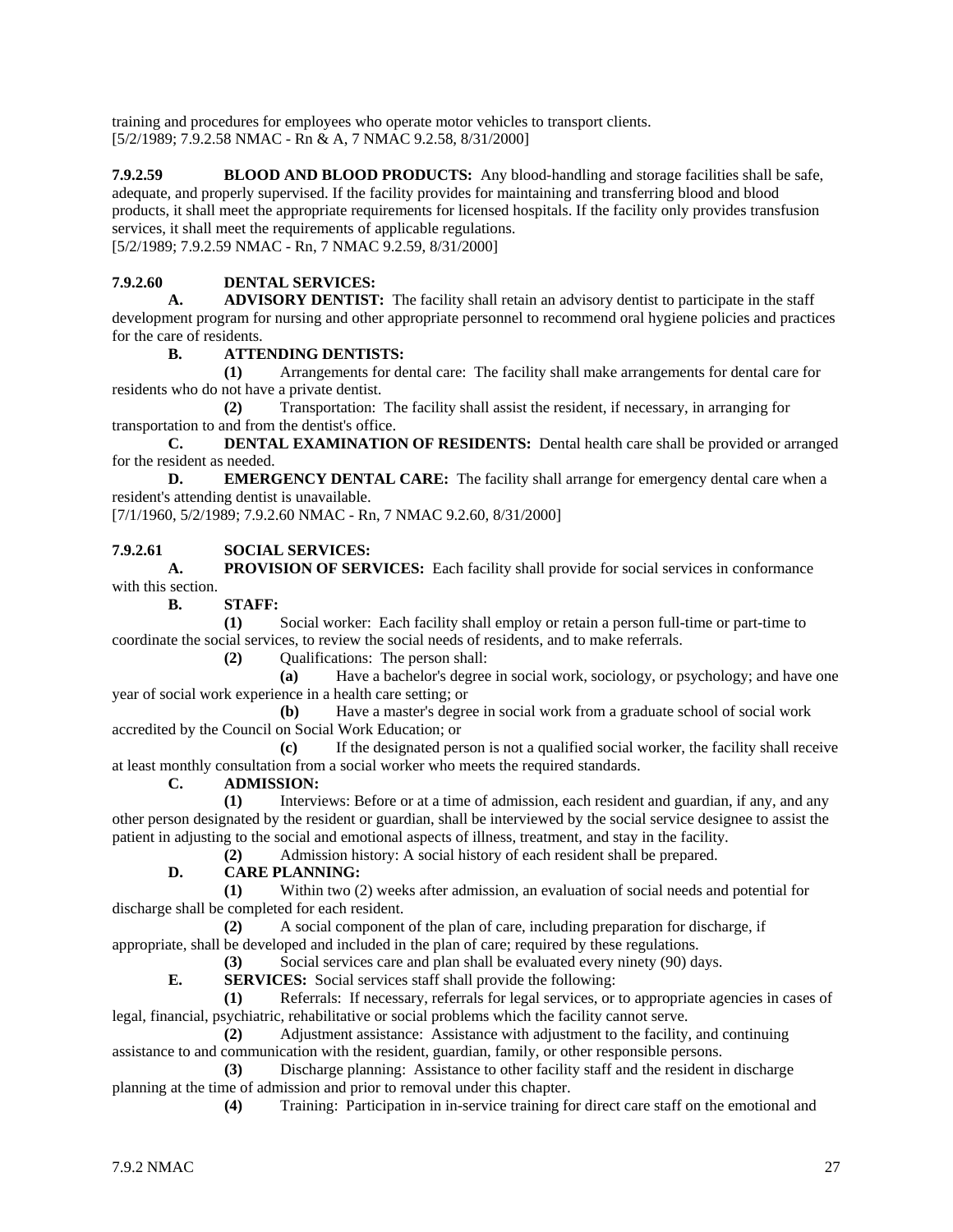training and procedures for employees who operate motor vehicles to transport clients.
[5/2/1989; 7.9.2.58 NMAC - Rn & A, 7 NMAC 9.2.58, 8/31/2000]

**7.9.2.59 BLOOD AND BLOOD PRODUCTS:** Any blood-handling and storage facilities shall be safe, adequate, and properly supervised. If the facility provides for maintaining and transferring blood and blood products, it shall meet the appropriate requirements for licensed hospitals. If the facility only provides transfusion services, it shall meet the requirements of applicable regulations.
[5/2/1989; 7.9.2.59 NMAC - Rn, 7 NMAC 9.2.59, 8/31/2000]

**7.9.2.60 DENTAL SERVICES:**

**A. ADVISORY DENTIST:** The facility shall retain an advisory dentist to participate in the staff development program for nursing and other appropriate personnel to recommend oral hygiene policies and practices for the care of residents.

**B. ATTENDING DENTISTS:**

**(1)** Arrangements for dental care: The facility shall make arrangements for dental care for residents who do not have a private dentist.

**(2)** Transportation: The facility shall assist the resident, if necessary, in arranging for transportation to and from the dentist's office.

**C. DENTAL EXAMINATION OF RESIDENTS:** Dental health care shall be provided or arranged for the resident as needed.

**D. EMERGENCY DENTAL CARE:** The facility shall arrange for emergency dental care when a resident's attending dentist is unavailable.
[7/1/1960, 5/2/1989; 7.9.2.60 NMAC - Rn, 7 NMAC 9.2.60, 8/31/2000]

**7.9.2.61 SOCIAL SERVICES:**

**A. PROVISION OF SERVICES:** Each facility shall provide for social services in conformance with this section.

**B. STAFF:**

**(1)** Social worker: Each facility shall employ or retain a person full-time or part-time to coordinate the social services, to review the social needs of residents, and to make referrals.

**(2)** Qualifications: The person shall:

**(a)** Have a bachelor's degree in social work, sociology, or psychology; and have one year of social work experience in a health care setting; or

**(b)** Have a master's degree in social work from a graduate school of social work accredited by the Council on Social Work Education; or

**(c)** If the designated person is not a qualified social worker, the facility shall receive at least monthly consultation from a social worker who meets the required standards.

**C. ADMISSION:**

**(1)** Interviews: Before or at a time of admission, each resident and guardian, if any, and any other person designated by the resident or guardian, shall be interviewed by the social service designee to assist the patient in adjusting to the social and emotional aspects of illness, treatment, and stay in the facility.

**(2)** Admission history: A social history of each resident shall be prepared.

**D. CARE PLANNING:**

**(1)** Within two (2) weeks after admission, an evaluation of social needs and potential for discharge shall be completed for each resident.

**(2)** A social component of the plan of care, including preparation for discharge, if appropriate, shall be developed and included in the plan of care; required by these regulations.

**(3)** Social services care and plan shall be evaluated every ninety (90) days.

**E. SERVICES:** Social services staff shall provide the following:

**(1)** Referrals: If necessary, referrals for legal services, or to appropriate agencies in cases of legal, financial, psychiatric, rehabilitative or social problems which the facility cannot serve.

**(2)** Adjustment assistance: Assistance with adjustment to the facility, and continuing assistance to and communication with the resident, guardian, family, or other responsible persons.

**(3)** Discharge planning: Assistance to other facility staff and the resident in discharge planning at the time of admission and prior to removal under this chapter.

**(4)** Training: Participation in in-service training for direct care staff on the emotional and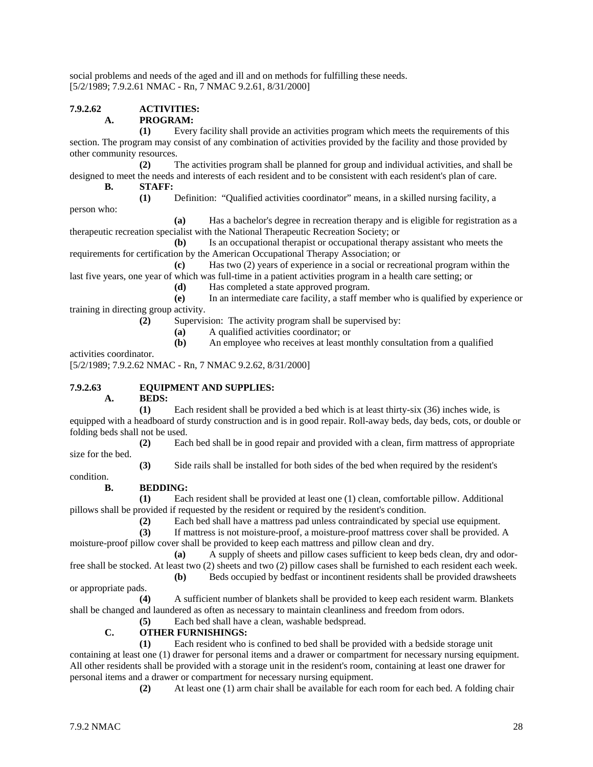social problems and needs of the aged and ill and on methods for fulfilling these needs.
[5/2/1989; 7.9.2.61 NMAC - Rn, 7 NMAC 9.2.61, 8/31/2000]

**7.9.2.62 ACTIVITIES:**

**A. PROGRAM:**

**(1)** Every facility shall provide an activities program which meets the requirements of this section. The program may consist of any combination of activities provided by the facility and those provided by other community resources.

**(2)** The activities program shall be planned for group and individual activities, and shall be designed to meet the needs and interests of each resident and to be consistent with each resident's plan of care.

**B. STAFF:**

**(1)** Definition: "Qualified activities coordinator" means, in a skilled nursing facility, a person who:

**(a)** Has a bachelor's degree in recreation therapy and is eligible for registration as a therapeutic recreation specialist with the National Therapeutic Recreation Society; or

**(b)** Is an occupational therapist or occupational therapy assistant who meets the requirements for certification by the American Occupational Therapy Association; or

**(c)** Has two (2) years of experience in a social or recreational program within the last five years, one year of which was full-time in a patient activities program in a health care setting; or

**(d)** Has completed a state approved program.

**(e)** In an intermediate care facility, a staff member who is qualified by experience or training in directing group activity.

**(2)** Supervision: The activity program shall be supervised by:

**(a)** A qualified activities coordinator; or

**(b)** An employee who receives at least monthly consultation from a qualified activities coordinator.

[5/2/1989; 7.9.2.62 NMAC - Rn, 7 NMAC 9.2.62, 8/31/2000]

**7.9.2.63 EQUIPMENT AND SUPPLIES:**

**A. BEDS:**

**(1)** Each resident shall be provided a bed which is at least thirty-six (36) inches wide, is equipped with a headboard of sturdy construction and is in good repair. Roll-away beds, day beds, cots, or double or folding beds shall not be used.

**(2)** Each bed shall be in good repair and provided with a clean, firm mattress of appropriate size for the bed.

**(3)** Side rails shall be installed for both sides of the bed when required by the resident's condition.

**B. BEDDING:**

**(1)** Each resident shall be provided at least one (1) clean, comfortable pillow. Additional pillows shall be provided if requested by the resident or required by the resident's condition.

**(2)** Each bed shall have a mattress pad unless contraindicated by special use equipment.

**(3)** If mattress is not moisture-proof, a moisture-proof mattress cover shall be provided. A moisture-proof pillow cover shall be provided to keep each mattress and pillow clean and dry.

**(a)** A supply of sheets and pillow cases sufficient to keep beds clean, dry and odor-free shall be stocked. At least two (2) sheets and two (2) pillow cases shall be furnished to each resident each week.

**(b)** Beds occupied by bedfast or incontinent residents shall be provided drawsheets or appropriate pads.

**(4)** A sufficient number of blankets shall be provided to keep each resident warm. Blankets shall be changed and laundered as often as necessary to maintain cleanliness and freedom from odors.

**(5)** Each bed shall have a clean, washable bedspread.

**C. OTHER FURNISHINGS:**

**(1)** Each resident who is confined to bed shall be provided with a bedside storage unit containing at least one (1) drawer for personal items and a drawer or compartment for necessary nursing equipment. All other residents shall be provided with a storage unit in the resident's room, containing at least one drawer for personal items and a drawer or compartment for necessary nursing equipment.

**(2)** At least one (1) arm chair shall be available for each room for each bed. A folding chair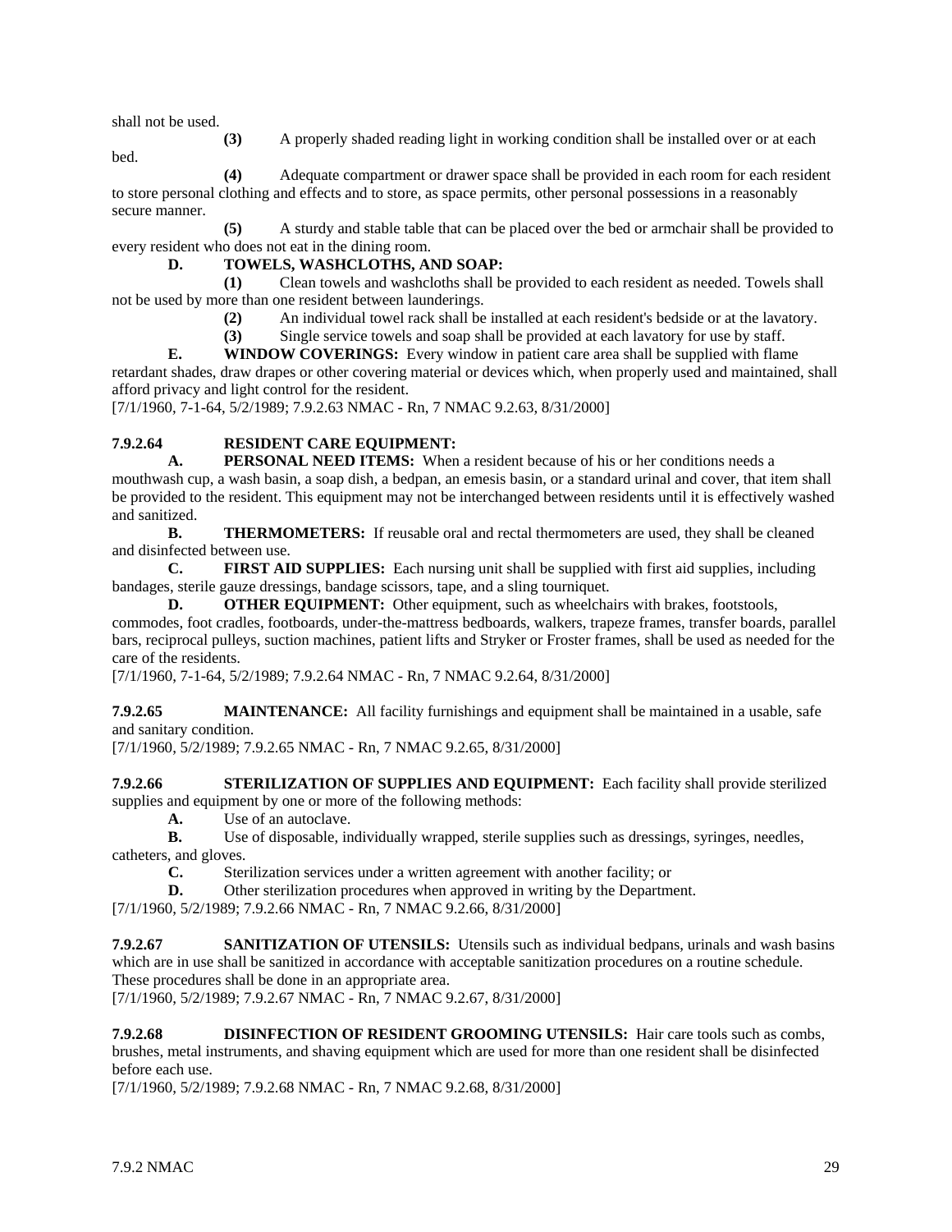shall not be used.

**(3)** A properly shaded reading light in working condition shall be installed over or at each bed.

**(4)** Adequate compartment or drawer space shall be provided in each room for each resident to store personal clothing and effects and to store, as space permits, other personal possessions in a reasonably secure manner.

**(5)** A sturdy and stable table that can be placed over the bed or armchair shall be provided to every resident who does not eat in the dining room.

**D. TOWELS, WASHCLOTHS, AND SOAP:**

**(1)** Clean towels and washcloths shall be provided to each resident as needed. Towels shall not be used by more than one resident between launderings.

**(2)** An individual towel rack shall be installed at each resident's bedside or at the lavatory.

**(3)** Single service towels and soap shall be provided at each lavatory for use by staff.

**E. WINDOW COVERINGS:** Every window in patient care area shall be supplied with flame retardant shades, draw drapes or other covering material or devices which, when properly used and maintained, shall afford privacy and light control for the resident.

[7/1/1960, 7-1-64, 5/2/1989; 7.9.2.63 NMAC - Rn, 7 NMAC 9.2.63, 8/31/2000]

**7.9.2.64 RESIDENT CARE EQUIPMENT:**

**A. PERSONAL NEED ITEMS:** When a resident because of his or her conditions needs a mouthwash cup, a wash basin, a soap dish, a bedpan, an emesis basin, or a standard urinal and cover, that item shall be provided to the resident. This equipment may not be interchanged between residents until it is effectively washed and sanitized.

**B. THERMOMETERS:** If reusable oral and rectal thermometers are used, they shall be cleaned and disinfected between use.

**C. FIRST AID SUPPLIES:** Each nursing unit shall be supplied with first aid supplies, including bandages, sterile gauze dressings, bandage scissors, tape, and a sling tourniquet.

**D. OTHER EQUIPMENT:** Other equipment, such as wheelchairs with brakes, footstools, commodes, foot cradles, footboards, under-the-mattress bedboards, walkers, trapeze frames, transfer boards, parallel bars, reciprocal pulleys, suction machines, patient lifts and Stryker or Froster frames, shall be used as needed for the care of the residents.

[7/1/1960, 7-1-64, 5/2/1989; 7.9.2.64 NMAC - Rn, 7 NMAC 9.2.64, 8/31/2000]

**7.9.2.65 MAINTENANCE:** All facility furnishings and equipment shall be maintained in a usable, safe and sanitary condition.

[7/1/1960, 5/2/1989; 7.9.2.65 NMAC - Rn, 7 NMAC 9.2.65, 8/31/2000]

**7.9.2.66 STERILIZATION OF SUPPLIES AND EQUIPMENT:** Each facility shall provide sterilized supplies and equipment by one or more of the following methods:

**A.** Use of an autoclave.

**B.** Use of disposable, individually wrapped, sterile supplies such as dressings, syringes, needles, catheters, and gloves.

**C.** Sterilization services under a written agreement with another facility; or

**D.** Other sterilization procedures when approved in writing by the Department.

[7/1/1960, 5/2/1989; 7.9.2.66 NMAC - Rn, 7 NMAC 9.2.66, 8/31/2000]

**7.9.2.67 SANITIZATION OF UTENSILS:** Utensils such as individual bedpans, urinals and wash basins which are in use shall be sanitized in accordance with acceptable sanitization procedures on a routine schedule. These procedures shall be done in an appropriate area.

[7/1/1960, 5/2/1989; 7.9.2.67 NMAC - Rn, 7 NMAC 9.2.67, 8/31/2000]

**7.9.2.68 DISINFECTION OF RESIDENT GROOMING UTENSILS:** Hair care tools such as combs, brushes, metal instruments, and shaving equipment which are used for more than one resident shall be disinfected before each use.

[7/1/1960, 5/2/1989; 7.9.2.68 NMAC - Rn, 7 NMAC 9.2.68, 8/31/2000]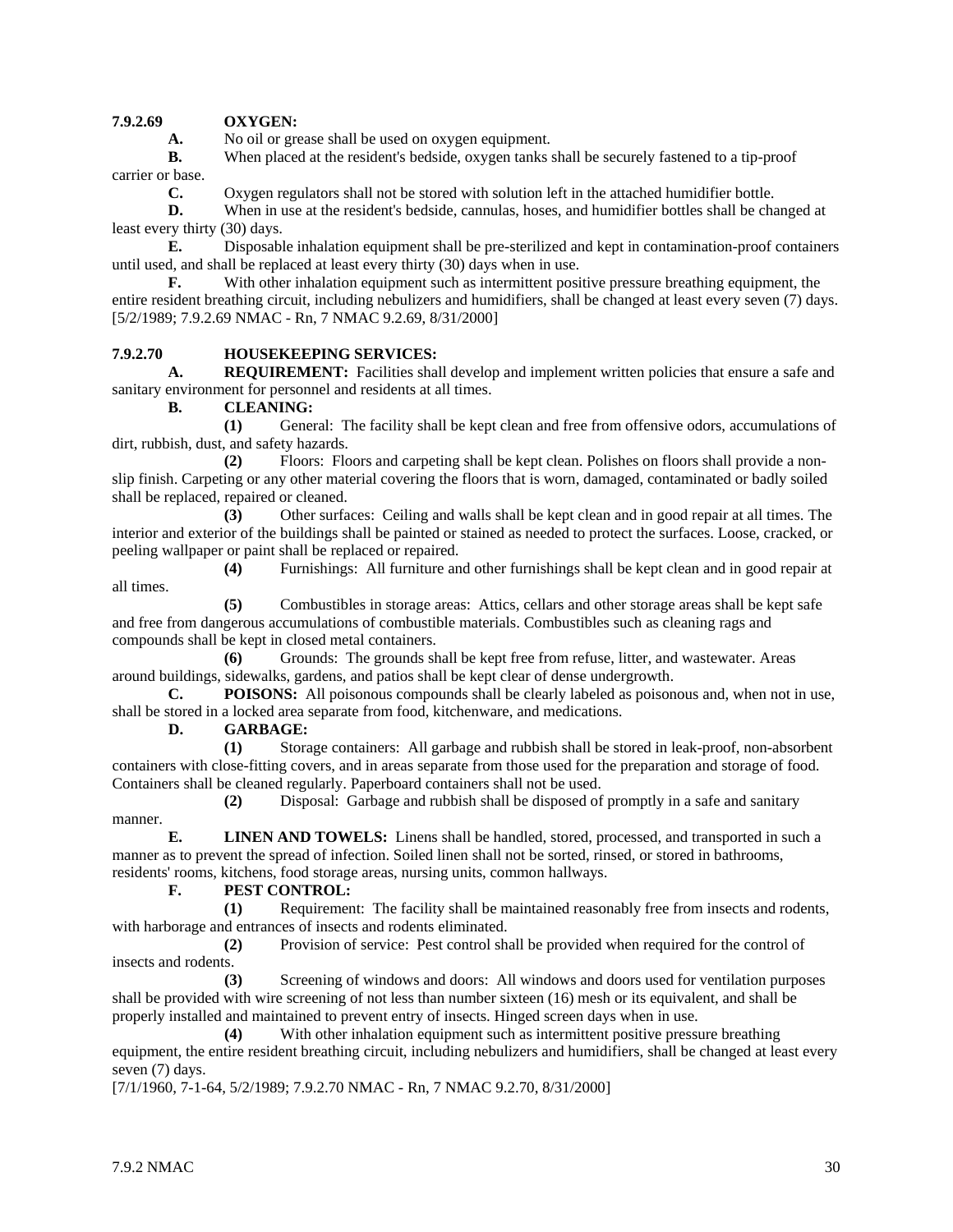**7.9.2.69 OXYGEN:**

**A.** No oil or grease shall be used on oxygen equipment.

**B.** When placed at the resident's bedside, oxygen tanks shall be securely fastened to a tip-proof carrier or base.

**C.** Oxygen regulators shall not be stored with solution left in the attached humidifier bottle.

**D.** When in use at the resident's bedside, cannulas, hoses, and humidifier bottles shall be changed at least every thirty (30) days.

**E.** Disposable inhalation equipment shall be pre-sterilized and kept in contamination-proof containers until used, and shall be replaced at least every thirty (30) days when in use.

**F.** With other inhalation equipment such as intermittent positive pressure breathing equipment, the entire resident breathing circuit, including nebulizers and humidifiers, shall be changed at least every seven (7) days.
[5/2/1989; 7.9.2.69 NMAC - Rn, 7 NMAC 9.2.69, 8/31/2000]

**7.9.2.70 HOUSEKEEPING SERVICES:**

**A. REQUIREMENT:** Facilities shall develop and implement written policies that ensure a safe and sanitary environment for personnel and residents at all times.

**B. CLEANING:**

**(1)** General: The facility shall be kept clean and free from offensive odors, accumulations of dirt, rubbish, dust, and safety hazards.

**(2)** Floors: Floors and carpeting shall be kept clean. Polishes on floors shall provide a non-slip finish. Carpeting or any other material covering the floors that is worn, damaged, contaminated or badly soiled shall be replaced, repaired or cleaned.

**(3)** Other surfaces: Ceiling and walls shall be kept clean and in good repair at all times. The interior and exterior of the buildings shall be painted or stained as needed to protect the surfaces. Loose, cracked, or peeling wallpaper or paint shall be replaced or repaired.

**(4)** Furnishings: All furniture and other furnishings shall be kept clean and in good repair at all times.

**(5)** Combustibles in storage areas: Attics, cellars and other storage areas shall be kept safe and free from dangerous accumulations of combustible materials. Combustibles such as cleaning rags and compounds shall be kept in closed metal containers.

**(6)** Grounds: The grounds shall be kept free from refuse, litter, and wastewater. Areas around buildings, sidewalks, gardens, and patios shall be kept clear of dense undergrowth.

**C. POISONS:** All poisonous compounds shall be clearly labeled as poisonous and, when not in use, shall be stored in a locked area separate from food, kitchenware, and medications.

**D. GARBAGE:**

**(1)** Storage containers: All garbage and rubbish shall be stored in leak-proof, non-absorbent containers with close-fitting covers, and in areas separate from those used for the preparation and storage of food. Containers shall be cleaned regularly. Paperboard containers shall not be used.

**(2)** Disposal: Garbage and rubbish shall be disposed of promptly in a safe and sanitary manner.

**E. LINEN AND TOWELS:** Linens shall be handled, stored, processed, and transported in such a manner as to prevent the spread of infection. Soiled linen shall not be sorted, rinsed, or stored in bathrooms, residents' rooms, kitchens, food storage areas, nursing units, common hallways.

**F. PEST CONTROL:**

**(1)** Requirement: The facility shall be maintained reasonably free from insects and rodents, with harborage and entrances of insects and rodents eliminated.

**(2)** Provision of service: Pest control shall be provided when required for the control of insects and rodents.

**(3)** Screening of windows and doors: All windows and doors used for ventilation purposes shall be provided with wire screening of not less than number sixteen (16) mesh or its equivalent, and shall be properly installed and maintained to prevent entry of insects. Hinged screen days when in use.

**(4)** With other inhalation equipment such as intermittent positive pressure breathing equipment, the entire resident breathing circuit, including nebulizers and humidifiers, shall be changed at least every seven (7) days.
[7/1/1960, 7-1-64, 5/2/1989; 7.9.2.70 NMAC - Rn, 7 NMAC 9.2.70, 8/31/2000]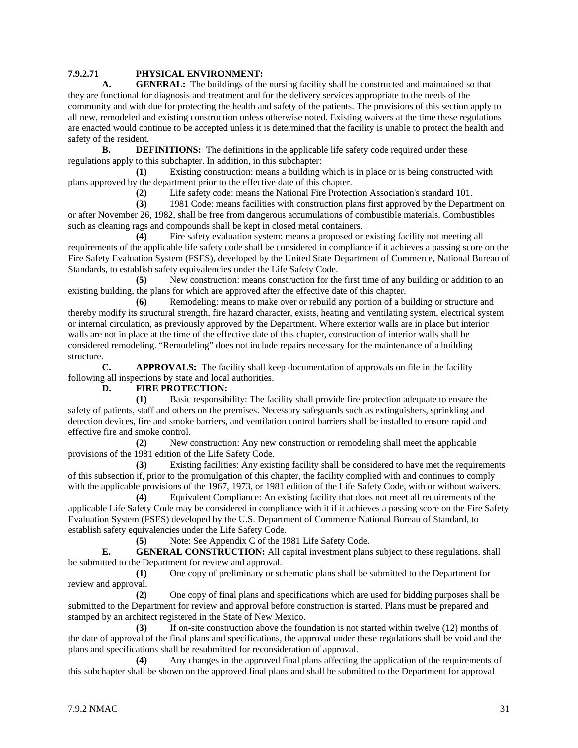**7.9.2.71 PHYSICAL ENVIRONMENT:**

**A. GENERAL:** The buildings of the nursing facility shall be constructed and maintained so that they are functional for diagnosis and treatment and for the delivery services appropriate to the needs of the community and with due for protecting the health and safety of the patients. The provisions of this section apply to all new, remodeled and existing construction unless otherwise noted. Existing waivers at the time these regulations are enacted would continue to be accepted unless it is determined that the facility is unable to protect the health and safety of the resident.

**B. DEFINITIONS:** The definitions in the applicable life safety code required under these regulations apply to this subchapter. In addition, in this subchapter:

**(1)** Existing construction: means a building which is in place or is being constructed with plans approved by the department prior to the effective date of this chapter.

**(2)** Life safety code: means the National Fire Protection Association's standard 101.

**(3)** 1981 Code: means facilities with construction plans first approved by the Department on or after November 26, 1982, shall be free from dangerous accumulations of combustible materials. Combustibles such as cleaning rags and compounds shall be kept in closed metal containers.

**(4)** Fire safety evaluation system: means a proposed or existing facility not meeting all requirements of the applicable life safety code shall be considered in compliance if it achieves a passing score on the Fire Safety Evaluation System (FSES), developed by the United State Department of Commerce, National Bureau of Standards, to establish safety equivalencies under the Life Safety Code.

**(5)** New construction: means construction for the first time of any building or addition to an existing building, the plans for which are approved after the effective date of this chapter.

**(6)** Remodeling: means to make over or rebuild any portion of a building or structure and thereby modify its structural strength, fire hazard character, exists, heating and ventilating system, electrical system or internal circulation, as previously approved by the Department. Where exterior walls are in place but interior walls are not in place at the time of the effective date of this chapter, construction of interior walls shall be considered remodeling. "Remodeling" does not include repairs necessary for the maintenance of a building structure.

**C. APPROVALS:** The facility shall keep documentation of approvals on file in the facility following all inspections by state and local authorities.

**D. FIRE PROTECTION:**

**(1)** Basic responsibility: The facility shall provide fire protection adequate to ensure the safety of patients, staff and others on the premises. Necessary safeguards such as extinguishers, sprinkling and detection devices, fire and smoke barriers, and ventilation control barriers shall be installed to ensure rapid and effective fire and smoke control.

**(2)** New construction: Any new construction or remodeling shall meet the applicable provisions of the 1981 edition of the Life Safety Code.

**(3)** Existing facilities: Any existing facility shall be considered to have met the requirements of this subsection if, prior to the promulgation of this chapter, the facility complied with and continues to comply with the applicable provisions of the 1967, 1973, or 1981 edition of the Life Safety Code, with or without waivers.

**(4)** Equivalent Compliance: An existing facility that does not meet all requirements of the applicable Life Safety Code may be considered in compliance with it if it achieves a passing score on the Fire Safety Evaluation System (FSES) developed by the U.S. Department of Commerce National Bureau of Standard, to establish safety equivalencies under the Life Safety Code.

**(5)** Note: See Appendix C of the 1981 Life Safety Code.

**E. GENERAL CONSTRUCTION:** All capital investment plans subject to these regulations, shall be submitted to the Department for review and approval.

**(1)** One copy of preliminary or schematic plans shall be submitted to the Department for review and approval.

**(2)** One copy of final plans and specifications which are used for bidding purposes shall be submitted to the Department for review and approval before construction is started. Plans must be prepared and stamped by an architect registered in the State of New Mexico.

**(3)** If on-site construction above the foundation is not started within twelve (12) months of the date of approval of the final plans and specifications, the approval under these regulations shall be void and the plans and specifications shall be resubmitted for reconsideration of approval.

**(4)** Any changes in the approved final plans affecting the application of the requirements of this subchapter shall be shown on the approved final plans and shall be submitted to the Department for approval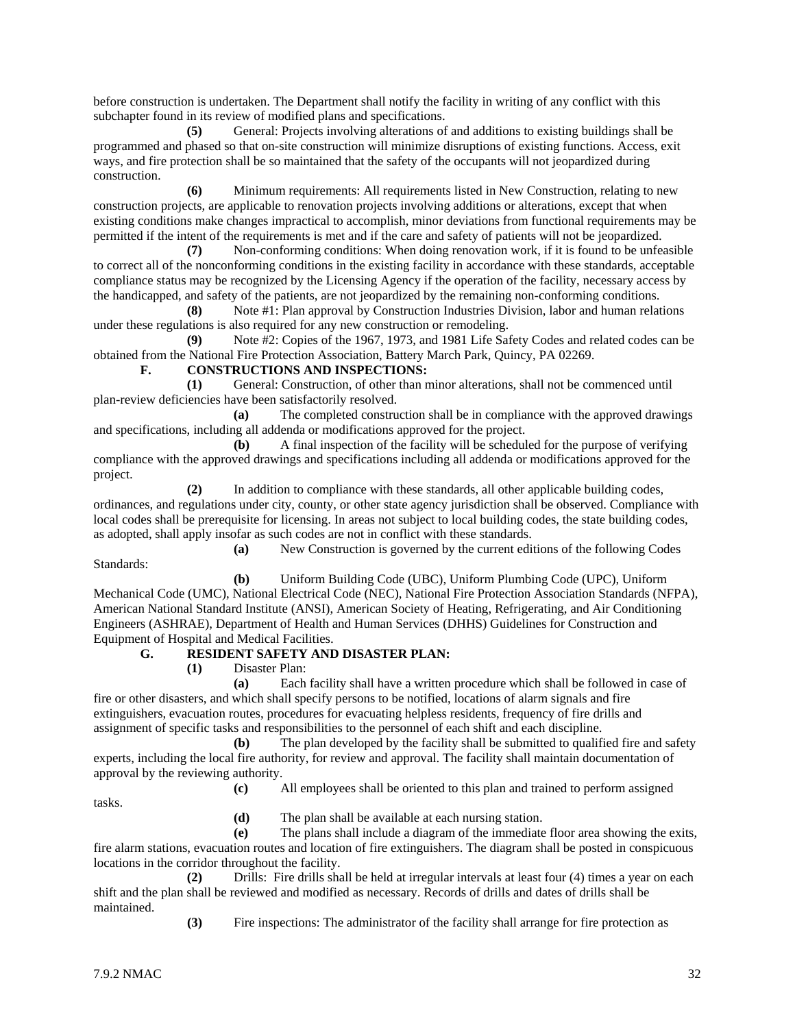before construction is undertaken. The Department shall notify the facility in writing of any conflict with this subchapter found in its review of modified plans and specifications.

**(5)** General: Projects involving alterations of and additions to existing buildings shall be programmed and phased so that on-site construction will minimize disruptions of existing functions. Access, exit ways, and fire protection shall be so maintained that the safety of the occupants will not jeopardized during construction.

**(6)** Minimum requirements: All requirements listed in New Construction, relating to new construction projects, are applicable to renovation projects involving additions or alterations, except that when existing conditions make changes impractical to accomplish, minor deviations from functional requirements may be permitted if the intent of the requirements is met and if the care and safety of patients will not be jeopardized.

**(7)** Non-conforming conditions: When doing renovation work, if it is found to be unfeasible to correct all of the nonconforming conditions in the existing facility in accordance with these standards, acceptable compliance status may be recognized by the Licensing Agency if the operation of the facility, necessary access by the handicapped, and safety of the patients, are not jeopardized by the remaining non-conforming conditions.

**(8)** Note #1: Plan approval by Construction Industries Division, labor and human relations under these regulations is also required for any new construction or remodeling.

**(9)** Note #2: Copies of the 1967, 1973, and 1981 Life Safety Codes and related codes can be obtained from the National Fire Protection Association, Battery March Park, Quincy, PA 02269.

**F. CONSTRUCTIONS AND INSPECTIONS:**

**(1)** General: Construction, of other than minor alterations, shall not be commenced until plan-review deficiencies have been satisfactorily resolved.

**(a)** The completed construction shall be in compliance with the approved drawings and specifications, including all addenda or modifications approved for the project.

**(b)** A final inspection of the facility will be scheduled for the purpose of verifying compliance with the approved drawings and specifications including all addenda or modifications approved for the project.

**(2)** In addition to compliance with these standards, all other applicable building codes, ordinances, and regulations under city, county, or other state agency jurisdiction shall be observed. Compliance with local codes shall be prerequisite for licensing. In areas not subject to local building codes, the state building codes, as adopted, shall apply insofar as such codes are not in conflict with these standards.

**(a)** New Construction is governed by the current editions of the following Codes Standards:

**(b)** Uniform Building Code (UBC), Uniform Plumbing Code (UPC), Uniform Mechanical Code (UMC), National Electrical Code (NEC), National Fire Protection Association Standards (NFPA), American National Standard Institute (ANSI), American Society of Heating, Refrigerating, and Air Conditioning Engineers (ASHRAE), Department of Health and Human Services (DHHS) Guidelines for Construction and Equipment of Hospital and Medical Facilities.

**G. RESIDENT SAFETY AND DISASTER PLAN:**

**(1)** Disaster Plan:

**(a)** Each facility shall have a written procedure which shall be followed in case of fire or other disasters, and which shall specify persons to be notified, locations of alarm signals and fire extinguishers, evacuation routes, procedures for evacuating helpless residents, frequency of fire drills and assignment of specific tasks and responsibilities to the personnel of each shift and each discipline.

**(b)** The plan developed by the facility shall be submitted to qualified fire and safety experts, including the local fire authority, for review and approval. The facility shall maintain documentation of approval by the reviewing authority.

**(c)** All employees shall be oriented to this plan and trained to perform assigned tasks.

**(d)** The plan shall be available at each nursing station.

**(e)** The plans shall include a diagram of the immediate floor area showing the exits, fire alarm stations, evacuation routes and location of fire extinguishers. The diagram shall be posted in conspicuous locations in the corridor throughout the facility.

**(2)** Drills: Fire drills shall be held at irregular intervals at least four (4) times a year on each shift and the plan shall be reviewed and modified as necessary. Records of drills and dates of drills shall be maintained.

**(3)** Fire inspections: The administrator of the facility shall arrange for fire protection as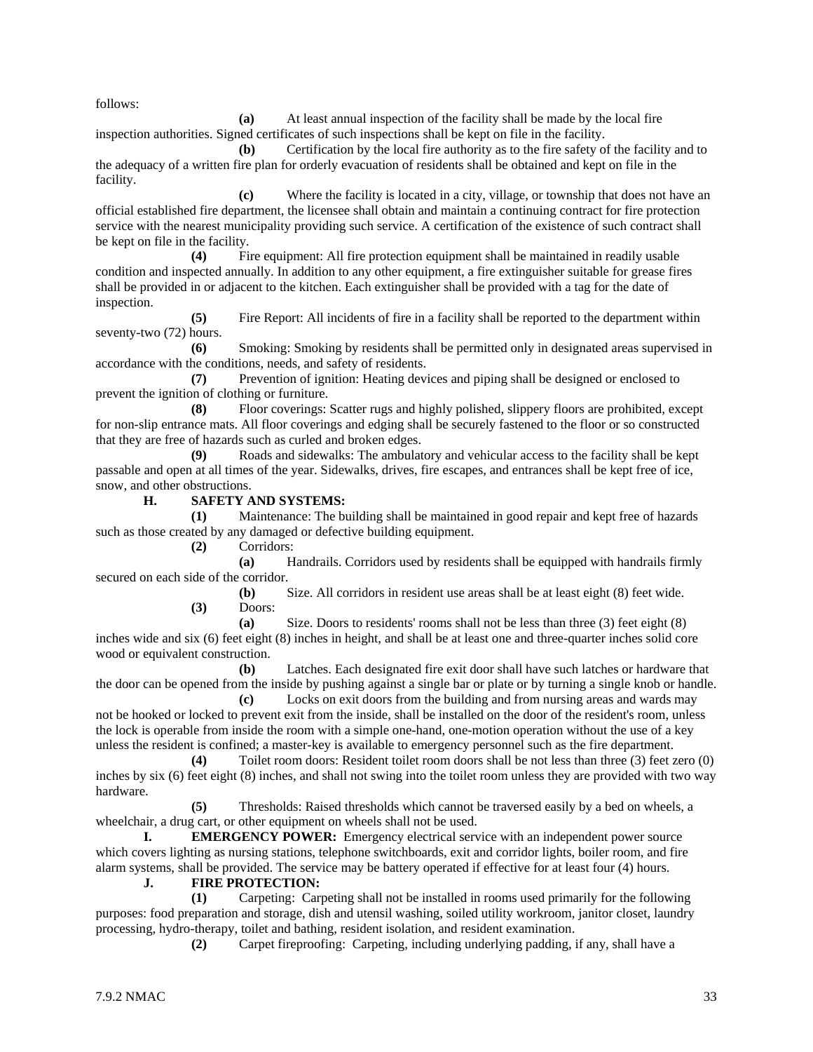follows:

**(a)** At least annual inspection of the facility shall be made by the local fire inspection authorities. Signed certificates of such inspections shall be kept on file in the facility.

**(b)** Certification by the local fire authority as to the fire safety of the facility and to the adequacy of a written fire plan for orderly evacuation of residents shall be obtained and kept on file in the facility.

**(c)** Where the facility is located in a city, village, or township that does not have an official established fire department, the licensee shall obtain and maintain a continuing contract for fire protection service with the nearest municipality providing such service. A certification of the existence of such contract shall be kept on file in the facility.

**(4)** Fire equipment: All fire protection equipment shall be maintained in readily usable condition and inspected annually. In addition to any other equipment, a fire extinguisher suitable for grease fires shall be provided in or adjacent to the kitchen. Each extinguisher shall be provided with a tag for the date of inspection.

**(5)** Fire Report: All incidents of fire in a facility shall be reported to the department within seventy-two (72) hours.

**(6)** Smoking: Smoking by residents shall be permitted only in designated areas supervised in accordance with the conditions, needs, and safety of residents.

**(7)** Prevention of ignition: Heating devices and piping shall be designed or enclosed to prevent the ignition of clothing or furniture.

**(8)** Floor coverings: Scatter rugs and highly polished, slippery floors are prohibited, except for non-slip entrance mats. All floor coverings and edging shall be securely fastened to the floor or so constructed that they are free of hazards such as curled and broken edges.

**(9)** Roads and sidewalks: The ambulatory and vehicular access to the facility shall be kept passable and open at all times of the year. Sidewalks, drives, fire escapes, and entrances shall be kept free of ice, snow, and other obstructions.

**H. SAFETY AND SYSTEMS:**

**(1)** Maintenance: The building shall be maintained in good repair and kept free of hazards such as those created by any damaged or defective building equipment.

**(2)** Corridors:

**(a)** Handrails. Corridors used by residents shall be equipped with handrails firmly secured on each side of the corridor.

**(b)** Size. All corridors in resident use areas shall be at least eight (8) feet wide.

**(3)** Doors:

**(a)** Size. Doors to residents' rooms shall not be less than three (3) feet eight (8) inches wide and six (6) feet eight (8) inches in height, and shall be at least one and three-quarter inches solid core wood or equivalent construction.

**(b)** Latches. Each designated fire exit door shall have such latches or hardware that the door can be opened from the inside by pushing against a single bar or plate or by turning a single knob or handle.

**(c)** Locks on exit doors from the building and from nursing areas and wards may not be hooked or locked to prevent exit from the inside, shall be installed on the door of the resident's room, unless the lock is operable from inside the room with a simple one-hand, one-motion operation without the use of a key unless the resident is confined; a master-key is available to emergency personnel such as the fire department.

**(4)** Toilet room doors: Resident toilet room doors shall be not less than three (3) feet zero (0) inches by six (6) feet eight (8) inches, and shall not swing into the toilet room unless they are provided with two way hardware.

**(5)** Thresholds: Raised thresholds which cannot be traversed easily by a bed on wheels, a wheelchair, a drug cart, or other equipment on wheels shall not be used.

**I. EMERGENCY POWER:** Emergency electrical service with an independent power source which covers lighting as nursing stations, telephone switchboards, exit and corridor lights, boiler room, and fire alarm systems, shall be provided. The service may be battery operated if effective for at least four (4) hours.

**J. FIRE PROTECTION:**

**(1)** Carpeting: Carpeting shall not be installed in rooms used primarily for the following purposes: food preparation and storage, dish and utensil washing, soiled utility workroom, janitor closet, laundry processing, hydro-therapy, toilet and bathing, resident isolation, and resident examination.

**(2)** Carpet fireproofing: Carpeting, including underlying padding, if any, shall have a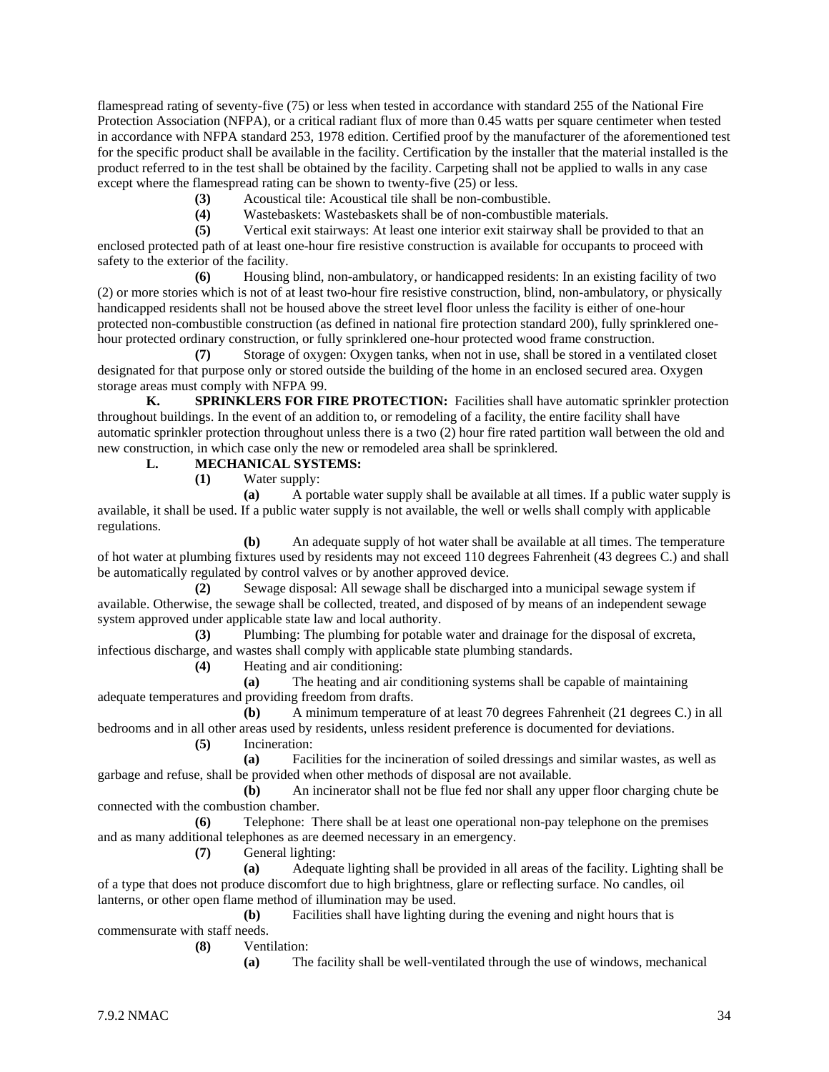flamespread rating of seventy-five (75) or less when tested in accordance with standard 255 of the National Fire Protection Association (NFPA), or a critical radiant flux of more than 0.45 watts per square centimeter when tested in accordance with NFPA standard 253, 1978 edition. Certified proof by the manufacturer of the aforementioned test for the specific product shall be available in the facility. Certification by the installer that the material installed is the product referred to in the test shall be obtained by the facility. Carpeting shall not be applied to walls in any case except where the flamespread rating can be shown to twenty-five (25) or less.

**(3)** Acoustical tile: Acoustical tile shall be non-combustible.

**(4)** Wastebaskets: Wastebaskets shall be of non-combustible materials.

**(5)** Vertical exit stairways: At least one interior exit stairway shall be provided to that an enclosed protected path of at least one-hour fire resistive construction is available for occupants to proceed with safety to the exterior of the facility.

**(6)** Housing blind, non-ambulatory, or handicapped residents: In an existing facility of two (2) or more stories which is not of at least two-hour fire resistive construction, blind, non-ambulatory, or physically handicapped residents shall not be housed above the street level floor unless the facility is either of one-hour protected non-combustible construction (as defined in national fire protection standard 200), fully sprinklered one-hour protected ordinary construction, or fully sprinklered one-hour protected wood frame construction.

**(7)** Storage of oxygen: Oxygen tanks, when not in use, shall be stored in a ventilated closet designated for that purpose only or stored outside the building of the home in an enclosed secured area. Oxygen storage areas must comply with NFPA 99.

**K. SPRINKLERS FOR FIRE PROTECTION:** Facilities shall have automatic sprinkler protection throughout buildings. In the event of an addition to, or remodeling of a facility, the entire facility shall have automatic sprinkler protection throughout unless there is a two (2) hour fire rated partition wall between the old and new construction, in which case only the new or remodeled area shall be sprinklered.

**L. MECHANICAL SYSTEMS:**

**(1)** Water supply:

**(a)** A portable water supply shall be available at all times. If a public water supply is available, it shall be used. If a public water supply is not available, the well or wells shall comply with applicable regulations.

**(b)** An adequate supply of hot water shall be available at all times. The temperature of hot water at plumbing fixtures used by residents may not exceed 110 degrees Fahrenheit (43 degrees C.) and shall be automatically regulated by control valves or by another approved device.

**(2)** Sewage disposal: All sewage shall be discharged into a municipal sewage system if available. Otherwise, the sewage shall be collected, treated, and disposed of by means of an independent sewage system approved under applicable state law and local authority.

**(3)** Plumbing: The plumbing for potable water and drainage for the disposal of excreta, infectious discharge, and wastes shall comply with applicable state plumbing standards.

**(4)** Heating and air conditioning:

**(a)** The heating and air conditioning systems shall be capable of maintaining adequate temperatures and providing freedom from drafts.

**(b)** A minimum temperature of at least 70 degrees Fahrenheit (21 degrees C.) in all bedrooms and in all other areas used by residents, unless resident preference is documented for deviations.

**(5)** Incineration:

**(a)** Facilities for the incineration of soiled dressings and similar wastes, as well as garbage and refuse, shall be provided when other methods of disposal are not available.

**(b)** An incinerator shall not be flue fed nor shall any upper floor charging chute be connected with the combustion chamber.

**(6)** Telephone: There shall be at least one operational non-pay telephone on the premises and as many additional telephones as are deemed necessary in an emergency.

**(7)** General lighting:

**(a)** Adequate lighting shall be provided in all areas of the facility. Lighting shall be of a type that does not produce discomfort due to high brightness, glare or reflecting surface. No candles, oil lanterns, or other open flame method of illumination may be used.

**(b)** Facilities shall have lighting during the evening and night hours that is commensurate with staff needs.

**(8)** Ventilation:

**(a)** The facility shall be well-ventilated through the use of windows, mechanical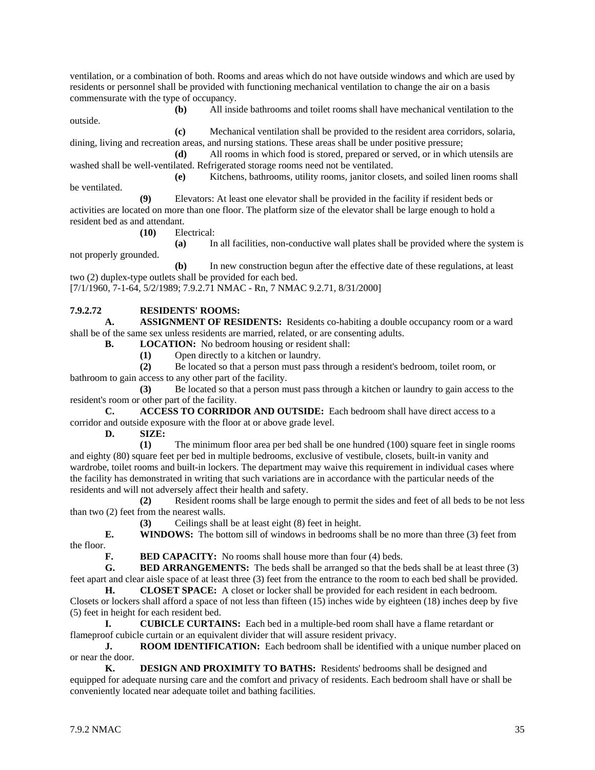ventilation, or a combination of both. Rooms and areas which do not have outside windows and which are used by residents or personnel shall be provided with functioning mechanical ventilation to change the air on a basis commensurate with the type of occupancy.

**(b)** All inside bathrooms and toilet rooms shall have mechanical ventilation to the outside.

**(c)** Mechanical ventilation shall be provided to the resident area corridors, solaria, dining, living and recreation areas, and nursing stations. These areas shall be under positive pressure;

**(d)** All rooms in which food is stored, prepared or served, or in which utensils are washed shall be well-ventilated. Refrigerated storage rooms need not be ventilated.

**(e)** Kitchens, bathrooms, utility rooms, janitor closets, and soiled linen rooms shall be ventilated.

**(9)** Elevators: At least one elevator shall be provided in the facility if resident beds or activities are located on more than one floor. The platform size of the elevator shall be large enough to hold a resident bed as and attendant.

**(10)** Electrical:

**(a)** In all facilities, non-conductive wall plates shall be provided where the system is not properly grounded.

**(b)** In new construction begun after the effective date of these regulations, at least two (2) duplex-type outlets shall be provided for each bed.

[7/1/1960, 7-1-64, 5/2/1989; 7.9.2.71 NMAC - Rn, 7 NMAC 9.2.71, 8/31/2000]

**7.9.2.72 RESIDENTS' ROOMS:**

**A. ASSIGNMENT OF RESIDENTS:** Residents co-habiting a double occupancy room or a ward shall be of the same sex unless residents are married, related, or are consenting adults.

**B. LOCATION:** No bedroom housing or resident shall:

**(1)** Open directly to a kitchen or laundry.

**(2)** Be located so that a person must pass through a resident's bedroom, toilet room, or bathroom to gain access to any other part of the facility.

**(3)** Be located so that a person must pass through a kitchen or laundry to gain access to the resident's room or other part of the facility.

**C. ACCESS TO CORRIDOR AND OUTSIDE:** Each bedroom shall have direct access to a corridor and outside exposure with the floor at or above grade level.

**D. SIZE:**

**(1)** The minimum floor area per bed shall be one hundred (100) square feet in single rooms and eighty (80) square feet per bed in multiple bedrooms, exclusive of vestibule, closets, built-in vanity and wardrobe, toilet rooms and built-in lockers. The department may waive this requirement in individual cases where the facility has demonstrated in writing that such variations are in accordance with the particular needs of the residents and will not adversely affect their health and safety.

**(2)** Resident rooms shall be large enough to permit the sides and feet of all beds to be not less than two (2) feet from the nearest walls.

**(3)** Ceilings shall be at least eight (8) feet in height.

**E. WINDOWS:** The bottom sill of windows in bedrooms shall be no more than three (3) feet from the floor.

**F. BED CAPACITY:** No rooms shall house more than four (4) beds.

**G. BED ARRANGEMENTS:** The beds shall be arranged so that the beds shall be at least three (3) feet apart and clear aisle space of at least three (3) feet from the entrance to the room to each bed shall be provided.

**H. CLOSET SPACE:** A closet or locker shall be provided for each resident in each bedroom. Closets or lockers shall afford a space of not less than fifteen (15) inches wide by eighteen (18) inches deep by five (5) feet in height for each resident bed.

**I. CUBICLE CURTAINS:** Each bed in a multiple-bed room shall have a flame retardant or flameproof cubicle curtain or an equivalent divider that will assure resident privacy.

**J. ROOM IDENTIFICATION:** Each bedroom shall be identified with a unique number placed on or near the door.

**K. DESIGN AND PROXIMITY TO BATHS:** Residents' bedrooms shall be designed and equipped for adequate nursing care and the comfort and privacy of residents. Each bedroom shall have or shall be conveniently located near adequate toilet and bathing facilities.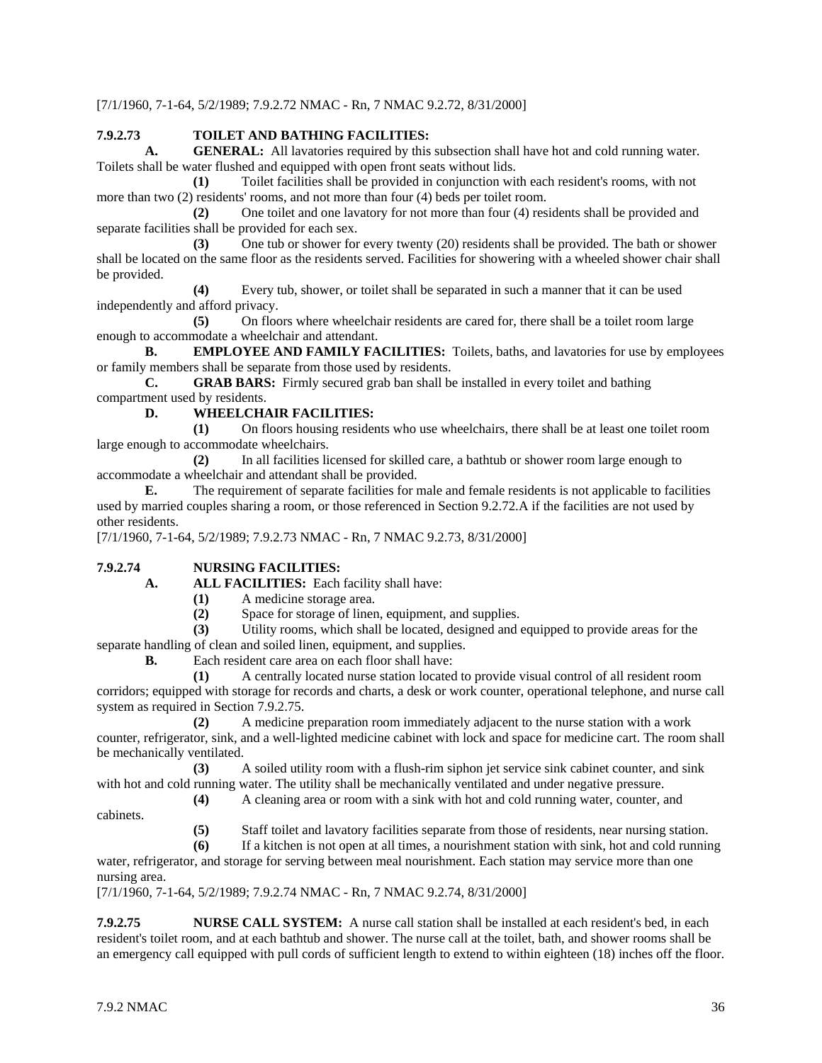[7/1/1960, 7-1-64, 5/2/1989; 7.9.2.72 NMAC - Rn, 7 NMAC 9.2.72, 8/31/2000]

**7.9.2.73 TOILET AND BATHING FACILITIES:**

**A. GENERAL:** All lavatories required by this subsection shall have hot and cold running water. Toilets shall be water flushed and equipped with open front seats without lids.

**(1)** Toilet facilities shall be provided in conjunction with each resident's rooms, with not more than two (2) residents' rooms, and not more than four (4) beds per toilet room.

**(2)** One toilet and one lavatory for not more than four (4) residents shall be provided and separate facilities shall be provided for each sex.

**(3)** One tub or shower for every twenty (20) residents shall be provided. The bath or shower shall be located on the same floor as the residents served. Facilities for showering with a wheeled shower chair shall be provided.

**(4)** Every tub, shower, or toilet shall be separated in such a manner that it can be used independently and afford privacy.

**(5)** On floors where wheelchair residents are cared for, there shall be a toilet room large enough to accommodate a wheelchair and attendant.

**B. EMPLOYEE AND FAMILY FACILITIES:** Toilets, baths, and lavatories for use by employees or family members shall be separate from those used by residents.

**C. GRAB BARS:** Firmly secured grab ban shall be installed in every toilet and bathing compartment used by residents.

**D. WHEELCHAIR FACILITIES:**

**(1)** On floors housing residents who use wheelchairs, there shall be at least one toilet room large enough to accommodate wheelchairs.

**(2)** In all facilities licensed for skilled care, a bathtub or shower room large enough to accommodate a wheelchair and attendant shall be provided.

**E.** The requirement of separate facilities for male and female residents is not applicable to facilities used by married couples sharing a room, or those referenced in Section 9.2.72.A if the facilities are not used by other residents.

[7/1/1960, 7-1-64, 5/2/1989; 7.9.2.73 NMAC - Rn, 7 NMAC 9.2.73, 8/31/2000]

**7.9.2.74 NURSING FACILITIES:**

**A. ALL FACILITIES:** Each facility shall have:

**(1)** A medicine storage area.

**(2)** Space for storage of linen, equipment, and supplies.

**(3)** Utility rooms, which shall be located, designed and equipped to provide areas for the separate handling of clean and soiled linen, equipment, and supplies.

**B.** Each resident care area on each floor shall have:

**(1)** A centrally located nurse station located to provide visual control of all resident room corridors; equipped with storage for records and charts, a desk or work counter, operational telephone, and nurse call system as required in Section 7.9.2.75.

**(2)** A medicine preparation room immediately adjacent to the nurse station with a work counter, refrigerator, sink, and a well-lighted medicine cabinet with lock and space for medicine cart. The room shall be mechanically ventilated.

**(3)** A soiled utility room with a flush-rim siphon jet service sink cabinet counter, and sink with hot and cold running water. The utility shall be mechanically ventilated and under negative pressure.

**(4)** A cleaning area or room with a sink with hot and cold running water, counter, and cabinets.

**(5)** Staff toilet and lavatory facilities separate from those of residents, near nursing station.

**(6)** If a kitchen is not open at all times, a nourishment station with sink, hot and cold running water, refrigerator, and storage for serving between meal nourishment. Each station may service more than one nursing area.

[7/1/1960, 7-1-64, 5/2/1989; 7.9.2.74 NMAC - Rn, 7 NMAC 9.2.74, 8/31/2000]

**7.9.2.75 NURSE CALL SYSTEM:** A nurse call station shall be installed at each resident's bed, in each resident's toilet room, and at each bathtub and shower. The nurse call at the toilet, bath, and shower rooms shall be an emergency call equipped with pull cords of sufficient length to extend to within eighteen (18) inches off the floor.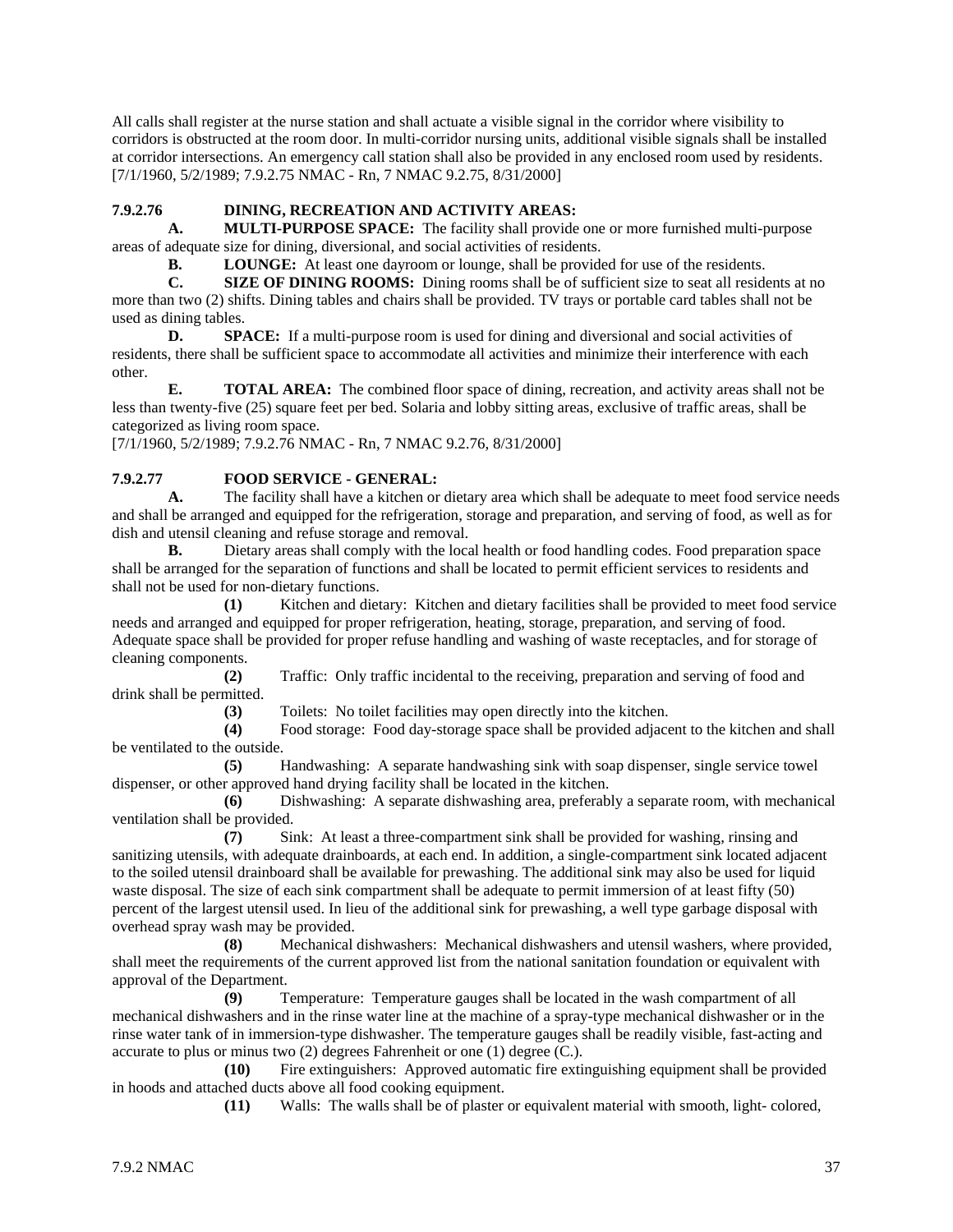All calls shall register at the nurse station and shall actuate a visible signal in the corridor where visibility to corridors is obstructed at the room door. In multi-corridor nursing units, additional visible signals shall be installed at corridor intersections. An emergency call station shall also be provided in any enclosed room used by residents.
[7/1/1960, 5/2/1989; 7.9.2.75 NMAC - Rn, 7 NMAC 9.2.75, 8/31/2000]

**7.9.2.76 DINING, RECREATION AND ACTIVITY AREAS:**

**A. MULTI-PURPOSE SPACE:** The facility shall provide one or more furnished multi-purpose areas of adequate size for dining, diversional, and social activities of residents.

**B. LOUNGE:** At least one dayroom or lounge, shall be provided for use of the residents.

**C. SIZE OF DINING ROOMS:** Dining rooms shall be of sufficient size to seat all residents at no more than two (2) shifts. Dining tables and chairs shall be provided. TV trays or portable card tables shall not be used as dining tables.

**D. SPACE:** If a multi-purpose room is used for dining and diversional and social activities of residents, there shall be sufficient space to accommodate all activities and minimize their interference with each other.

**E. TOTAL AREA:** The combined floor space of dining, recreation, and activity areas shall not be less than twenty-five (25) square feet per bed. Solaria and lobby sitting areas, exclusive of traffic areas, shall be categorized as living room space.
[7/1/1960, 5/2/1989; 7.9.2.76 NMAC - Rn, 7 NMAC 9.2.76, 8/31/2000]

**7.9.2.77 FOOD SERVICE - GENERAL:**

**A.** The facility shall have a kitchen or dietary area which shall be adequate to meet food service needs and shall be arranged and equipped for the refrigeration, storage and preparation, and serving of food, as well as for dish and utensil cleaning and refuse storage and removal.

**B.** Dietary areas shall comply with the local health or food handling codes. Food preparation space shall be arranged for the separation of functions and shall be located to permit efficient services to residents and shall not be used for non-dietary functions.

**(1)** Kitchen and dietary: Kitchen and dietary facilities shall be provided to meet food service needs and arranged and equipped for proper refrigeration, heating, storage, preparation, and serving of food. Adequate space shall be provided for proper refuse handling and washing of waste receptacles, and for storage of cleaning components.

**(2)** Traffic: Only traffic incidental to the receiving, preparation and serving of food and drink shall be permitted.

**(3)** Toilets: No toilet facilities may open directly into the kitchen.

**(4)** Food storage: Food day-storage space shall be provided adjacent to the kitchen and shall be ventilated to the outside.

**(5)** Handwashing: A separate handwashing sink with soap dispenser, single service towel dispenser, or other approved hand drying facility shall be located in the kitchen.

**(6)** Dishwashing: A separate dishwashing area, preferably a separate room, with mechanical ventilation shall be provided.

**(7)** Sink: At least a three-compartment sink shall be provided for washing, rinsing and sanitizing utensils, with adequate drainboards, at each end. In addition, a single-compartment sink located adjacent to the soiled utensil drainboard shall be available for prewashing. The additional sink may also be used for liquid waste disposal. The size of each sink compartment shall be adequate to permit immersion of at least fifty (50) percent of the largest utensil used. In lieu of the additional sink for prewashing, a well type garbage disposal with overhead spray wash may be provided.

**(8)** Mechanical dishwashers: Mechanical dishwashers and utensil washers, where provided, shall meet the requirements of the current approved list from the national sanitation foundation or equivalent with approval of the Department.

**(9)** Temperature: Temperature gauges shall be located in the wash compartment of all mechanical dishwashers and in the rinse water line at the machine of a spray-type mechanical dishwasher or in the rinse water tank of in immersion-type dishwasher. The temperature gauges shall be readily visible, fast-acting and accurate to plus or minus two (2) degrees Fahrenheit or one (1) degree (C.).

**(10)** Fire extinguishers: Approved automatic fire extinguishing equipment shall be provided in hoods and attached ducts above all food cooking equipment.

**(11)** Walls: The walls shall be of plaster or equivalent material with smooth, light- colored,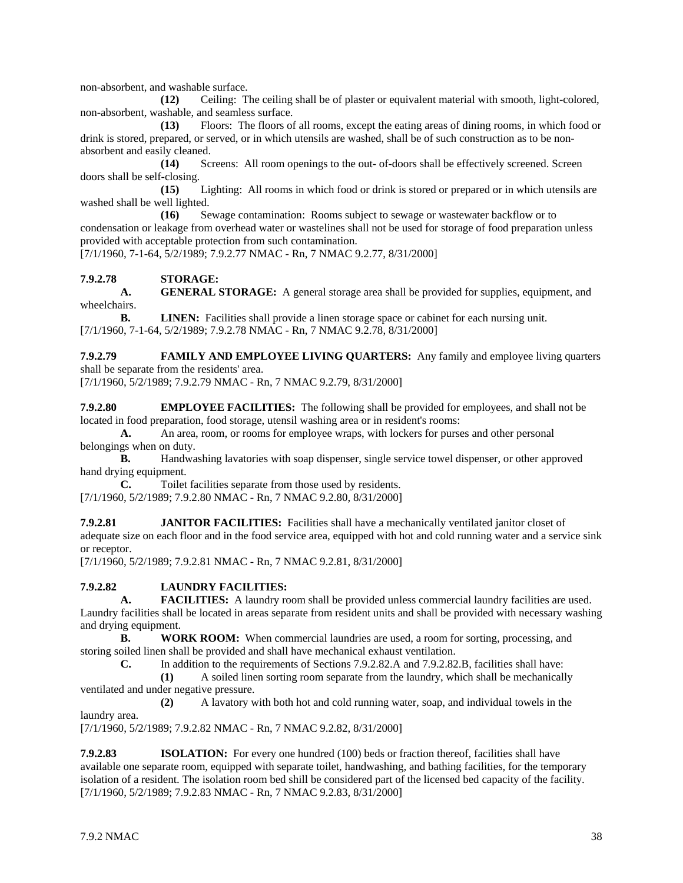non-absorbent, and washable surface.

**(12)** Ceiling: The ceiling shall be of plaster or equivalent material with smooth, light-colored, non-absorbent, washable, and seamless surface.

**(13)** Floors: The floors of all rooms, except the eating areas of dining rooms, in which food or drink is stored, prepared, or served, or in which utensils are washed, shall be of such construction as to be non-absorbent and easily cleaned.

**(14)** Screens: All room openings to the out- of-doors shall be effectively screened. Screen doors shall be self-closing.

**(15)** Lighting: All rooms in which food or drink is stored or prepared or in which utensils are washed shall be well lighted.

**(16)** Sewage contamination: Rooms subject to sewage or wastewater backflow or to condensation or leakage from overhead water or wastelines shall not be used for storage of food preparation unless provided with acceptable protection from such contamination.

[7/1/1960, 7-1-64, 5/2/1989; 7.9.2.77 NMAC - Rn, 7 NMAC 9.2.77, 8/31/2000]

**7.9.2.78 STORAGE:**

**A. GENERAL STORAGE:** A general storage area shall be provided for supplies, equipment, and wheelchairs.

**B. LINEN:** Facilities shall provide a linen storage space or cabinet for each nursing unit.

[7/1/1960, 7-1-64, 5/2/1989; 7.9.2.78 NMAC - Rn, 7 NMAC 9.2.78, 8/31/2000]

**7.9.2.79 FAMILY AND EMPLOYEE LIVING QUARTERS:** Any family and employee living quarters shall be separate from the residents' area.

[7/1/1960, 5/2/1989; 7.9.2.79 NMAC - Rn, 7 NMAC 9.2.79, 8/31/2000]

**7.9.2.80 EMPLOYEE FACILITIES:** The following shall be provided for employees, and shall not be located in food preparation, food storage, utensil washing area or in resident's rooms:

**A.** An area, room, or rooms for employee wraps, with lockers for purses and other personal belongings when on duty.

**B.** Handwashing lavatories with soap dispenser, single service towel dispenser, or other approved hand drying equipment.

**C.** Toilet facilities separate from those used by residents.

[7/1/1960, 5/2/1989; 7.9.2.80 NMAC - Rn, 7 NMAC 9.2.80, 8/31/2000]

**7.9.2.81 JANITOR FACILITIES:** Facilities shall have a mechanically ventilated janitor closet of adequate size on each floor and in the food service area, equipped with hot and cold running water and a service sink or receptor.

[7/1/1960, 5/2/1989; 7.9.2.81 NMAC - Rn, 7 NMAC 9.2.81, 8/31/2000]

**7.9.2.82 LAUNDRY FACILITIES:**

**A. FACILITIES:** A laundry room shall be provided unless commercial laundry facilities are used. Laundry facilities shall be located in areas separate from resident units and shall be provided with necessary washing and drying equipment.

**B. WORK ROOM:** When commercial laundries are used, a room for sorting, processing, and storing soiled linen shall be provided and shall have mechanical exhaust ventilation.

**C.** In addition to the requirements of Sections 7.9.2.82.A and 7.9.2.82.B, facilities shall have:

**(1)** A soiled linen sorting room separate from the laundry, which shall be mechanically ventilated and under negative pressure.

**(2)** A lavatory with both hot and cold running water, soap, and individual towels in the laundry area.

[7/1/1960, 5/2/1989; 7.9.2.82 NMAC - Rn, 7 NMAC 9.2.82, 8/31/2000]

**7.9.2.83 ISOLATION:** For every one hundred (100) beds or fraction thereof, facilities shall have available one separate room, equipped with separate toilet, handwashing, and bathing facilities, for the temporary isolation of a resident. The isolation room bed shill be considered part of the licensed bed capacity of the facility.

[7/1/1960, 5/2/1989; 7.9.2.83 NMAC - Rn, 7 NMAC 9.2.83, 8/31/2000]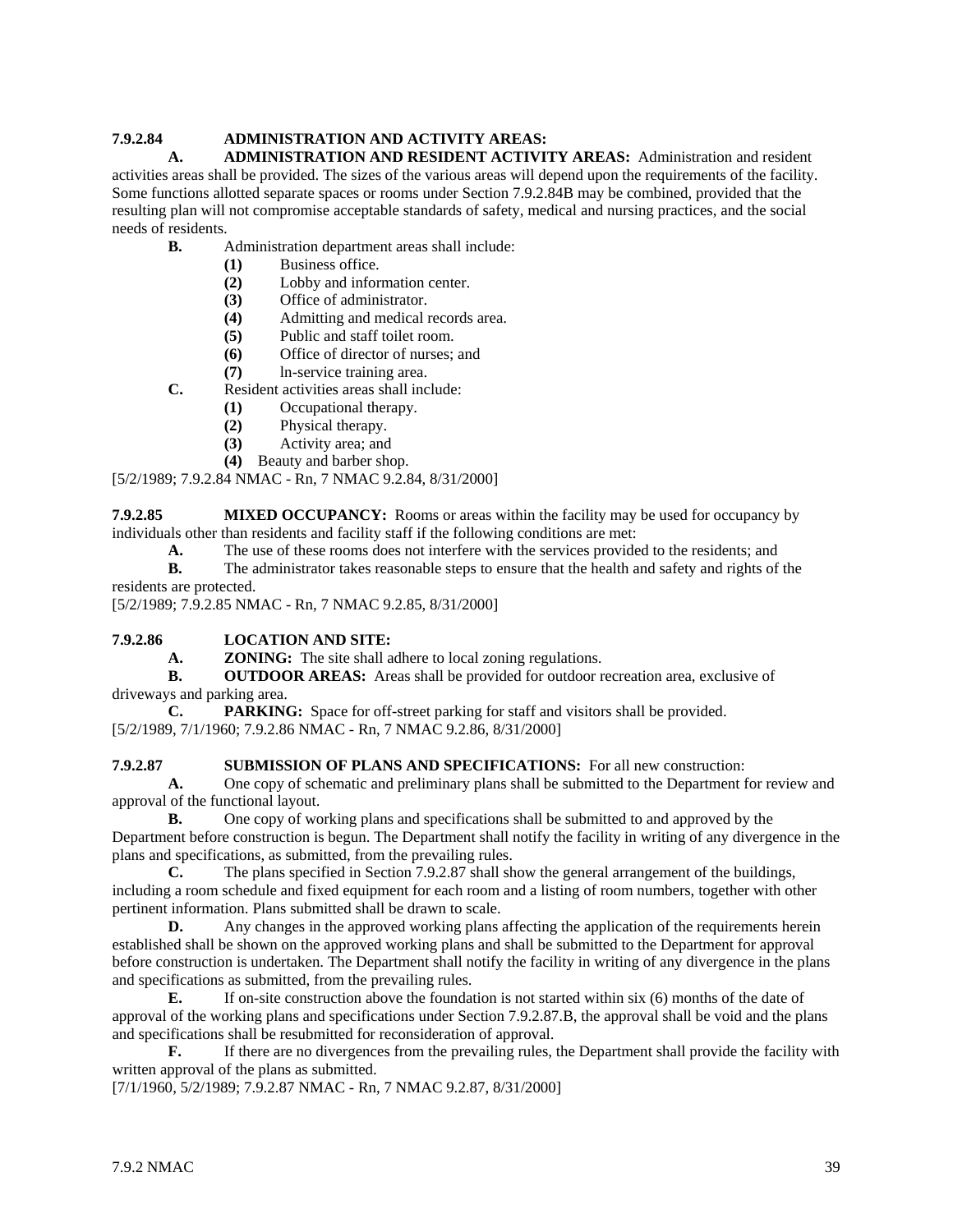**7.9.2.84 ADMINISTRATION AND ACTIVITY AREAS:**

**A. ADMINISTRATION AND RESIDENT ACTIVITY AREAS:** Administration and resident activities areas shall be provided. The sizes of the various areas will depend upon the requirements of the facility. Some functions allotted separate spaces or rooms under Section 7.9.2.84B may be combined, provided that the resulting plan will not compromise acceptable standards of safety, medical and nursing practices, and the social needs of residents.

**B.** Administration department areas shall include:

**(1)** Business office.
**(2)** Lobby and information center.
**(3)** Office of administrator.
**(4)** Admitting and medical records area.
**(5)** Public and staff toilet room.
**(6)** Office of director of nurses; and
**(7)** ln-service training area.

**C.** Resident activities areas shall include:

**(1)** Occupational therapy.
**(2)** Physical therapy.
**(3)** Activity area; and
**(4)** Beauty and barber shop.

[5/2/1989; 7.9.2.84 NMAC - Rn, 7 NMAC 9.2.84, 8/31/2000]

**7.9.2.85 MIXED OCCUPANCY:** Rooms or areas within the facility may be used for occupancy by individuals other than residents and facility staff if the following conditions are met:

**A.** The use of these rooms does not interfere with the services provided to the residents; and

**B.** The administrator takes reasonable steps to ensure that the health and safety and rights of the residents are protected.

[5/2/1989; 7.9.2.85 NMAC - Rn, 7 NMAC 9.2.85, 8/31/2000]

**7.9.2.86 LOCATION AND SITE:**

**A. ZONING:** The site shall adhere to local zoning regulations.

**B. OUTDOOR AREAS:** Areas shall be provided for outdoor recreation area, exclusive of driveways and parking area.

**C. PARKING:** Space for off-street parking for staff and visitors shall be provided.

[5/2/1989, 7/1/1960; 7.9.2.86 NMAC - Rn, 7 NMAC 9.2.86, 8/31/2000]

**7.9.2.87 SUBMISSION OF PLANS AND SPECIFICATIONS:** For all new construction:

**A.** One copy of schematic and preliminary plans shall be submitted to the Department for review and approval of the functional layout.

**B.** One copy of working plans and specifications shall be submitted to and approved by the Department before construction is begun. The Department shall notify the facility in writing of any divergence in the plans and specifications, as submitted, from the prevailing rules.

**C.** The plans specified in Section 7.9.2.87 shall show the general arrangement of the buildings, including a room schedule and fixed equipment for each room and a listing of room numbers, together with other pertinent information. Plans submitted shall be drawn to scale.

**D.** Any changes in the approved working plans affecting the application of the requirements herein established shall be shown on the approved working plans and shall be submitted to the Department for approval before construction is undertaken. The Department shall notify the facility in writing of any divergence in the plans and specifications as submitted, from the prevailing rules.

**E.** If on-site construction above the foundation is not started within six (6) months of the date of approval of the working plans and specifications under Section 7.9.2.87.B, the approval shall be void and the plans and specifications shall be resubmitted for reconsideration of approval.

**F.** If there are no divergences from the prevailing rules, the Department shall provide the facility with written approval of the plans as submitted.

[7/1/1960, 5/2/1989; 7.9.2.87 NMAC - Rn, 7 NMAC 9.2.87, 8/31/2000]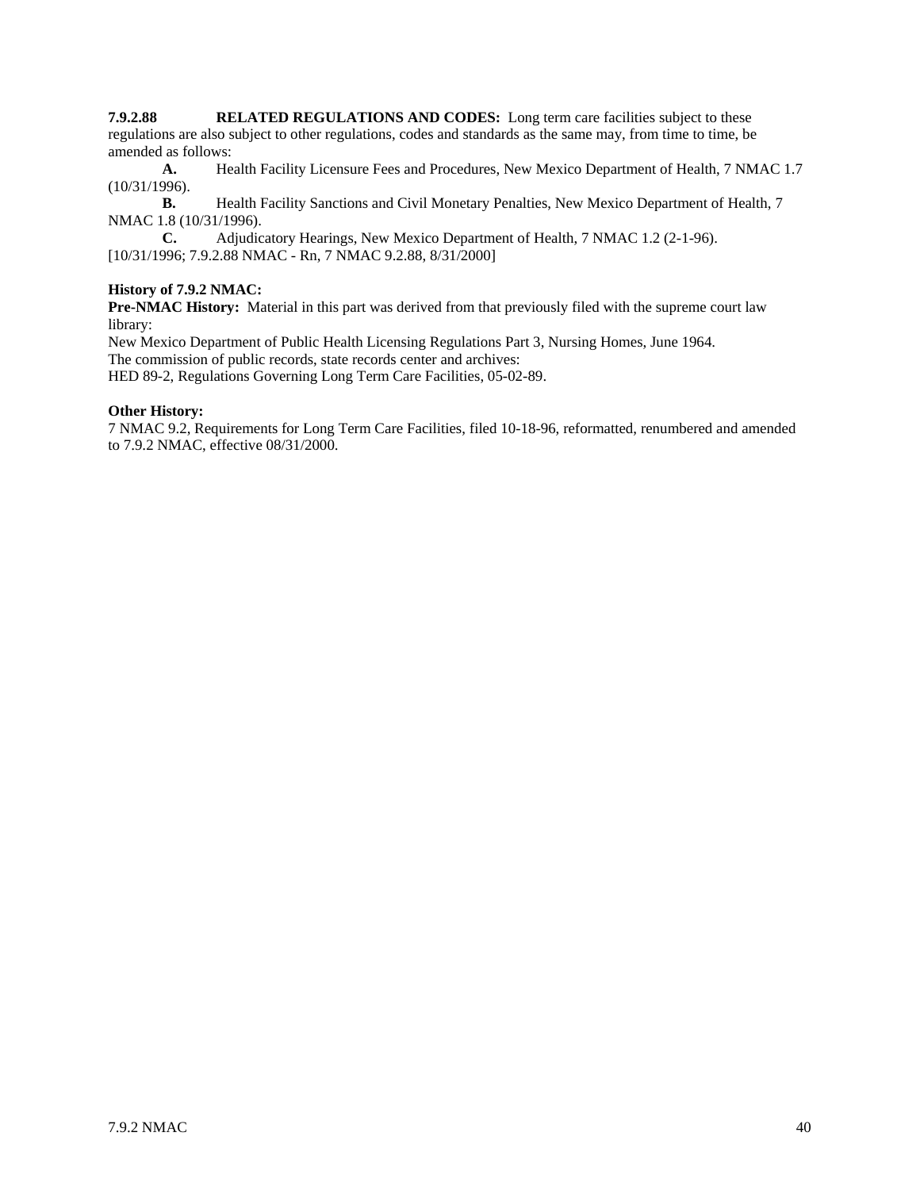**7.9.2.88 RELATED REGULATIONS AND CODES:** Long term care facilities subject to these regulations are also subject to other regulations, codes and standards as the same may, from time to time, be amended as follows:

**A.** Health Facility Licensure Fees and Procedures, New Mexico Department of Health, 7 NMAC 1.7 (10/31/1996).

**B.** Health Facility Sanctions and Civil Monetary Penalties, New Mexico Department of Health, 7 NMAC 1.8 (10/31/1996).

**C.** Adjudicatory Hearings, New Mexico Department of Health, 7 NMAC 1.2 (2-1-96).

[10/31/1996; 7.9.2.88 NMAC - Rn, 7 NMAC 9.2.88, 8/31/2000]

**History of 7.9.2 NMAC:**

**Pre-NMAC History:** Material in this part was derived from that previously filed with the supreme court law library:

New Mexico Department of Public Health Licensing Regulations Part 3, Nursing Homes, June 1964.

The commission of public records, state records center and archives:

HED 89-2, Regulations Governing Long Term Care Facilities, 05-02-89.

**Other History:**

7 NMAC 9.2, Requirements for Long Term Care Facilities, filed 10-18-96, reformatted, renumbered and amended to 7.9.2 NMAC, effective 08/31/2000.